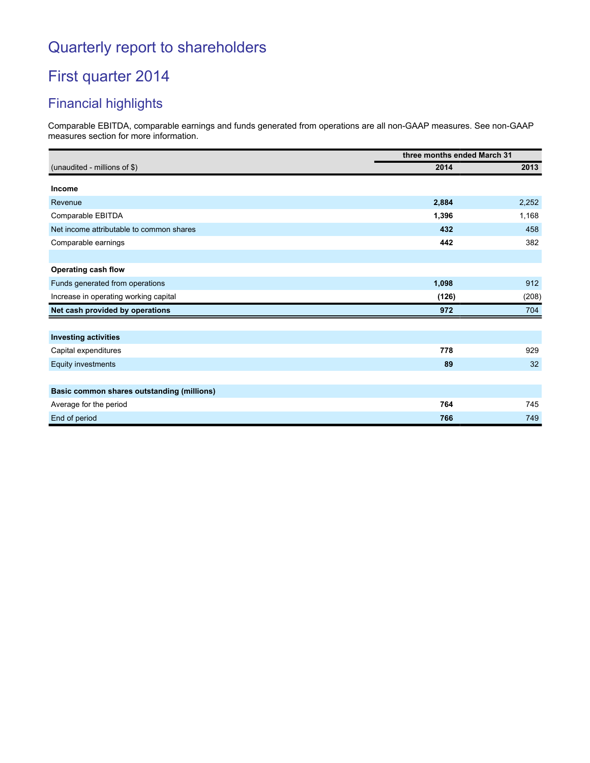# Quarterly report to shareholders

# First quarter 2014

## Financial highlights

Comparable EBITDA, comparable earnings and funds generated from operations are all non-GAAP measures. See non-GAAP measures section for more information.

| | three months ended March 31 | |
|---|---|---|
| (unaudited - millions of $) | **2014** | 2013 |
| **Income** | | |
| Revenue | **2,884** | 2,252 |
| Comparable EBITDA | **1,396** | 1,168 |
| Net income attributable to common shares | **432** | 458 |
| Comparable earnings | **442** | 382 |
| | | |
| **Operating cash flow** | | |
| Funds generated from operations | **1,098** | 912 |
| Increase in operating working capital | **(126)** | (208) |
| **Net cash provided by operations** | **972** | 704 |
| | | |
| **Investing activities** | | |
| Capital expenditures | **778** | 929 |
| Equity investments | **89** | 32 |
| | | |
| **Basic common shares outstanding (millions)** | | |
| Average for the period | **764** | 745 |
| End of period | **766** | 749 |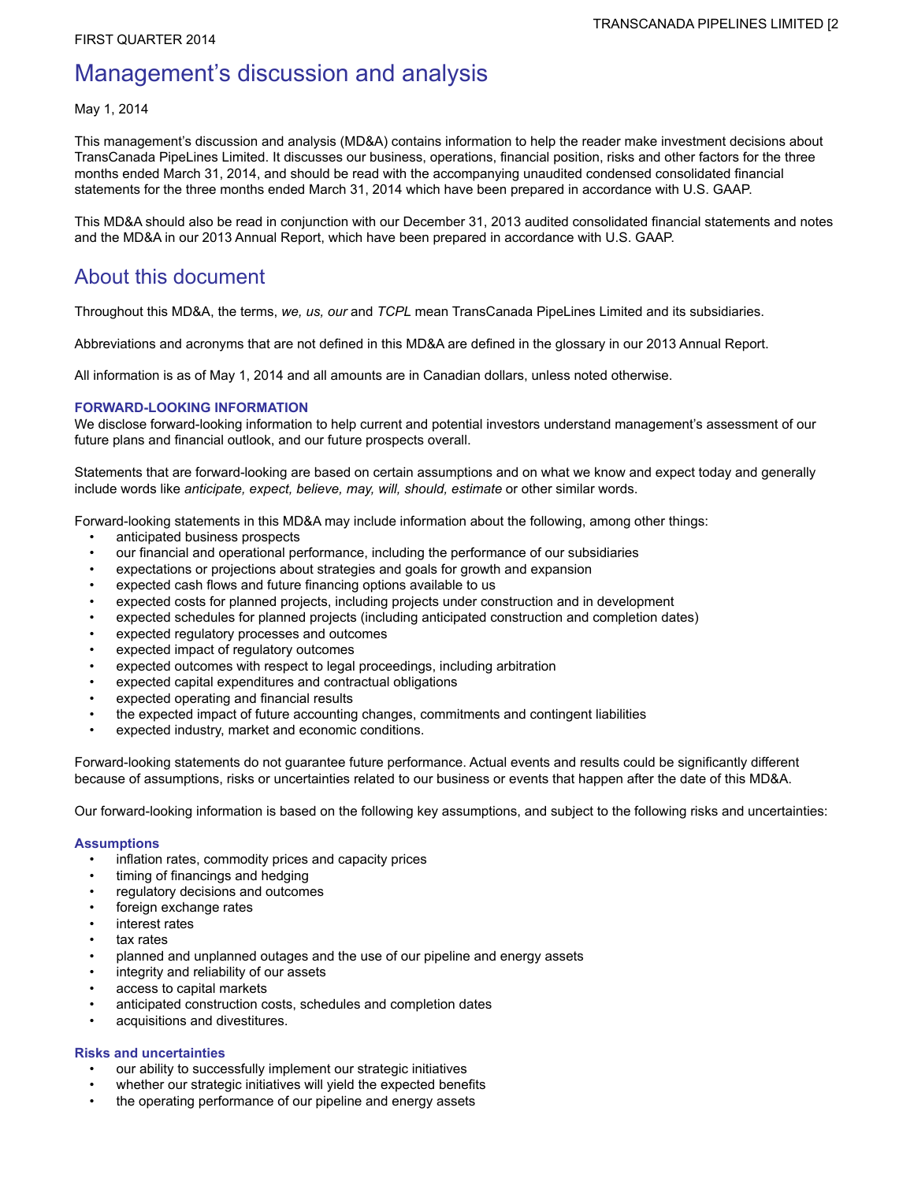FIRST QUARTER 2014

# Management's discussion and analysis

May 1, 2014

This management's discussion and analysis (MD&A) contains information to help the reader make investment decisions about TransCanada PipeLines Limited. It discusses our business, operations, financial position, risks and other factors for the three months ended March 31, 2014, and should be read with the accompanying unaudited condensed consolidated financial statements for the three months ended March 31, 2014 which have been prepared in accordance with U.S. GAAP.

This MD&A should also be read in conjunction with our December 31, 2013 audited consolidated financial statements and notes and the MD&A in our 2013 Annual Report, which have been prepared in accordance with U.S. GAAP.

# About this document

Throughout this MD&A, the terms, *we, us, our* and *TCPL* mean TransCanada PipeLines Limited and its subsidiaries.

Abbreviations and acronyms that are not defined in this MD&A are defined in the glossary in our 2013 Annual Report.

All information is as of May 1, 2014 and all amounts are in Canadian dollars, unless noted otherwise.

### FORWARD-LOOKING INFORMATION

We disclose forward-looking information to help current and potential investors understand management's assessment of our future plans and financial outlook, and our future prospects overall.

Statements that are forward-looking are based on certain assumptions and on what we know and expect today and generally include words like *anticipate, expect, believe, may, will, should, estimate* or other similar words.

Forward-looking statements in this MD&A may include information about the following, among other things:

- anticipated business prospects
- our financial and operational performance, including the performance of our subsidiaries
- expectations or projections about strategies and goals for growth and expansion
- expected cash flows and future financing options available to us
- expected costs for planned projects, including projects under construction and in development
- expected schedules for planned projects (including anticipated construction and completion dates)
- expected regulatory processes and outcomes
- expected impact of regulatory outcomes
- expected outcomes with respect to legal proceedings, including arbitration
- expected capital expenditures and contractual obligations
- expected operating and financial results
- the expected impact of future accounting changes, commitments and contingent liabilities
- expected industry, market and economic conditions.

Forward-looking statements do not guarantee future performance. Actual events and results could be significantly different because of assumptions, risks or uncertainties related to our business or events that happen after the date of this MD&A.

Our forward-looking information is based on the following key assumptions, and subject to the following risks and uncertainties:

#### Assumptions

- inflation rates, commodity prices and capacity prices
- timing of financings and hedging
- regulatory decisions and outcomes
- foreign exchange rates
- interest rates
- tax rates
- planned and unplanned outages and the use of our pipeline and energy assets
- integrity and reliability of our assets
- access to capital markets
- anticipated construction costs, schedules and completion dates
- acquisitions and divestitures.

#### Risks and uncertainties

- our ability to successfully implement our strategic initiatives
- whether our strategic initiatives will yield the expected benefits
- the operating performance of our pipeline and energy assets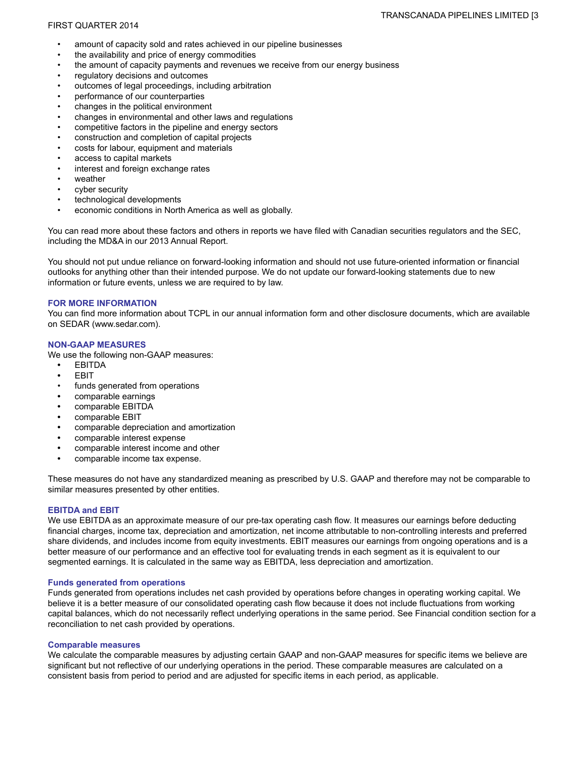- amount of capacity sold and rates achieved in our pipeline businesses
- the availability and price of energy commodities
- the amount of capacity payments and revenues we receive from our energy business
- regulatory decisions and outcomes
- outcomes of legal proceedings, including arbitration
- performance of our counterparties
- changes in the political environment
- changes in environmental and other laws and regulations
- competitive factors in the pipeline and energy sectors
- construction and completion of capital projects
- costs for labour, equipment and materials
- access to capital markets
- interest and foreign exchange rates
- weather
- cyber security
- technological developments
- economic conditions in North America as well as globally.

You can read more about these factors and others in reports we have filed with Canadian securities regulators and the SEC, including the MD&A in our 2013 Annual Report.

You should not put undue reliance on forward-looking information and should not use future-oriented information or financial outlooks for anything other than their intended purpose. We do not update our forward-looking statements due to new information or future events, unless we are required to by law.

## FOR MORE INFORMATION

You can find more information about TCPL in our annual information form and other disclosure documents, which are available on SEDAR (www.sedar.com).

## NON-GAAP MEASURES

We use the following non-GAAP measures:

- EBITDA
- EBIT
- funds generated from operations
- comparable earnings
- comparable EBITDA
- comparable EBIT
- comparable depreciation and amortization
- comparable interest expense
- comparable interest income and other
- comparable income tax expense.

These measures do not have any standardized meaning as prescribed by U.S. GAAP and therefore may not be comparable to similar measures presented by other entities.

### EBITDA and EBIT

We use EBITDA as an approximate measure of our pre-tax operating cash flow. It measures our earnings before deducting financial charges, income tax, depreciation and amortization, net income attributable to non-controlling interests and preferred share dividends, and includes income from equity investments. EBIT measures our earnings from ongoing operations and is a better measure of our performance and an effective tool for evaluating trends in each segment as it is equivalent to our segmented earnings. It is calculated in the same way as EBITDA, less depreciation and amortization.

### Funds generated from operations

Funds generated from operations includes net cash provided by operations before changes in operating working capital. We believe it is a better measure of our consolidated operating cash flow because it does not include fluctuations from working capital balances, which do not necessarily reflect underlying operations in the same period. See Financial condition section for a reconciliation to net cash provided by operations.

### Comparable measures

We calculate the comparable measures by adjusting certain GAAP and non-GAAP measures for specific items we believe are significant but not reflective of our underlying operations in the period. These comparable measures are calculated on a consistent basis from period to period and are adjusted for specific items in each period, as applicable.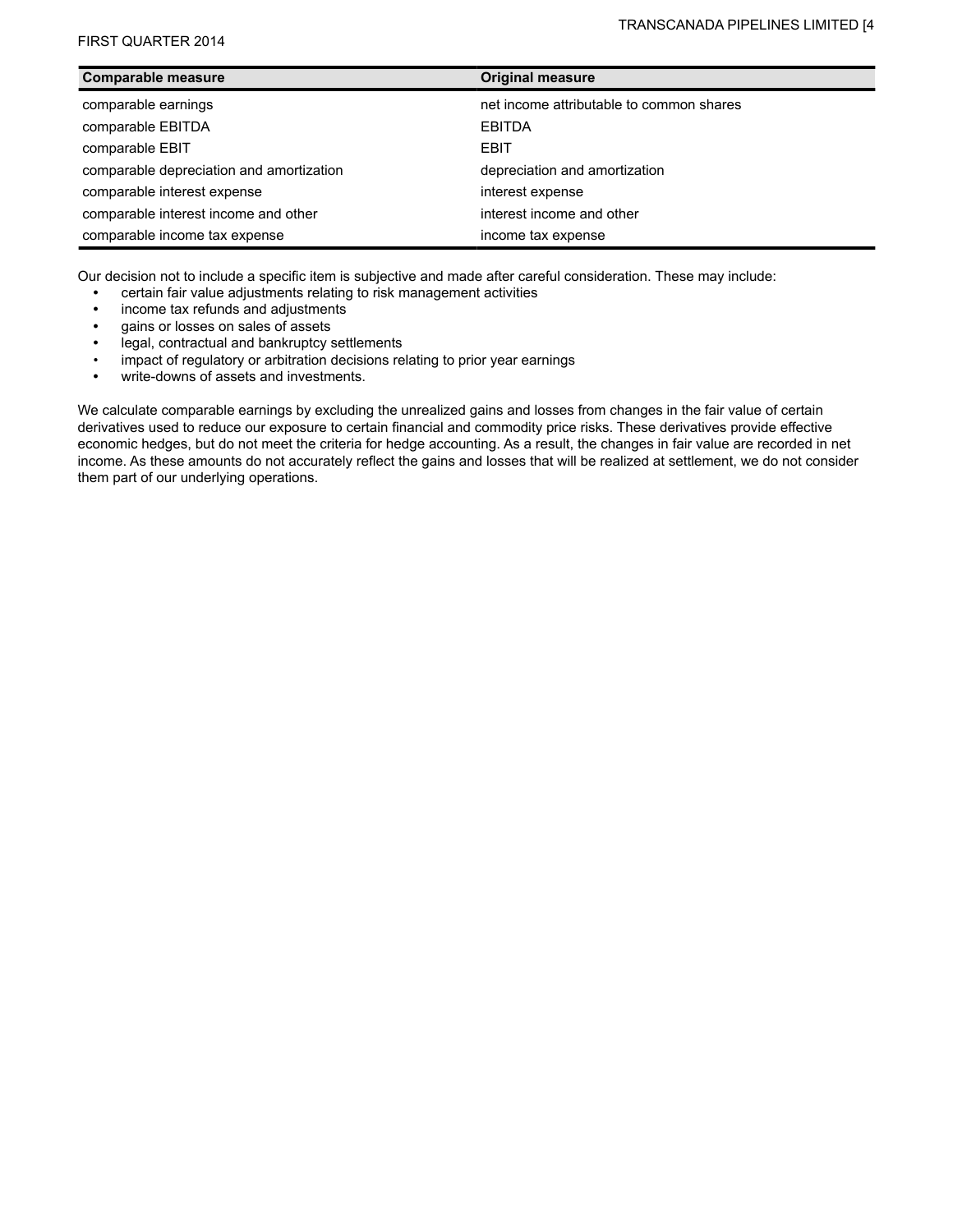| Comparable measure | Original measure |
| --- | --- |
| comparable earnings | net income attributable to common shares |
| comparable EBITDA | EBITDA |
| comparable EBIT | EBIT |
| comparable depreciation and amortization | depreciation and amortization |
| comparable interest expense | interest expense |
| comparable interest income and other | interest income and other |
| comparable income tax expense | income tax expense |

Our decision not to include a specific item is subjective and made after careful consideration. These may include:

- certain fair value adjustments relating to risk management activities
- income tax refunds and adjustments
- gains or losses on sales of assets
- legal, contractual and bankruptcy settlements
- impact of regulatory or arbitration decisions relating to prior year earnings
- write-downs of assets and investments.

We calculate comparable earnings by excluding the unrealized gains and losses from changes in the fair value of certain derivatives used to reduce our exposure to certain financial and commodity price risks. These derivatives provide effective economic hedges, but do not meet the criteria for hedge accounting. As a result, the changes in fair value are recorded in net income. As these amounts do not accurately reflect the gains and losses that will be realized at settlement, we do not consider them part of our underlying operations.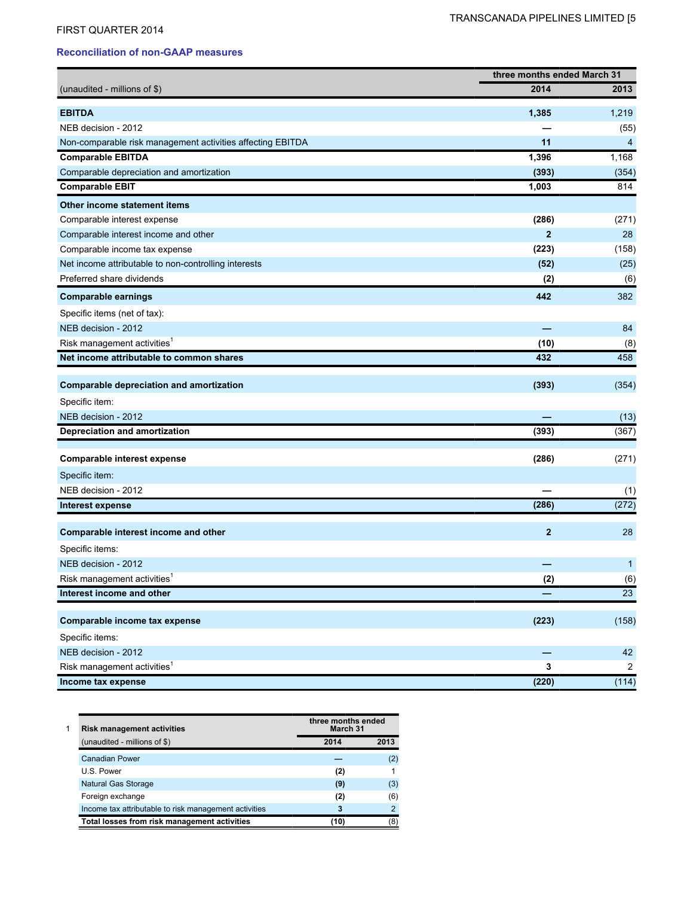## Reconciliation of non-GAAP measures

| (unaudited - millions of $) | three months ended March 31 | |
|---|---|---|
| | **2014** | **2013** |
| **EBITDA** | **1,385** | 1,219 |
| NEB decision - 2012 | **—** | (55) |
| Non-comparable risk management activities affecting EBITDA | **11** | 4 |
| **Comparable EBITDA** | **1,396** | 1,168 |
| Comparable depreciation and amortization | **(393)** | (354) |
| **Comparable EBIT** | **1,003** | 814 |
| **Other income statement items** | | |
| Comparable interest expense | **(286)** | (271) |
| Comparable interest income and other | **2** | 28 |
| Comparable income tax expense | **(223)** | (158) |
| Net income attributable to non-controlling interests | **(52)** | (25) |
| Preferred share dividends | **(2)** | (6) |
| **Comparable earnings** | **442** | 382 |
| Specific items (net of tax): | | |
| NEB decision - 2012 | **—** | 84 |
| Risk management activities[1] | **(10)** | (8) |
| **Net income attributable to common shares** | **432** | 458 |
| | | |
| **Comparable depreciation and amortization** | **(393)** | (354) |
| Specific item: | | |
| NEB decision - 2012 | **—** | (13) |
| **Depreciation and amortization** | **(393)** | (367) |
| | | |
| **Comparable interest expense** | **(286)** | (271) |
| Specific item: | | |
| NEB decision - 2012 | **—** | (1) |
| **Interest expense** | **(286)** | (272) |
| | | |
| **Comparable interest income and other** | **2** | 28 |
| Specific items: | | |
| NEB decision - 2012 | **—** | 1 |
| Risk management activities[1] | **(2)** | (6) |
| **Interest income and other** | **—** | 23 |
| | | |
| **Comparable income tax expense** | **(223)** | (158) |
| Specific items: | | |
| NEB decision - 2012 | **—** | 42 |
| Risk management activities[1] | **3** | 2 |
| **Income tax expense** | **(220)** | (114) |

1

| **Risk management activities** (unaudited - millions of $) | three months ended March 31 | |
|---|---|---|
| | **2014** | **2013** |
| Canadian Power | **—** | (2) |
| U.S. Power | **(2)** | 1 |
| Natural Gas Storage | **(9)** | (3) |
| Foreign exchange | **(2)** | (6) |
| Income tax attributable to risk management activities | **3** | 2 |
| **Total losses from risk management activities** | **(10)** | (8) |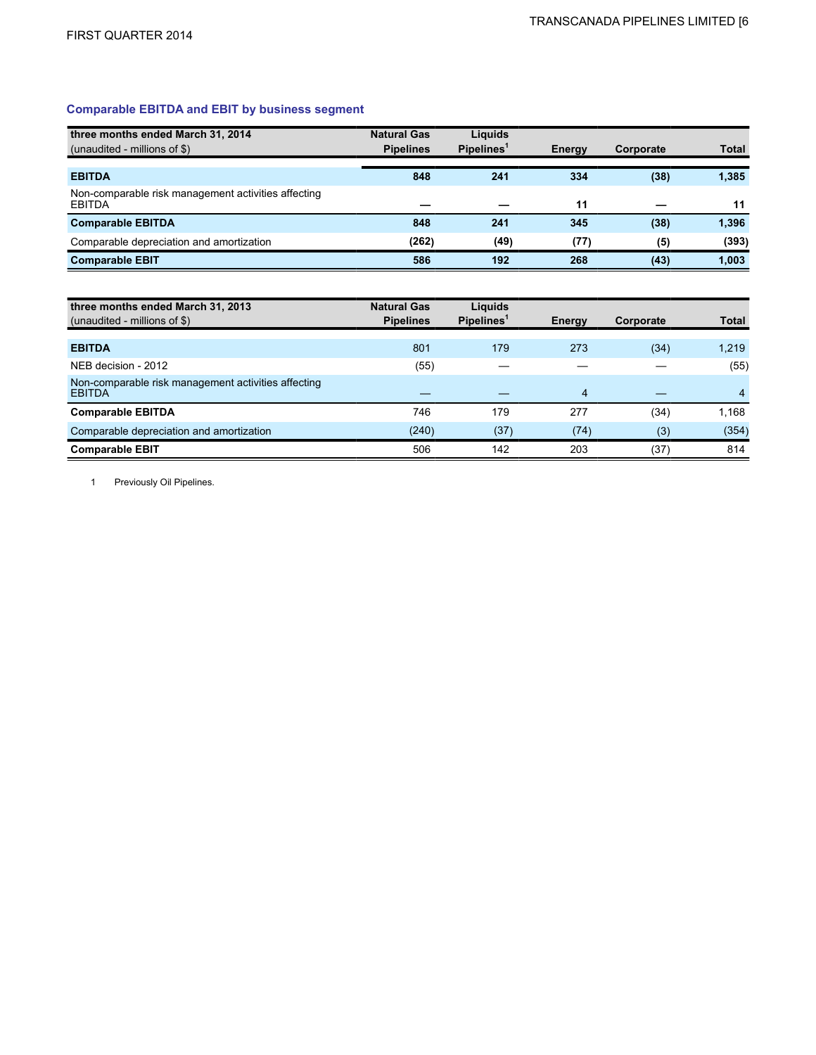### Comparable EBITDA and EBIT by business segment

| three months ended March 31, 2014<br>(unaudited - millions of $) | Natural Gas Pipelines | Liquids Pipelines[1] | Energy | Corporate | Total |
|---|---|---|---|---|---|
| **EBITDA** | **848** | **241** | **334** | **(38)** | **1,385** |
| Non-comparable risk management activities affecting EBITDA | **—** | **—** | **11** | **—** | **11** |
| **Comparable EBITDA** | **848** | **241** | **345** | **(38)** | **1,396** |
| Comparable depreciation and amortization | **(262)** | **(49)** | **(77)** | **(5)** | **(393)** |
| **Comparable EBIT** | **586** | **192** | **268** | **(43)** | **1,003** |

| three months ended March 31, 2013<br>(unaudited - millions of $) | Natural Gas Pipelines | Liquids Pipelines[1] | Energy | Corporate | Total |
|---|---|---|---|---|---|
| **EBITDA** | 801 | 179 | 273 | (34) | 1,219 |
| NEB decision - 2012 | (55) | — | — | — | (55) |
| Non-comparable risk management activities affecting EBITDA | — | — | 4 | — | 4 |
| **Comparable EBITDA** | 746 | 179 | 277 | (34) | 1,168 |
| Comparable depreciation and amortization | (240) | (37) | (74) | (3) | (354) |
| **Comparable EBIT** | 506 | 142 | 203 | (37) | 814 |

1 Previously Oil Pipelines.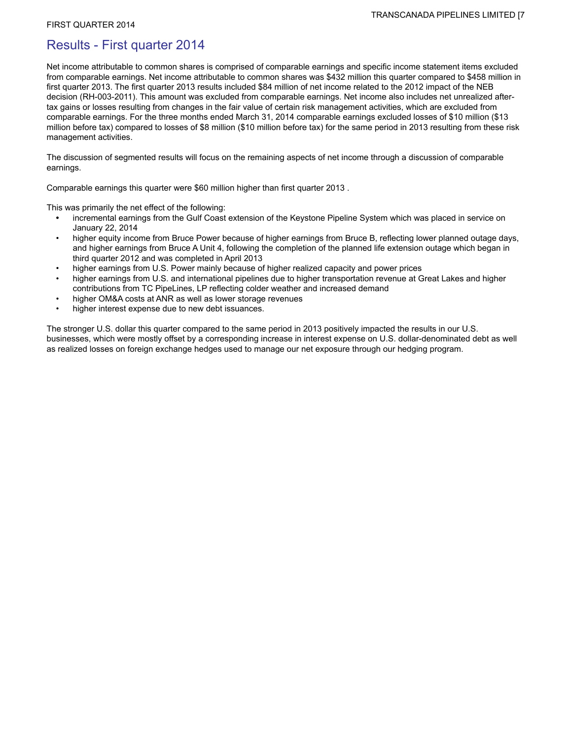# Results - First quarter 2014

Net income attributable to common shares is comprised of comparable earnings and specific income statement items excluded from comparable earnings. Net income attributable to common shares was $432 million this quarter compared to $458 million in first quarter 2013. The first quarter 2013 results included $84 million of net income related to the 2012 impact of the NEB decision (RH-003-2011). This amount was excluded from comparable earnings. Net income also includes net unrealized after-tax gains or losses resulting from changes in the fair value of certain risk management activities, which are excluded from comparable earnings. For the three months ended March 31, 2014 comparable earnings excluded losses of $10 million ($13 million before tax) compared to losses of $8 million ($10 million before tax) for the same period in 2013 resulting from these risk management activities.

The discussion of segmented results will focus on the remaining aspects of net income through a discussion of comparable earnings.

Comparable earnings this quarter were $60 million higher than first quarter 2013 .

This was primarily the net effect of the following:

- incremental earnings from the Gulf Coast extension of the Keystone Pipeline System which was placed in service on January 22, 2014
- higher equity income from Bruce Power because of higher earnings from Bruce B, reflecting lower planned outage days, and higher earnings from Bruce A Unit 4, following the completion of the planned life extension outage which began in third quarter 2012 and was completed in April 2013
- higher earnings from U.S. Power mainly because of higher realized capacity and power prices
- higher earnings from U.S. and international pipelines due to higher transportation revenue at Great Lakes and higher contributions from TC PipeLines, LP reflecting colder weather and increased demand
- higher OM&A costs at ANR as well as lower storage revenues
- higher interest expense due to new debt issuances.

The stronger U.S. dollar this quarter compared to the same period in 2013 positively impacted the results in our U.S. businesses, which were mostly offset by a corresponding increase in interest expense on U.S. dollar-denominated debt as well as realized losses on foreign exchange hedges used to manage our net exposure through our hedging program.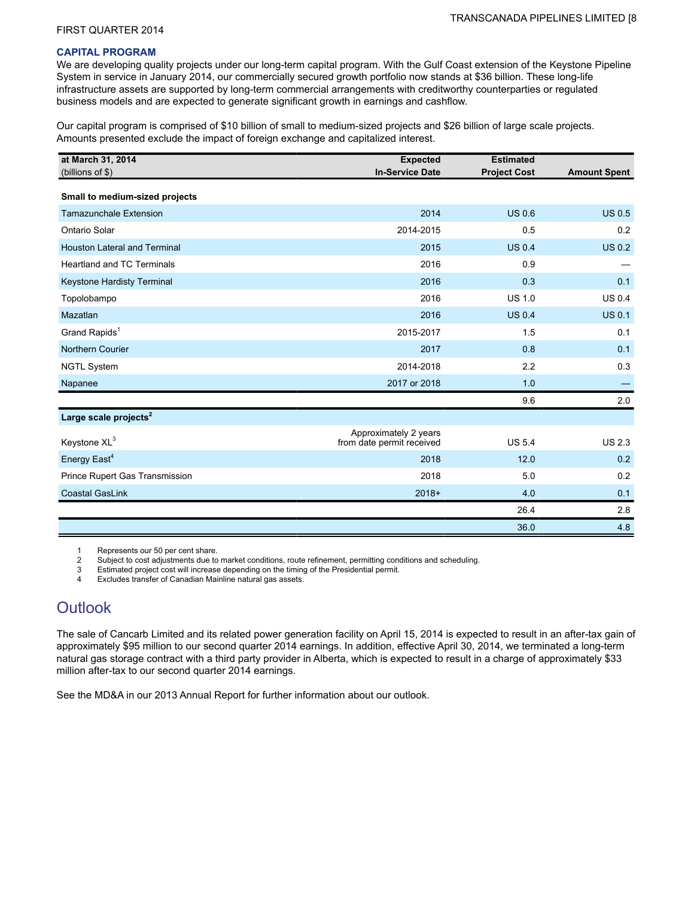FIRST QUARTER 2014

### CAPITAL PROGRAM

We are developing quality projects under our long-term capital program. With the Gulf Coast extension of the Keystone Pipeline System in service in January 2014, our commercially secured growth portfolio now stands at $36 billion. These long-life infrastructure assets are supported by long-term commercial arrangements with creditworthy counterparties or regulated business models and are expected to generate significant growth in earnings and cashflow.

Our capital program is comprised of $10 billion of small to medium-sized projects and $26 billion of large scale projects. Amounts presented exclude the impact of foreign exchange and capitalized interest.

| at March 31, 2014<br>(billions of $) | Expected In-Service Date | Estimated Project Cost | Amount Spent |
|---|---|---|---|
| **Small to medium-sized projects** | | | |
| Tamazunchale Extension | 2014 | US 0.6 | US 0.5 |
| Ontario Solar | 2014-2015 | 0.5 | 0.2 |
| Houston Lateral and Terminal | 2015 | US 0.4 | US 0.2 |
| Heartland and TC Terminals | 2016 | 0.9 | — |
| Keystone Hardisty Terminal | 2016 | 0.3 | 0.1 |
| Topolobampo | 2016 | US 1.0 | US 0.4 |
| Mazatlan | 2016 | US 0.4 | US 0.1 |
| Grand Rapids[1] | 2015-2017 | 1.5 | 0.1 |
| Northern Courier | 2017 | 0.8 | 0.1 |
| NGTL System | 2014-2018 | 2.2 | 0.3 |
| Napanee | 2017 or 2018 | 1.0 | — |
| | | 9.6 | 2.0 |
| **Large scale projects[2]** | | | |
| Keystone XL[3] | Approximately 2 years from date permit received | US 5.4 | US 2.3 |
| Energy East[4] | 2018 | 12.0 | 0.2 |
| Prince Rupert Gas Transmission | 2018 | 5.0 | 0.2 |
| Coastal GasLink | 2018+ | 4.0 | 0.1 |
| | | 26.4 | 2.8 |
| | | 36.0 | 4.8 |

1 Represents our 50 per cent share.
2 Subject to cost adjustments due to market conditions, route refinement, permitting conditions and scheduling.
3 Estimated project cost will increase depending on the timing of the Presidential permit.
4 Excludes transfer of Canadian Mainline natural gas assets.

## Outlook

The sale of Cancarb Limited and its related power generation facility on April 15, 2014 is expected to result in an after-tax gain of approximately $95 million to our second quarter 2014 earnings. In addition, effective April 30, 2014, we terminated a long-term natural gas storage contract with a third party provider in Alberta, which is expected to result in a charge of approximately $33 million after-tax to our second quarter 2014 earnings.

See the MD&A in our 2013 Annual Report for further information about our outlook.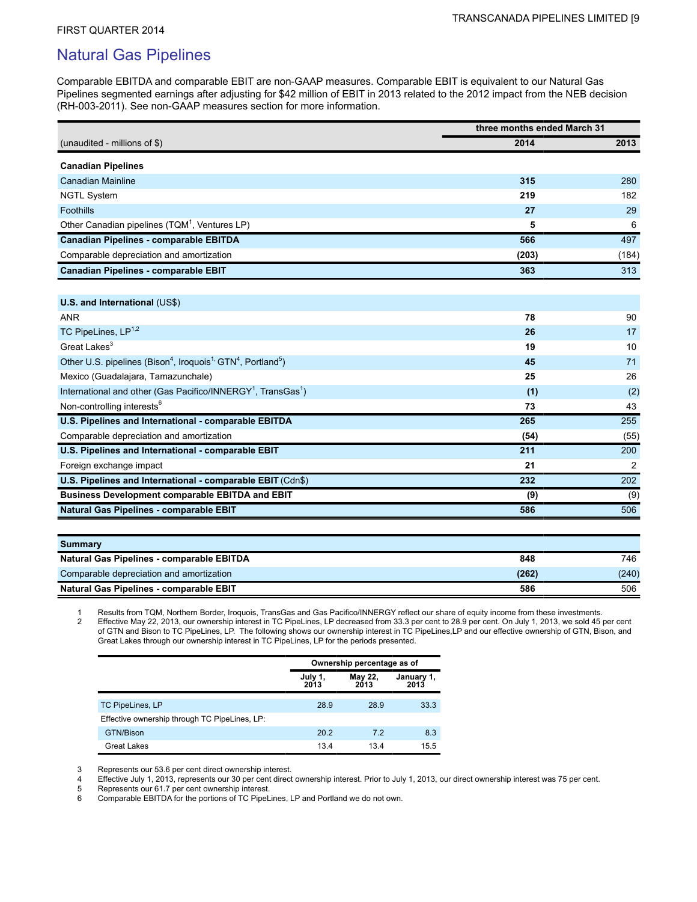FIRST QUARTER 2014

# Natural Gas Pipelines

Comparable EBITDA and comparable EBIT are non-GAAP measures. Comparable EBIT is equivalent to our Natural Gas Pipelines segmented earnings after adjusting for $42 million of EBIT in 2013 related to the 2012 impact from the NEB decision (RH-003-2011). See non-GAAP measures section for more information.

| | three months ended March 31 | |
|---|---|---|
| (unaudited - millions of $) | **2014** | 2013 |
| **Canadian Pipelines** | | |
| Canadian Mainline | **315** | 280 |
| NGTL System | **219** | 182 |
| Foothills | **27** | 29 |
| Other Canadian pipelines (TQM[1], Ventures LP) | **5** | 6 |
| **Canadian Pipelines - comparable EBITDA** | **566** | 497 |
| Comparable depreciation and amortization | **(203)** | (184) |
| **Canadian Pipelines - comparable EBIT** | **363** | 313 |
| | | |
| **U.S. and International** (US$) | | |
| ANR | **78** | 90 |
| TC PipeLines, LP[1,2] | **26** | 17 |
| Great Lakes[3] | **19** | 10 |
| Other U.S. pipelines (Bison[4], Iroquois[1], GTN[4], Portland[5]) | **45** | 71 |
| Mexico (Guadalajara, Tamazunchale) | **25** | 26 |
| International and other (Gas Pacifico/INNERGY[1], TransGas[1]) | **(1)** | (2) |
| Non-controlling interests[6] | **73** | 43 |
| **U.S. Pipelines and International - comparable EBITDA** | **265** | 255 |
| Comparable depreciation and amortization | **(54)** | (55) |
| **U.S. Pipelines and International - comparable EBIT** | **211** | 200 |
| Foreign exchange impact | **21** | 2 |
| **U.S. Pipelines and International - comparable EBIT** (Cdn$) | **232** | 202 |
| **Business Development comparable EBITDA and EBIT** | **(9)** | (9) |
| **Natural Gas Pipelines - comparable EBIT** | **586** | 506 |

| **Summary** | | |
|---|---|---|
| **Natural Gas Pipelines - comparable EBITDA** | **848** | 746 |
| Comparable depreciation and amortization | **(262)** | (240) |
| **Natural Gas Pipelines - comparable EBIT** | **586** | 506 |

1 Results from TQM, Northern Border, Iroquois, TransGas and Gas Pacifico/INNERGY reflect our share of equity income from these investments.

2 Effective May 22, 2013, our ownership interest in TC PipeLines, LP decreased from 33.3 per cent to 28.9 per cent. On July 1, 2013, we sold 45 per cent of GTN and Bison to TC PipeLines, LP. The following shows our ownership interest in TC PipeLines,LP and our effective ownership of GTN, Bison, and Great Lakes through our ownership interest in TC PipeLines, LP for the periods presented.

| | Ownership percentage as of | | |
|---|---|---|---|
| | July 1, 2013 | May 22, 2013 | January 1, 2013 |
| TC PipeLines, LP | 28.9 | 28.9 | 33.3 |
| Effective ownership through TC PipeLines, LP: | | | |
| GTN/Bison | 20.2 | 7.2 | 8.3 |
| Great Lakes | 13.4 | 13.4 | 15.5 |

3 Represents our 53.6 per cent direct ownership interest.

4 Effective July 1, 2013, represents our 30 per cent direct ownership interest. Prior to July 1, 2013, our direct ownership interest was 75 per cent.

5 Represents our 61.7 per cent ownership interest.

6 Comparable EBITDA for the portions of TC PipeLines, LP and Portland we do not own.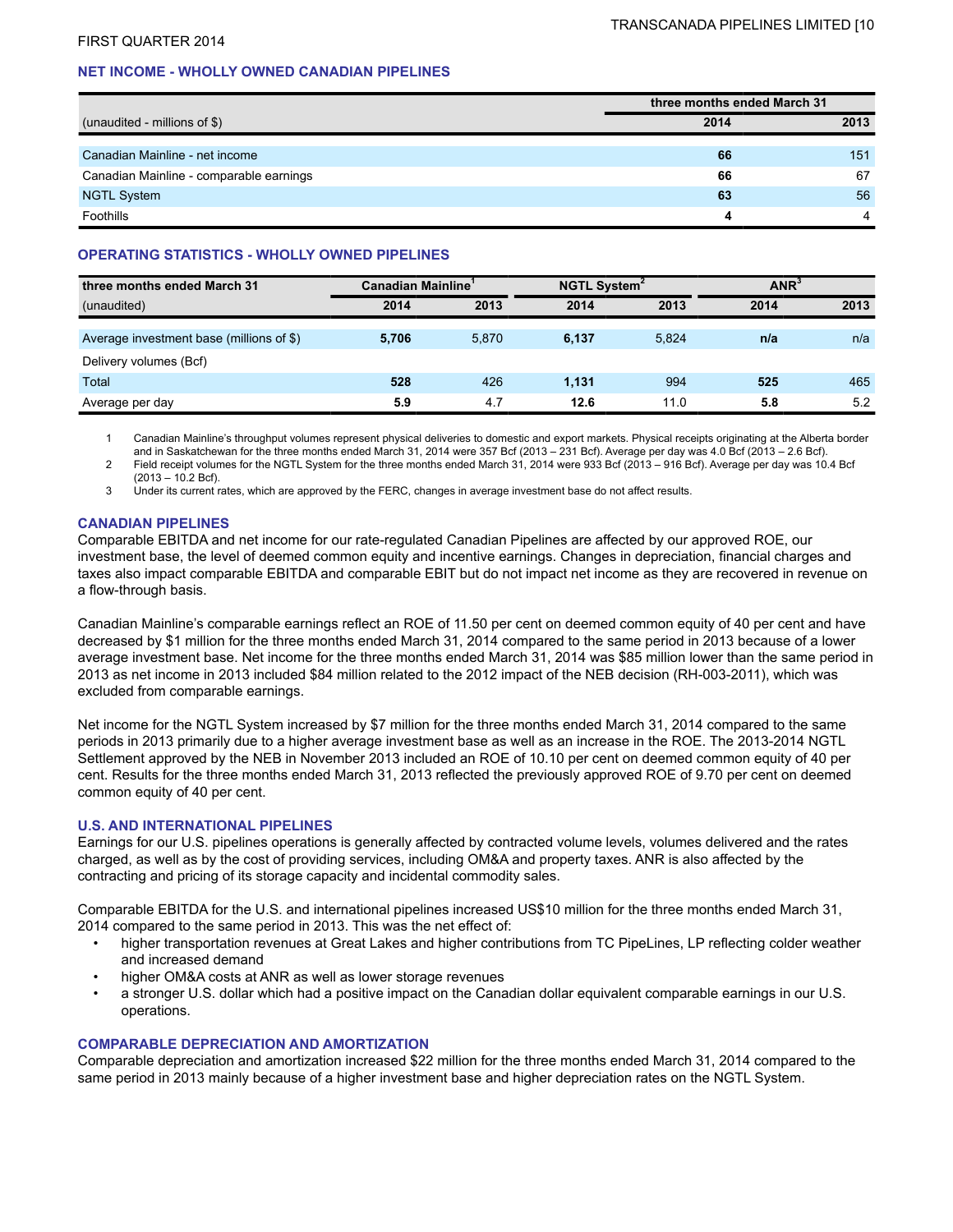FIRST QUARTER 2014

## NET INCOME - WHOLLY OWNED CANADIAN PIPELINES

| (unaudited - millions of $) | three months ended March 31 | |
|---|---|---|
| | **2014** | 2013 |
| Canadian Mainline - net income | **66** | 151 |
| Canadian Mainline - comparable earnings | **66** | 67 |
| NGTL System | **63** | 56 |
| Foothills | **4** | 4 |

## OPERATING STATISTICS - WHOLLY OWNED PIPELINES

| three months ended March 31 | Canadian Mainline[1] | | NGTL System[2] | | ANR[3] | |
|---|---|---|---|---|---|---|
| (unaudited) | **2014** | 2013 | **2014** | 2013 | **2014** | 2013 |
| Average investment base (millions of $) | **5,706** | 5,870 | **6,137** | 5,824 | **n/a** | n/a |
| Delivery volumes (Bcf) | | | | | | |
| Total | **528** | 426 | **1,131** | 994 | **525** | 465 |
| Average per day | **5.9** | 4.7 | **12.6** | 11.0 | **5.8** | 5.2 |

1 Canadian Mainline's throughput volumes represent physical deliveries to domestic and export markets. Physical receipts originating at the Alberta border and in Saskatchewan for the three months ended March 31, 2014 were 357 Bcf (2013 – 231 Bcf). Average per day was 4.0 Bcf (2013 – 2.6 Bcf).

2 Field receipt volumes for the NGTL System for the three months ended March 31, 2014 were 933 Bcf (2013 – 916 Bcf). Average per day was 10.4 Bcf (2013 – 10.2 Bcf).

3 Under its current rates, which are approved by the FERC, changes in average investment base do not affect results.

## CANADIAN PIPELINES

Comparable EBITDA and net income for our rate-regulated Canadian Pipelines are affected by our approved ROE, our investment base, the level of deemed common equity and incentive earnings. Changes in depreciation, financial charges and taxes also impact comparable EBITDA and comparable EBIT but do not impact net income as they are recovered in revenue on a flow-through basis.

Canadian Mainline's comparable earnings reflect an ROE of 11.50 per cent on deemed common equity of 40 per cent and have decreased by $1 million for the three months ended March 31, 2014 compared to the same period in 2013 because of a lower average investment base. Net income for the three months ended March 31, 2014 was $85 million lower than the same period in 2013 as net income in 2013 included $84 million related to the 2012 impact of the NEB decision (RH-003-2011), which was excluded from comparable earnings.

Net income for the NGTL System increased by $7 million for the three months ended March 31, 2014 compared to the same periods in 2013 primarily due to a higher average investment base as well as an increase in the ROE. The 2013-2014 NGTL Settlement approved by the NEB in November 2013 included an ROE of 10.10 per cent on deemed common equity of 40 per cent. Results for the three months ended March 31, 2013 reflected the previously approved ROE of 9.70 per cent on deemed common equity of 40 per cent.

## U.S. AND INTERNATIONAL PIPELINES

Earnings for our U.S. pipelines operations is generally affected by contracted volume levels, volumes delivered and the rates charged, as well as by the cost of providing services, including OM&A and property taxes. ANR is also affected by the contracting and pricing of its storage capacity and incidental commodity sales.

Comparable EBITDA for the U.S. and international pipelines increased US$10 million for the three months ended March 31, 2014 compared to the same period in 2013. This was the net effect of:

- higher transportation revenues at Great Lakes and higher contributions from TC PipeLines, LP reflecting colder weather and increased demand
- higher OM&A costs at ANR as well as lower storage revenues
- a stronger U.S. dollar which had a positive impact on the Canadian dollar equivalent comparable earnings in our U.S. operations.

## COMPARABLE DEPRECIATION AND AMORTIZATION

Comparable depreciation and amortization increased $22 million for the three months ended March 31, 2014 compared to the same period in 2013 mainly because of a higher investment base and higher depreciation rates on the NGTL System.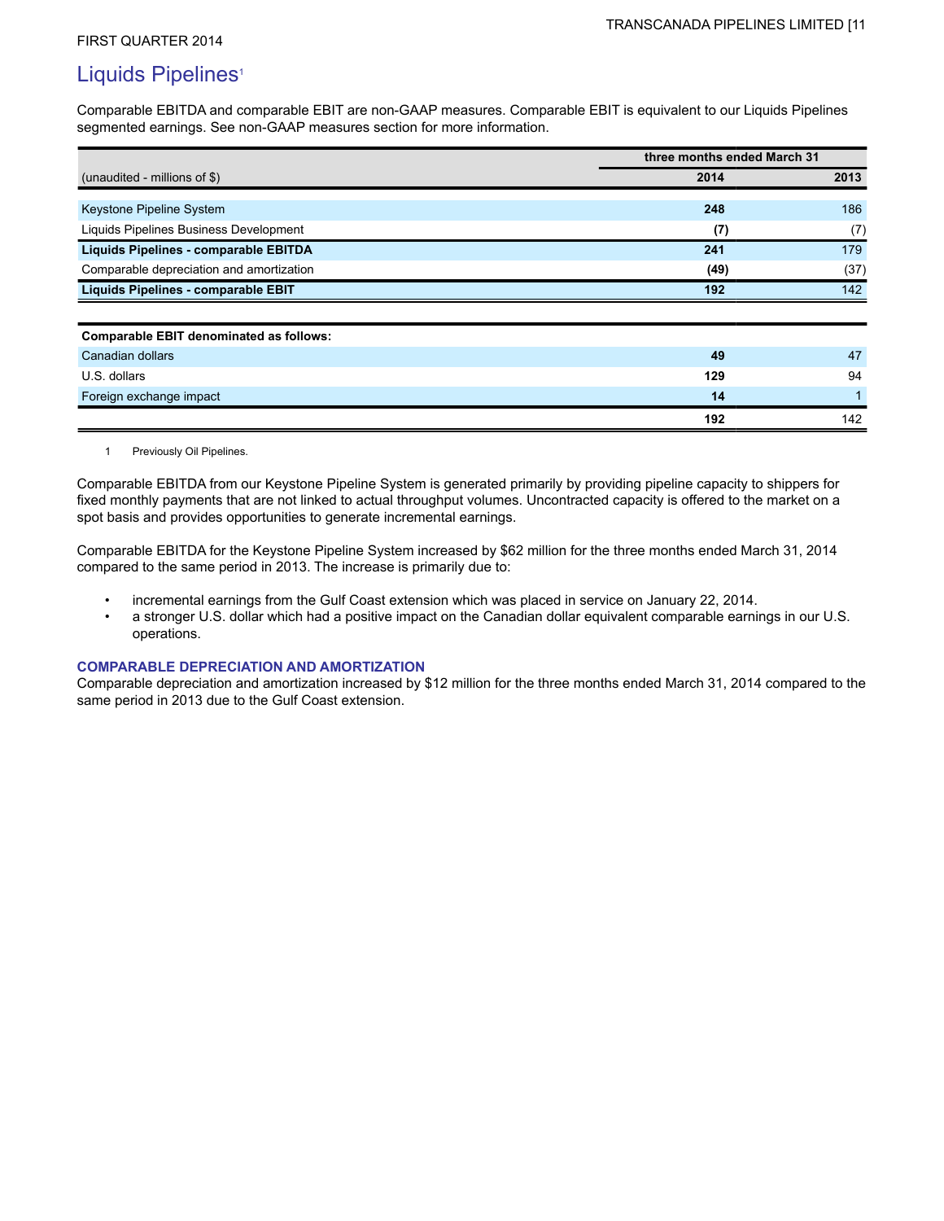FIRST QUARTER 2014

# Liquids Pipelines[1]

Comparable EBITDA and comparable EBIT are non-GAAP measures. Comparable EBIT is equivalent to our Liquids Pipelines segmented earnings. See non-GAAP measures section for more information.

| | three months ended March 31 | |
|---|---|---|
| (unaudited - millions of $) | **2014** | 2013 |
| Keystone Pipeline System | **248** | 186 |
| Liquids Pipelines Business Development | **(7)** | (7) |
| **Liquids Pipelines - comparable EBITDA** | **241** | 179 |
| Comparable depreciation and amortization | **(49)** | (37) |
| **Liquids Pipelines - comparable EBIT** | **192** | 142 |

| **Comparable EBIT denominated as follows:** | | |
|---|---|---|
| Canadian dollars | **49** | 47 |
| U.S. dollars | **129** | 94 |
| Foreign exchange impact | **14** | 1 |
| | **192** | 142 |

1 Previously Oil Pipelines.

Comparable EBITDA from our Keystone Pipeline System is generated primarily by providing pipeline capacity to shippers for fixed monthly payments that are not linked to actual throughput volumes. Uncontracted capacity is offered to the market on a spot basis and provides opportunities to generate incremental earnings.

Comparable EBITDA for the Keystone Pipeline System increased by $62 million for the three months ended March 31, 2014 compared to the same period in 2013. The increase is primarily due to:

- incremental earnings from the Gulf Coast extension which was placed in service on January 22, 2014.
- a stronger U.S. dollar which had a positive impact on the Canadian dollar equivalent comparable earnings in our U.S. operations.

### COMPARABLE DEPRECIATION AND AMORTIZATION

Comparable depreciation and amortization increased by $12 million for the three months ended March 31, 2014 compared to the same period in 2013 due to the Gulf Coast extension.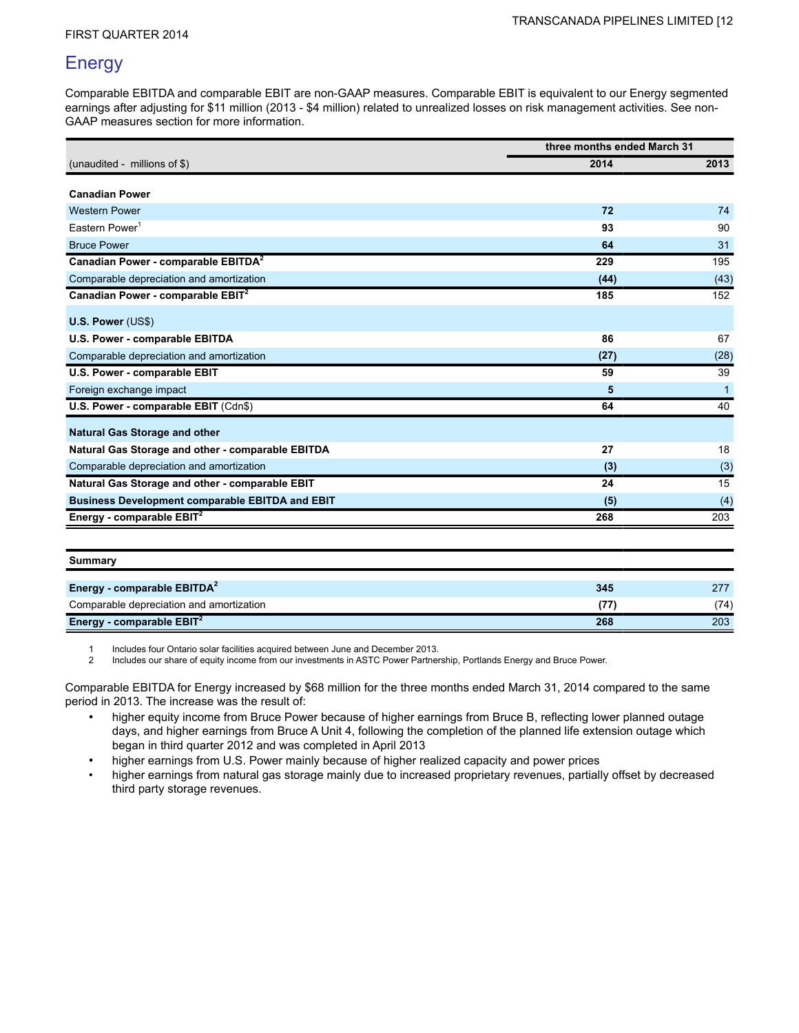# Energy

Comparable EBITDA and comparable EBIT are non-GAAP measures. Comparable EBIT is equivalent to our Energy segmented earnings after adjusting for $11 million (2013 - $4 million) related to unrealized losses on risk management activities. See non-GAAP measures section for more information.

| | three months ended March 31 | |
|---|---|---|
| (unaudited - millions of $) | **2014** | 2013 |
| **Canadian Power** | | |
| Western Power | **72** | 74 |
| Eastern Power[1] | **93** | 90 |
| Bruce Power | **64** | 31 |
| **Canadian Power - comparable EBITDA[2]** | **229** | 195 |
| Comparable depreciation and amortization | **(44)** | (43) |
| **Canadian Power - comparable EBIT[2]** | **185** | 152 |
| **U.S. Power** (US$) | | |
| **U.S. Power - comparable EBITDA** | **86** | 67 |
| Comparable depreciation and amortization | **(27)** | (28) |
| **U.S. Power - comparable EBIT** | **59** | 39 |
| Foreign exchange impact | **5** | 1 |
| **U.S. Power - comparable EBIT** (Cdn$) | **64** | 40 |
| **Natural Gas Storage and other** | | |
| **Natural Gas Storage and other - comparable EBITDA** | **27** | 18 |
| Comparable depreciation and amortization | **(3)** | (3) |
| **Natural Gas Storage and other - comparable EBIT** | **24** | 15 |
| **Business Development comparable EBITDA and EBIT** | **(5)** | (4) |
| **Energy - comparable EBIT[2]** | **268** | 203 |

| **Summary** | | |
|---|---|---|
| **Energy - comparable EBITDA[2]** | **345** | 277 |
| Comparable depreciation and amortization | **(77)** | (74) |
| **Energy - comparable EBIT[2]** | **268** | 203 |

1 Includes four Ontario solar facilities acquired between June and December 2013.
2 Includes our share of equity income from our investments in ASTC Power Partnership, Portlands Energy and Bruce Power.

Comparable EBITDA for Energy increased by $68 million for the three months ended March 31, 2014 compared to the same period in 2013. The increase was the result of:

- higher equity income from Bruce Power because of higher earnings from Bruce B, reflecting lower planned outage days, and higher earnings from Bruce A Unit 4, following the completion of the planned life extension outage which began in third quarter 2012 and was completed in April 2013
- higher earnings from U.S. Power mainly because of higher realized capacity and power prices
- higher earnings from natural gas storage mainly due to increased proprietary revenues, partially offset by decreased third party storage revenues.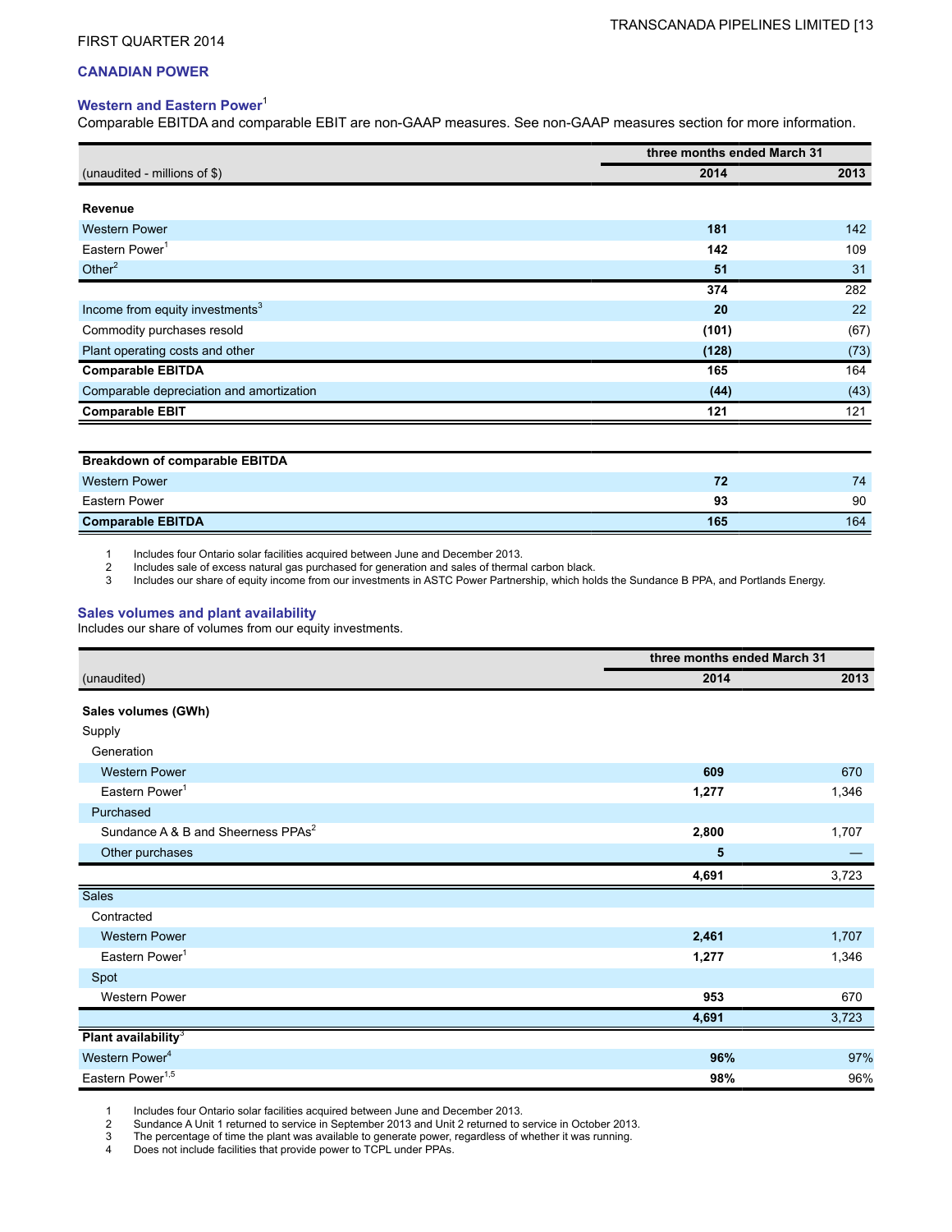FIRST QUARTER 2014

## CANADIAN POWER

### Western and Eastern Power[1]

Comparable EBITDA and comparable EBIT are non-GAAP measures. See non-GAAP measures section for more information.

| | three months ended March 31 | |
|---|---|---|
| (unaudited - millions of $) | **2014** | 2013 |
| **Revenue** | | |
| Western Power | **181** | 142 |
| Eastern Power[1] | **142** | 109 |
| Other[2] | **51** | 31 |
| | **374** | 282 |
| Income from equity investments[3] | **20** | 22 |
| Commodity purchases resold | **(101)** | (67) |
| Plant operating costs and other | **(128)** | (73) |
| **Comparable EBITDA** | **165** | 164 |
| Comparable depreciation and amortization | **(44)** | (43) |
| **Comparable EBIT** | **121** | 121 |

| **Breakdown of comparable EBITDA** | | |
|---|---|---|
| Western Power | **72** | 74 |
| Eastern Power | **93** | 90 |
| **Comparable EBITDA** | **165** | 164 |

1 Includes four Ontario solar facilities acquired between June and December 2013.
2 Includes sale of excess natural gas purchased for generation and sales of thermal carbon black.
3 Includes our share of equity income from our investments in ASTC Power Partnership, which holds the Sundance B PPA, and Portlands Energy.

### Sales volumes and plant availability

Includes our share of volumes from our equity investments.

| | three months ended March 31 | |
|---|---|---|
| (unaudited) | **2014** | 2013 |
| **Sales volumes (GWh)** | | |
| Supply | | |
| Generation | | |
| Western Power | **609** | 670 |
| Eastern Power[1] | **1,277** | 1,346 |
| Purchased | | |
| Sundance A & B and Sheerness PPAs[2] | **2,800** | 1,707 |
| Other purchases | **5** | — |
| | **4,691** | 3,723 |
| Sales | | |
| Contracted | | |
| Western Power | **2,461** | 1,707 |
| Eastern Power[1] | **1,277** | 1,346 |
| Spot | | |
| Western Power | **953** | 670 |
| | **4,691** | 3,723 |
| **Plant availability[3]** | | |
| Western Power[4] | **96%** | 97% |
| Eastern Power[1,5] | **98%** | 96% |

1 Includes four Ontario solar facilities acquired between June and December 2013.
2 Sundance A Unit 1 returned to service in September 2013 and Unit 2 returned to service in October 2013.
3 The percentage of time the plant was available to generate power, regardless of whether it was running.
4 Does not include facilities that provide power to TCPL under PPAs.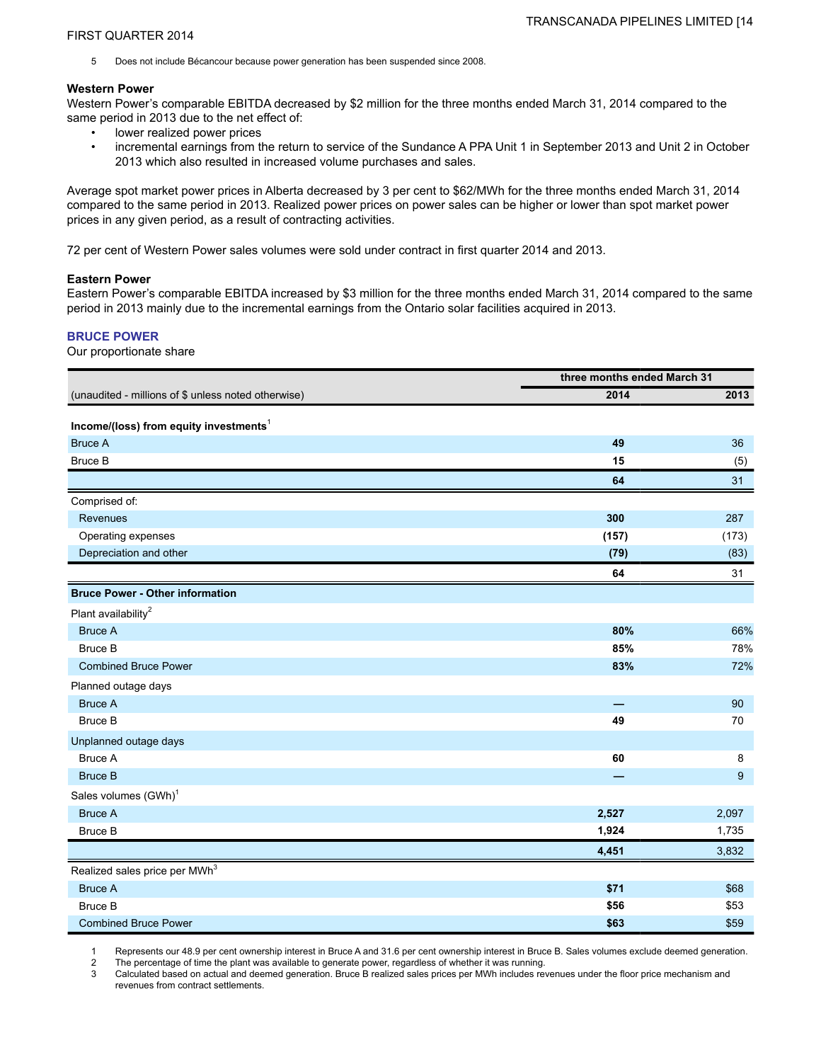5 Does not include Bécancour because power generation has been suspended since 2008.

### Western Power

Western Power's comparable EBITDA decreased by $2 million for the three months ended March 31, 2014 compared to the same period in 2013 due to the net effect of:

- lower realized power prices
- incremental earnings from the return to service of the Sundance A PPA Unit 1 in September 2013 and Unit 2 in October 2013 which also resulted in increased volume purchases and sales.

Average spot market power prices in Alberta decreased by 3 per cent to $62/MWh for the three months ended March 31, 2014 compared to the same period in 2013. Realized power prices on power sales can be higher or lower than spot market power prices in any given period, as a result of contracting activities.

72 per cent of Western Power sales volumes were sold under contract in first quarter 2014 and 2013.

### Eastern Power

Eastern Power's comparable EBITDA increased by $3 million for the three months ended March 31, 2014 compared to the same period in 2013 mainly due to the incremental earnings from the Ontario solar facilities acquired in 2013.

## BRUCE POWER

Our proportionate share

| | three months ended March 31 | |
|---|---|---|
| (unaudited - millions of $ unless noted otherwise) | 2014 | 2013 |
| **Income/(loss) from equity investments**[1] | | |
| Bruce A | **49** | 36 |
| Bruce B | **15** | (5) |
| | **64** | 31 |
| Comprised of: | | |
| Revenues | **300** | 287 |
| Operating expenses | **(157)** | (173) |
| Depreciation and other | **(79)** | (83) |
| | **64** | 31 |
| **Bruce Power - Other information** | | |
| Plant availability[2] | | |
| Bruce A | **80%** | 66% |
| Bruce B | **85%** | 78% |
| Combined Bruce Power | **83%** | 72% |
| Planned outage days | | |
| Bruce A | **—** | 90 |
| Bruce B | **49** | 70 |
| Unplanned outage days | | |
| Bruce A | **60** | 8 |
| Bruce B | **—** | 9 |
| Sales volumes (GWh)[1] | | |
| Bruce A | **2,527** | 2,097 |
| Bruce B | **1,924** | 1,735 |
| | **4,451** | 3,832 |
| Realized sales price per MWh[3] | | |
| Bruce A | **$71** | $68 |
| Bruce B | **$56** | $53 |
| Combined Bruce Power | **$63** | $59 |

1 Represents our 48.9 per cent ownership interest in Bruce A and 31.6 per cent ownership interest in Bruce B. Sales volumes exclude deemed generation.
2 The percentage of time the plant was available to generate power, regardless of whether it was running.
3 Calculated based on actual and deemed generation. Bruce B realized sales prices per MWh includes revenues under the floor price mechanism and revenues from contract settlements.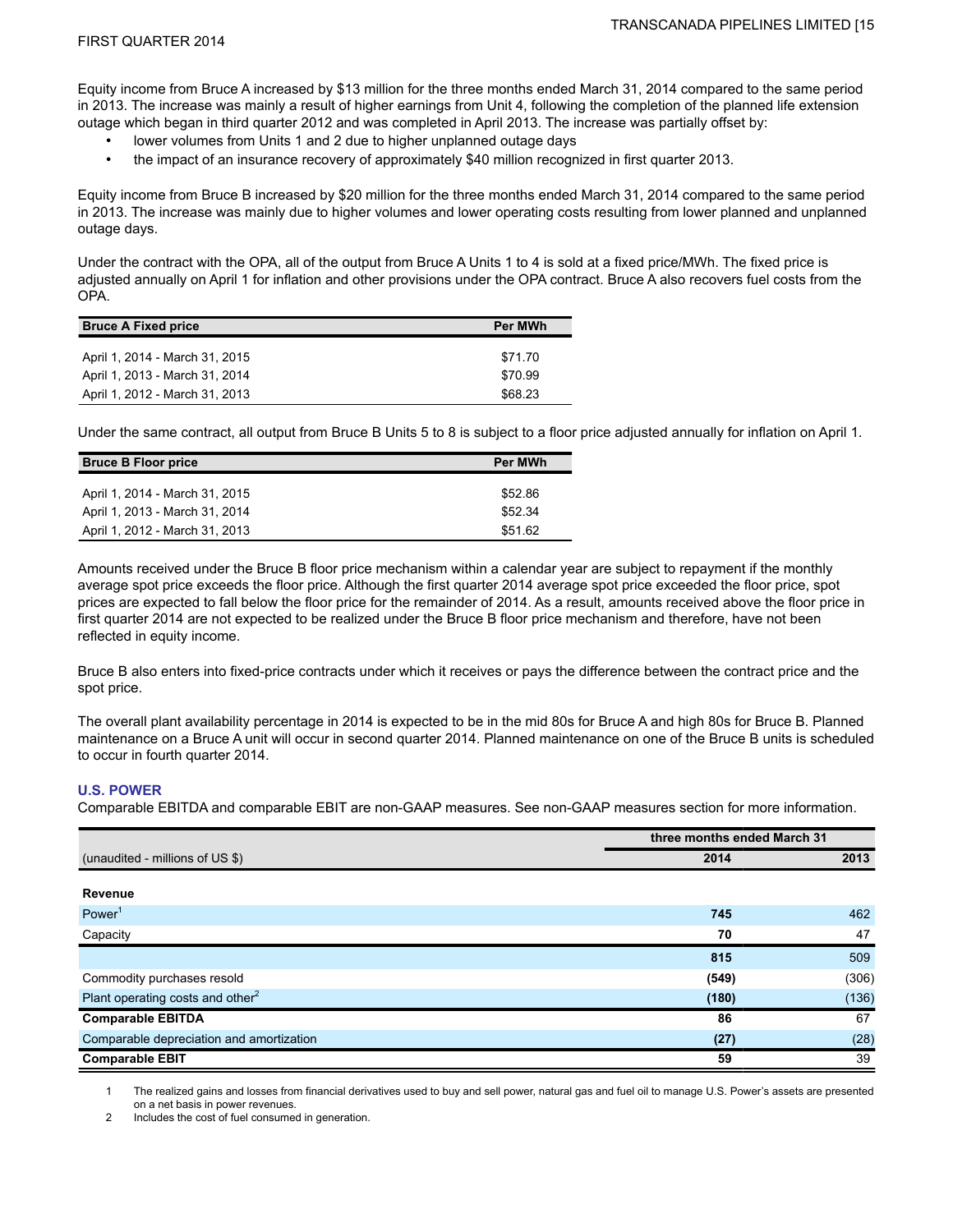Equity income from Bruce A increased by $13 million for the three months ended March 31, 2014 compared to the same period in 2013. The increase was mainly a result of higher earnings from Unit 4, following the completion of the planned life extension outage which began in third quarter 2012 and was completed in April 2013. The increase was partially offset by:

- lower volumes from Units 1 and 2 due to higher unplanned outage days
- the impact of an insurance recovery of approximately $40 million recognized in first quarter 2013.

Equity income from Bruce B increased by $20 million for the three months ended March 31, 2014 compared to the same period in 2013. The increase was mainly due to higher volumes and lower operating costs resulting from lower planned and unplanned outage days.

Under the contract with the OPA, all of the output from Bruce A Units 1 to 4 is sold at a fixed price/MWh. The fixed price is adjusted annually on April 1 for inflation and other provisions under the OPA contract. Bruce A also recovers fuel costs from the OPA.

| Bruce A Fixed price | Per MWh |
|---|---|
| April 1, 2014 - March 31, 2015 | $71.70 |
| April 1, 2013 - March 31, 2014 | $70.99 |
| April 1, 2012 - March 31, 2013 | $68.23 |

Under the same contract, all output from Bruce B Units 5 to 8 is subject to a floor price adjusted annually for inflation on April 1.

| Bruce B Floor price | Per MWh |
|---|---|
| April 1, 2014 - March 31, 2015 | $52.86 |
| April 1, 2013 - March 31, 2014 | $52.34 |
| April 1, 2012 - March 31, 2013 | $51.62 |

Amounts received under the Bruce B floor price mechanism within a calendar year are subject to repayment if the monthly average spot price exceeds the floor price. Although the first quarter 2014 average spot price exceeded the floor price, spot prices are expected to fall below the floor price for the remainder of 2014. As a result, amounts received above the floor price in first quarter 2014 are not expected to be realized under the Bruce B floor price mechanism and therefore, have not been reflected in equity income.

Bruce B also enters into fixed-price contracts under which it receives or pays the difference between the contract price and the spot price.

The overall plant availability percentage in 2014 is expected to be in the mid 80s for Bruce A and high 80s for Bruce B. Planned maintenance on a Bruce A unit will occur in second quarter 2014. Planned maintenance on one of the Bruce B units is scheduled to occur in fourth quarter 2014.

### U.S. POWER

Comparable EBITDA and comparable EBIT are non-GAAP measures. See non-GAAP measures section for more information.

| | three months ended March 31 | |
|---|---|---|
| (unaudited - millions of US $) | 2014 | 2013 |
| **Revenue** | | |
| Power[1] | **745** | 462 |
| Capacity | **70** | 47 |
| | **815** | 509 |
| Commodity purchases resold | **(549)** | (306) |
| Plant operating costs and other[2] | **(180)** | (136) |
| **Comparable EBITDA** | **86** | 67 |
| Comparable depreciation and amortization | **(27)** | (28) |
| **Comparable EBIT** | **59** | 39 |

1 The realized gains and losses from financial derivatives used to buy and sell power, natural gas and fuel oil to manage U.S. Power's assets are presented on a net basis in power revenues.

2 Includes the cost of fuel consumed in generation.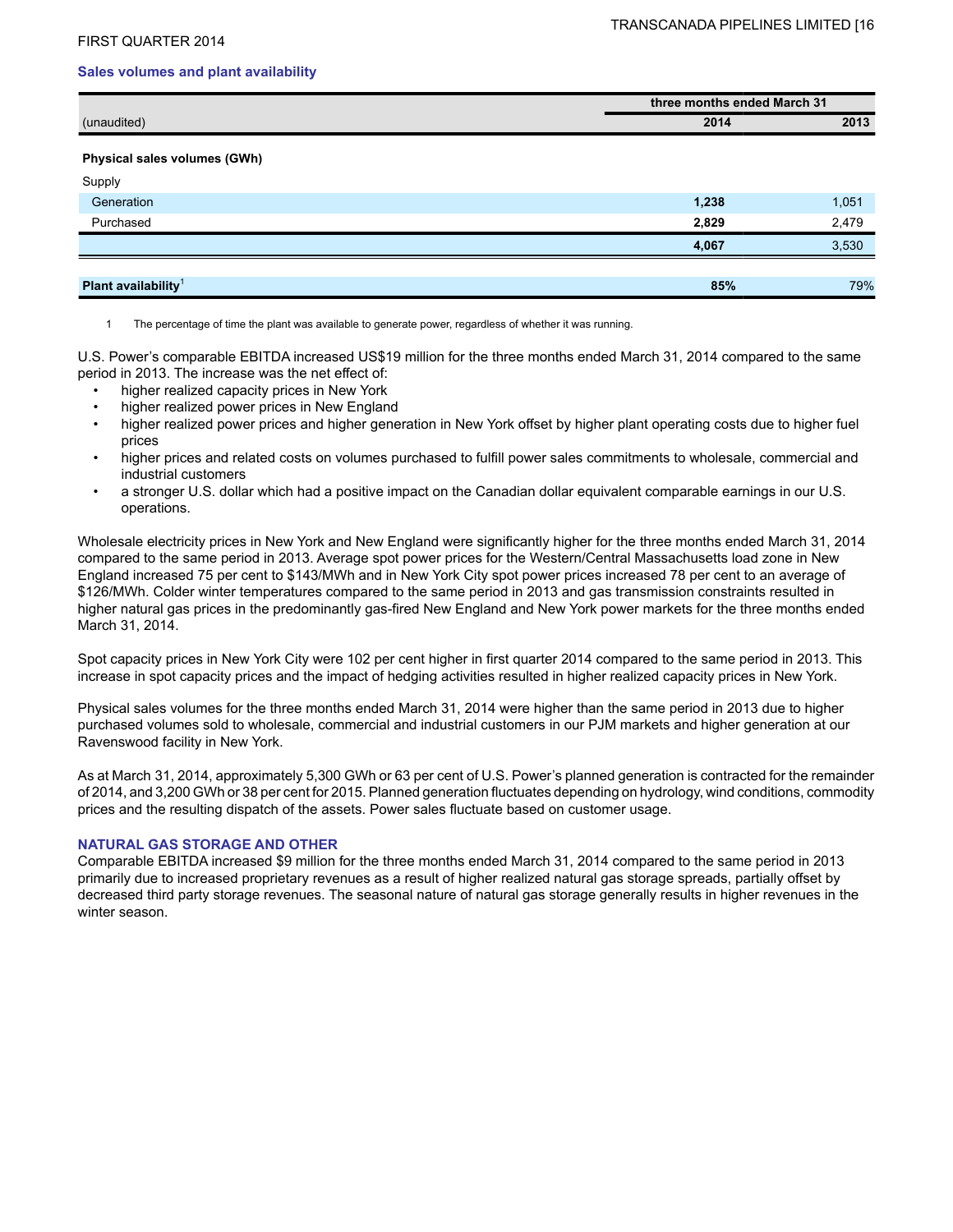### Sales volumes and plant availability

| (unaudited) | three months ended March 31 | |
|---|---|---|
| | **2014** | **2013** |
| **Physical sales volumes (GWh)** | | |
| Supply | | |
| Generation | **1,238** | 1,051 |
| Purchased | **2,829** | 2,479 |
| | **4,067** | 3,530 |
| **Plant availability**[1] | **85%** | 79% |

1 The percentage of time the plant was available to generate power, regardless of whether it was running.

U.S. Power's comparable EBITDA increased US$19 million for the three months ended March 31, 2014 compared to the same period in 2013. The increase was the net effect of:

- higher realized capacity prices in New York
- higher realized power prices in New England
- higher realized power prices and higher generation in New York offset by higher plant operating costs due to higher fuel prices
- higher prices and related costs on volumes purchased to fulfill power sales commitments to wholesale, commercial and industrial customers
- a stronger U.S. dollar which had a positive impact on the Canadian dollar equivalent comparable earnings in our U.S. operations.

Wholesale electricity prices in New York and New England were significantly higher for the three months ended March 31, 2014 compared to the same period in 2013. Average spot power prices for the Western/Central Massachusetts load zone in New England increased 75 per cent to $143/MWh and in New York City spot power prices increased 78 per cent to an average of $126/MWh. Colder winter temperatures compared to the same period in 2013 and gas transmission constraints resulted in higher natural gas prices in the predominantly gas-fired New England and New York power markets for the three months ended March 31, 2014.

Spot capacity prices in New York City were 102 per cent higher in first quarter 2014 compared to the same period in 2013. This increase in spot capacity prices and the impact of hedging activities resulted in higher realized capacity prices in New York.

Physical sales volumes for the three months ended March 31, 2014 were higher than the same period in 2013 due to higher purchased volumes sold to wholesale, commercial and industrial customers in our PJM markets and higher generation at our Ravenswood facility in New York.

As at March 31, 2014, approximately 5,300 GWh or 63 per cent of U.S. Power's planned generation is contracted for the remainder of 2014, and 3,200 GWh or 38 per cent for 2015. Planned generation fluctuates depending on hydrology, wind conditions, commodity prices and the resulting dispatch of the assets. Power sales fluctuate based on customer usage.

### NATURAL GAS STORAGE AND OTHER

Comparable EBITDA increased $9 million for the three months ended March 31, 2014 compared to the same period in 2013 primarily due to increased proprietary revenues as a result of higher realized natural gas storage spreads, partially offset by decreased third party storage revenues. The seasonal nature of natural gas storage generally results in higher revenues in the winter season.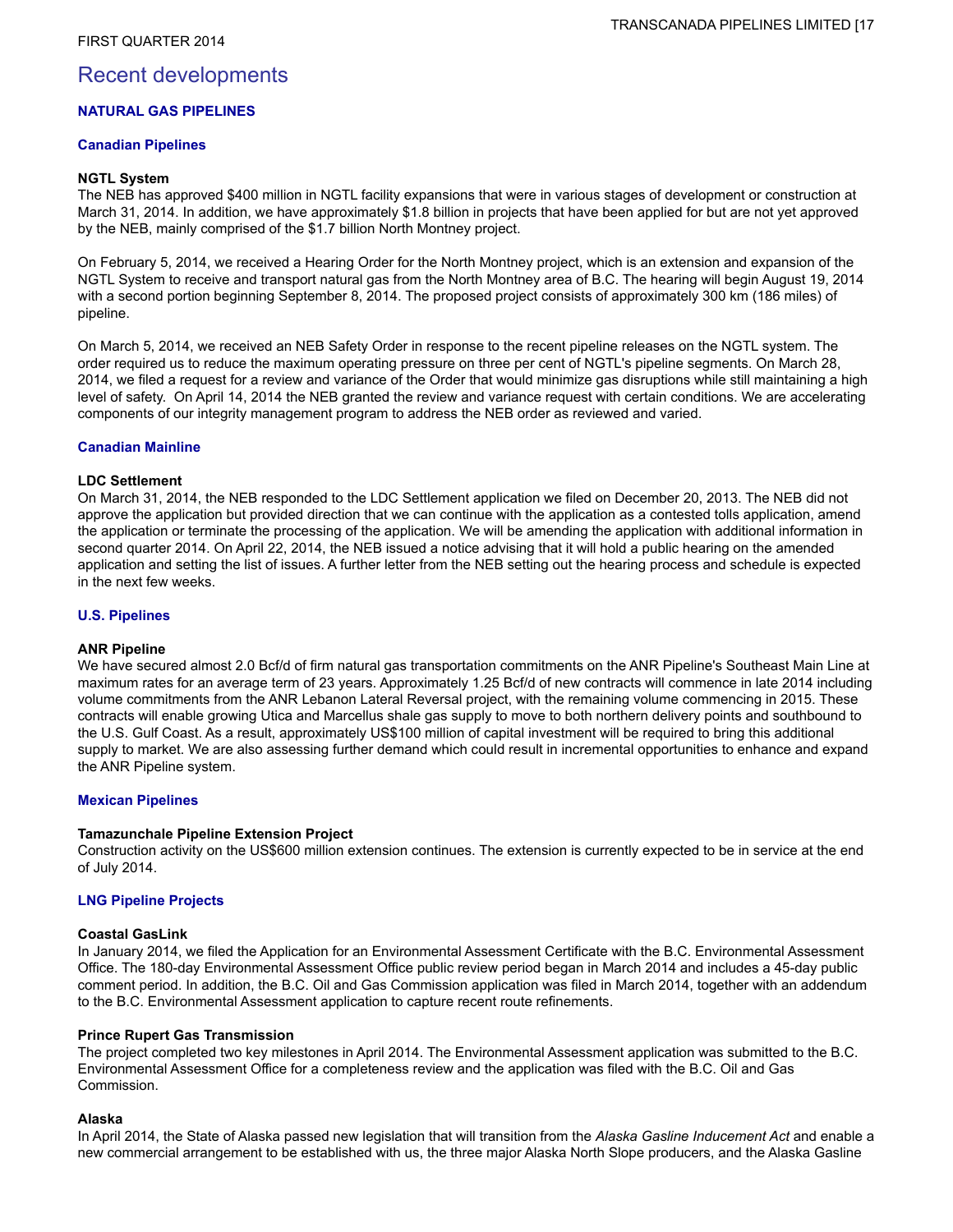# Recent developments

## NATURAL GAS PIPELINES

### Canadian Pipelines

**NGTL System**

The NEB has approved $400 million in NGTL facility expansions that were in various stages of development or construction at March 31, 2014. In addition, we have approximately $1.8 billion in projects that have been applied for but are not yet approved by the NEB, mainly comprised of the $1.7 billion North Montney project.

On February 5, 2014, we received a Hearing Order for the North Montney project, which is an extension and expansion of the NGTL System to receive and transport natural gas from the North Montney area of B.C. The hearing will begin August 19, 2014 with a second portion beginning September 8, 2014. The proposed project consists of approximately 300 km (186 miles) of pipeline.

On March 5, 2014, we received an NEB Safety Order in response to the recent pipeline releases on the NGTL system. The order required us to reduce the maximum operating pressure on three per cent of NGTL's pipeline segments. On March 28, 2014, we filed a request for a review and variance of the Order that would minimize gas disruptions while still maintaining a high level of safety. On April 14, 2014 the NEB granted the review and variance request with certain conditions. We are accelerating components of our integrity management program to address the NEB order as reviewed and varied.

### Canadian Mainline

**LDC Settlement**

On March 31, 2014, the NEB responded to the LDC Settlement application we filed on December 20, 2013. The NEB did not approve the application but provided direction that we can continue with the application as a contested tolls application, amend the application or terminate the processing of the application. We will be amending the application with additional information in second quarter 2014. On April 22, 2014, the NEB issued a notice advising that it will hold a public hearing on the amended application and setting the list of issues. A further letter from the NEB setting out the hearing process and schedule is expected in the next few weeks.

### U.S. Pipelines

**ANR Pipeline**

We have secured almost 2.0 Bcf/d of firm natural gas transportation commitments on the ANR Pipeline's Southeast Main Line at maximum rates for an average term of 23 years. Approximately 1.25 Bcf/d of new contracts will commence in late 2014 including volume commitments from the ANR Lebanon Lateral Reversal project, with the remaining volume commencing in 2015. These contracts will enable growing Utica and Marcellus shale gas supply to move to both northern delivery points and southbound to the U.S. Gulf Coast. As a result, approximately US$100 million of capital investment will be required to bring this additional supply to market. We are also assessing further demand which could result in incremental opportunities to enhance and expand the ANR Pipeline system.

### Mexican Pipelines

**Tamazunchale Pipeline Extension Project**

Construction activity on the US$600 million extension continues. The extension is currently expected to be in service at the end of July 2014.

### LNG Pipeline Projects

**Coastal GasLink**

In January 2014, we filed the Application for an Environmental Assessment Certificate with the B.C. Environmental Assessment Office. The 180-day Environmental Assessment Office public review period began in March 2014 and includes a 45-day public comment period. In addition, the B.C. Oil and Gas Commission application was filed in March 2014, together with an addendum to the B.C. Environmental Assessment application to capture recent route refinements.

**Prince Rupert Gas Transmission**

The project completed two key milestones in April 2014. The Environmental Assessment application was submitted to the B.C. Environmental Assessment Office for a completeness review and the application was filed with the B.C. Oil and Gas Commission.

**Alaska**

In April 2014, the State of Alaska passed new legislation that will transition from the *Alaska Gasline Inducement Act* and enable a new commercial arrangement to be established with us, the three major Alaska North Slope producers, and the Alaska Gasline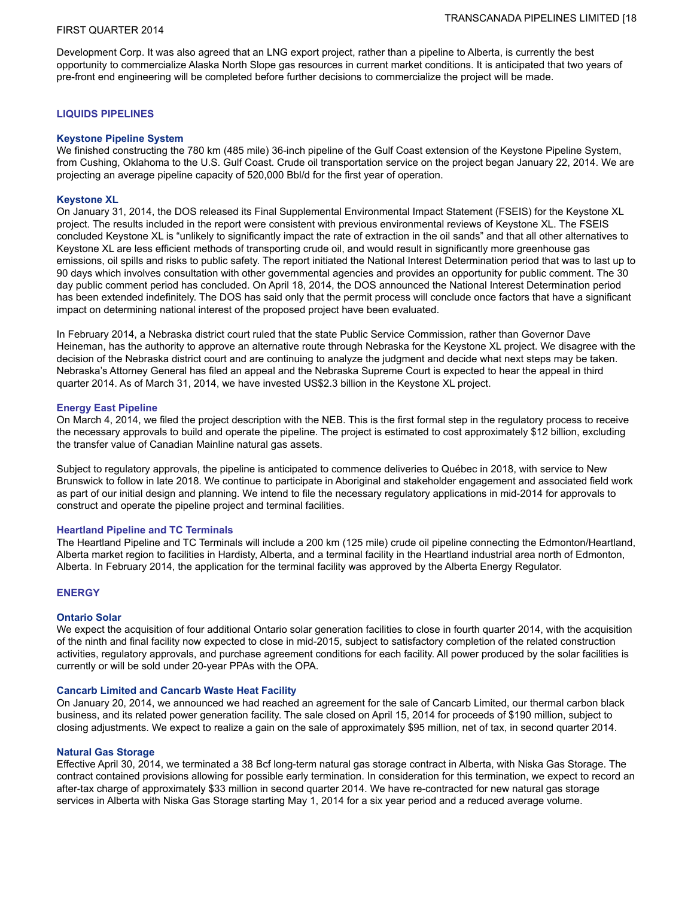Development Corp. It was also agreed that an LNG export project, rather than a pipeline to Alberta, is currently the best opportunity to commercialize Alaska North Slope gas resources in current market conditions. It is anticipated that two years of pre-front end engineering will be completed before further decisions to commercialize the project will be made.

## LIQUIDS PIPELINES

### Keystone Pipeline System

We finished constructing the 780 km (485 mile) 36-inch pipeline of the Gulf Coast extension of the Keystone Pipeline System, from Cushing, Oklahoma to the U.S. Gulf Coast. Crude oil transportation service on the project began January 22, 2014. We are projecting an average pipeline capacity of 520,000 Bbl/d for the first year of operation.

### Keystone XL

On January 31, 2014, the DOS released its Final Supplemental Environmental Impact Statement (FSEIS) for the Keystone XL project. The results included in the report were consistent with previous environmental reviews of Keystone XL. The FSEIS concluded Keystone XL is "unlikely to significantly impact the rate of extraction in the oil sands" and that all other alternatives to Keystone XL are less efficient methods of transporting crude oil, and would result in significantly more greenhouse gas emissions, oil spills and risks to public safety. The report initiated the National Interest Determination period that was to last up to 90 days which involves consultation with other governmental agencies and provides an opportunity for public comment. The 30 day public comment period has concluded. On April 18, 2014, the DOS announced the National Interest Determination period has been extended indefinitely. The DOS has said only that the permit process will conclude once factors that have a significant impact on determining national interest of the proposed project have been evaluated.

In February 2014, a Nebraska district court ruled that the state Public Service Commission, rather than Governor Dave Heineman, has the authority to approve an alternative route through Nebraska for the Keystone XL project. We disagree with the decision of the Nebraska district court and are continuing to analyze the judgment and decide what next steps may be taken. Nebraska's Attorney General has filed an appeal and the Nebraska Supreme Court is expected to hear the appeal in third quarter 2014. As of March 31, 2014, we have invested US$2.3 billion in the Keystone XL project.

### Energy East Pipeline

On March 4, 2014, we filed the project description with the NEB. This is the first formal step in the regulatory process to receive the necessary approvals to build and operate the pipeline. The project is estimated to cost approximately $12 billion, excluding the transfer value of Canadian Mainline natural gas assets.

Subject to regulatory approvals, the pipeline is anticipated to commence deliveries to Québec in 2018, with service to New Brunswick to follow in late 2018. We continue to participate in Aboriginal and stakeholder engagement and associated field work as part of our initial design and planning. We intend to file the necessary regulatory applications in mid-2014 for approvals to construct and operate the pipeline project and terminal facilities.

### Heartland Pipeline and TC Terminals

The Heartland Pipeline and TC Terminals will include a 200 km (125 mile) crude oil pipeline connecting the Edmonton/Heartland, Alberta market region to facilities in Hardisty, Alberta, and a terminal facility in the Heartland industrial area north of Edmonton, Alberta. In February 2014, the application for the terminal facility was approved by the Alberta Energy Regulator.

## ENERGY

### Ontario Solar

We expect the acquisition of four additional Ontario solar generation facilities to close in fourth quarter 2014, with the acquisition of the ninth and final facility now expected to close in mid-2015, subject to satisfactory completion of the related construction activities, regulatory approvals, and purchase agreement conditions for each facility. All power produced by the solar facilities is currently or will be sold under 20-year PPAs with the OPA.

### Cancarb Limited and Cancarb Waste Heat Facility

On January 20, 2014, we announced we had reached an agreement for the sale of Cancarb Limited, our thermal carbon black business, and its related power generation facility. The sale closed on April 15, 2014 for proceeds of $190 million, subject to closing adjustments. We expect to realize a gain on the sale of approximately $95 million, net of tax, in second quarter 2014.

### Natural Gas Storage

Effective April 30, 2014, we terminated a 38 Bcf long-term natural gas storage contract in Alberta, with Niska Gas Storage. The contract contained provisions allowing for possible early termination. In consideration for this termination, we expect to record an after-tax charge of approximately $33 million in second quarter 2014. We have re-contracted for new natural gas storage services in Alberta with Niska Gas Storage starting May 1, 2014 for a six year period and a reduced average volume.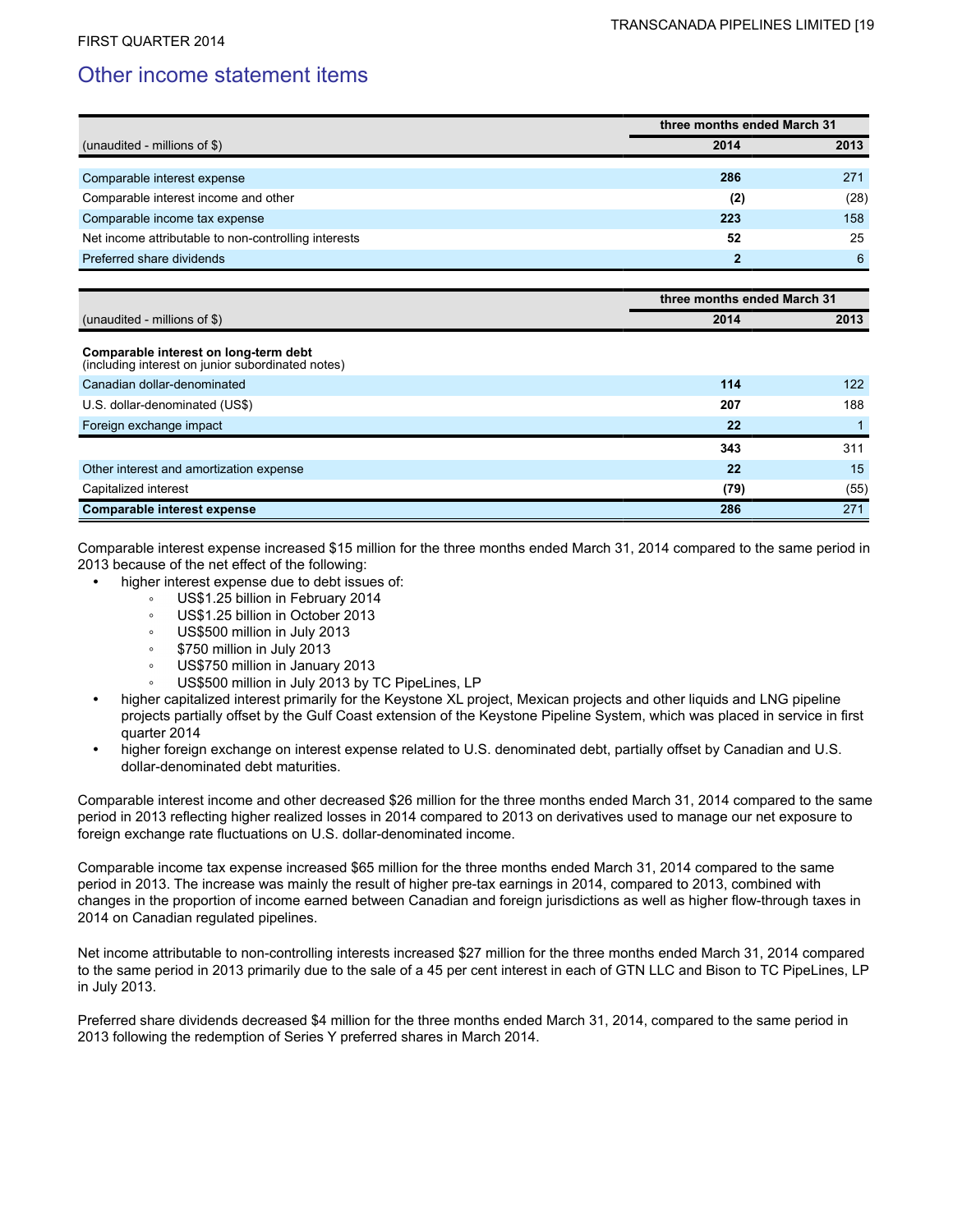## Other income statement items

| (unaudited - millions of $) | three months ended March 31 | |
|---|---|---|
| | **2014** | **2013** |
| Comparable interest expense | **286** | 271 |
| Comparable interest income and other | **(2)** | (28) |
| Comparable income tax expense | **223** | 158 |
| Net income attributable to non-controlling interests | **52** | 25 |
| Preferred share dividends | **2** | 6 |

| (unaudited - millions of $) | three months ended March 31 | |
|---|---|---|
| | **2014** | **2013** |
| **Comparable interest on long-term debt** (including interest on junior subordinated notes) | | |
| Canadian dollar-denominated | **114** | 122 |
| U.S. dollar-denominated (US$) | **207** | 188 |
| Foreign exchange impact | **22** | 1 |
| | **343** | 311 |
| Other interest and amortization expense | **22** | 15 |
| Capitalized interest | **(79)** | (55) |
| **Comparable interest expense** | **286** | 271 |

Comparable interest expense increased $15 million for the three months ended March 31, 2014 compared to the same period in 2013 because of the net effect of the following:

- higher interest expense due to debt issues of:
  - US$1.25 billion in February 2014
  - US$1.25 billion in October 2013
  - US$500 million in July 2013
  - $750 million in July 2013
  - US$750 million in January 2013
  - US$500 million in July 2013 by TC PipeLines, LP
- higher capitalized interest primarily for the Keystone XL project, Mexican projects and other liquids and LNG pipeline projects partially offset by the Gulf Coast extension of the Keystone Pipeline System, which was placed in service in first quarter 2014
- higher foreign exchange on interest expense related to U.S. denominated debt, partially offset by Canadian and U.S. dollar-denominated debt maturities.

Comparable interest income and other decreased $26 million for the three months ended March 31, 2014 compared to the same period in 2013 reflecting higher realized losses in 2014 compared to 2013 on derivatives used to manage our net exposure to foreign exchange rate fluctuations on U.S. dollar-denominated income.

Comparable income tax expense increased $65 million for the three months ended March 31, 2014 compared to the same period in 2013. The increase was mainly the result of higher pre-tax earnings in 2014, compared to 2013, combined with changes in the proportion of income earned between Canadian and foreign jurisdictions as well as higher flow-through taxes in 2014 on Canadian regulated pipelines.

Net income attributable to non-controlling interests increased $27 million for the three months ended March 31, 2014 compared to the same period in 2013 primarily due to the sale of a 45 per cent interest in each of GTN LLC and Bison to TC PipeLines, LP in July 2013.

Preferred share dividends decreased $4 million for the three months ended March 31, 2014, compared to the same period in 2013 following the redemption of Series Y preferred shares in March 2014.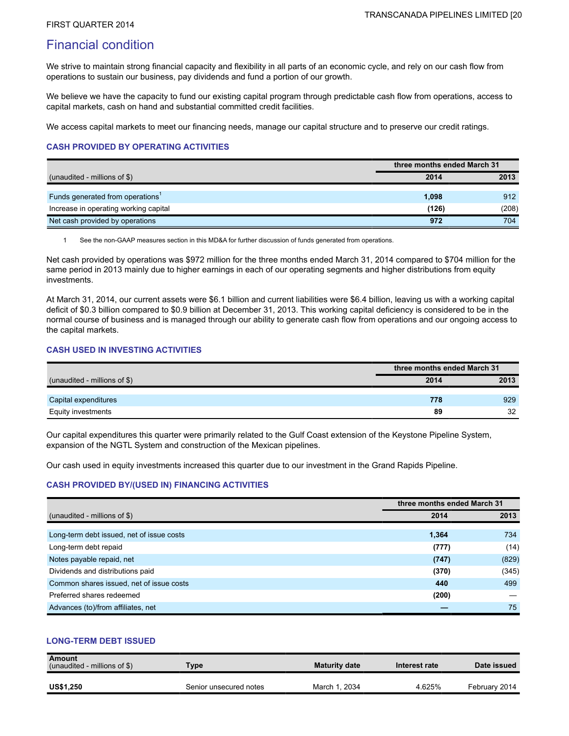# Financial condition

We strive to maintain strong financial capacity and flexibility in all parts of an economic cycle, and rely on our cash flow from operations to sustain our business, pay dividends and fund a portion of our growth.

We believe we have the capacity to fund our existing capital program through predictable cash flow from operations, access to capital markets, cash on hand and substantial committed credit facilities.

We access capital markets to meet our financing needs, manage our capital structure and to preserve our credit ratings.

### CASH PROVIDED BY OPERATING ACTIVITIES

| | three months ended March 31 | |
|---|---|---|
| (unaudited - millions of $) | **2014** | 2013 |
| Funds generated from operations[1] | **1,098** | 912 |
| Increase in operating working capital | **(126)** | (208) |
| Net cash provided by operations | **972** | 704 |

1 See the non-GAAP measures section in this MD&A for further discussion of funds generated from operations.

Net cash provided by operations was $972 million for the three months ended March 31, 2014 compared to $704 million for the same period in 2013 mainly due to higher earnings in each of our operating segments and higher distributions from equity investments.

At March 31, 2014, our current assets were $6.1 billion and current liabilities were $6.4 billion, leaving us with a working capital deficit of $0.3 billion compared to $0.9 billion at December 31, 2013. This working capital deficiency is considered to be in the normal course of business and is managed through our ability to generate cash flow from operations and our ongoing access to the capital markets.

### CASH USED IN INVESTING ACTIVITIES

| | three months ended March 31 | |
|---|---|---|
| (unaudited - millions of $) | **2014** | 2013 |
| Capital expenditures | **778** | 929 |
| Equity investments | **89** | 32 |

Our capital expenditures this quarter were primarily related to the Gulf Coast extension of the Keystone Pipeline System, expansion of the NGTL System and construction of the Mexican pipelines.

Our cash used in equity investments increased this quarter due to our investment in the Grand Rapids Pipeline.

### CASH PROVIDED BY/(USED IN) FINANCING ACTIVITIES

| | three months ended March 31 | |
|---|---|---|
| (unaudited - millions of $) | **2014** | 2013 |
| Long-term debt issued, net of issue costs | **1,364** | 734 |
| Long-term debt repaid | **(777)** | (14) |
| Notes payable repaid, net | **(747)** | (829) |
| Dividends and distributions paid | **(370)** | (345) |
| Common shares issued, net of issue costs | **440** | 499 |
| Preferred shares redeemed | **(200)** | — |
| Advances (to)/from affiliates, net | **—** | 75 |

### LONG-TERM DEBT ISSUED

| Amount (unaudited - millions of $) | Type | Maturity date | Interest rate | Date issued |
|---|---|---|---|---|
| **US$1,250** | Senior unsecured notes | March 1, 2034 | 4.625% | February 2014 |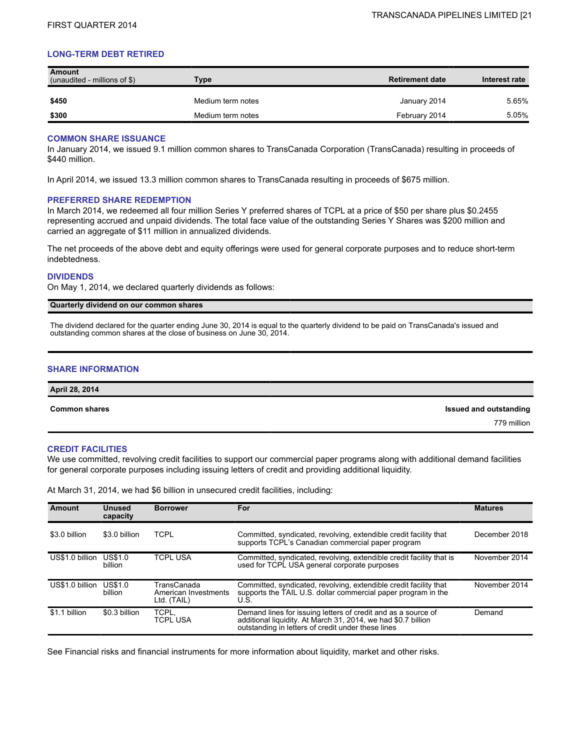## LONG-TERM DEBT RETIRED

| Amount (unaudited - millions of $) | Type | Retirement date | Interest rate |
|---|---|---|---|
| **$450** | Medium term notes | January 2014 | 5.65% |
| **$300** | Medium term notes | February 2014 | 5.05% |

## COMMON SHARE ISSUANCE

In January 2014, we issued 9.1 million common shares to TransCanada Corporation (TransCanada) resulting in proceeds of $440 million.

In April 2014, we issued 13.3 million common shares to TransCanada resulting in proceeds of $675 million.

## PREFERRED SHARE REDEMPTION

In March 2014, we redeemed all four million Series Y preferred shares of TCPL at a price of $50 per share plus $0.2455 representing accrued and unpaid dividends. The total face value of the outstanding Series Y Shares was $200 million and carried an aggregate of $11 million in annualized dividends.

The net proceeds of the above debt and equity offerings were used for general corporate purposes and to reduce short-term indebtedness.

## DIVIDENDS

On May 1, 2014, we declared quarterly dividends as follows:

| Quarterly dividend on our common shares |
|---|
| The dividend declared for the quarter ending June 30, 2014 is equal to the quarterly dividend to be paid on TransCanada's issued and outstanding common shares at the close of business on June 30, 2014. |

## SHARE INFORMATION

| April 28, 2014 | |
|---|---|
| **Common shares** | **Issued and outstanding** |
| | 779 million |

## CREDIT FACILITIES

We use committed, revolving credit facilities to support our commercial paper programs along with additional demand facilities for general corporate purposes including issuing letters of credit and providing additional liquidity.

At March 31, 2014, we had $6 billion in unsecured credit facilities, including:

| Amount | Unused capacity | Borrower | For | Matures |
|---|---|---|---|---|
| $3.0 billion | $3.0 billion | TCPL | Committed, syndicated, revolving, extendible credit facility that supports TCPL's Canadian commercial paper program | December 2018 |
| US$1.0 billion | US$1.0 billion | TCPL USA | Committed, syndicated, revolving, extendible credit facility that is used for TCPL USA general corporate purposes | November 2014 |
| US$1.0 billion | US$1.0 billion | TransCanada American Investments Ltd. (TAIL) | Committed, syndicated, revolving, extendible credit facility that supports the TAIL U.S. dollar commercial paper program in the U.S. | November 2014 |
| $1.1 billion | $0.3 billion | TCPL, TCPL USA | Demand lines for issuing letters of credit and as a source of additional liquidity. At March 31, 2014, we had $0.7 billion outstanding in letters of credit under these lines | Demand |

See Financial risks and financial instruments for more information about liquidity, market and other risks.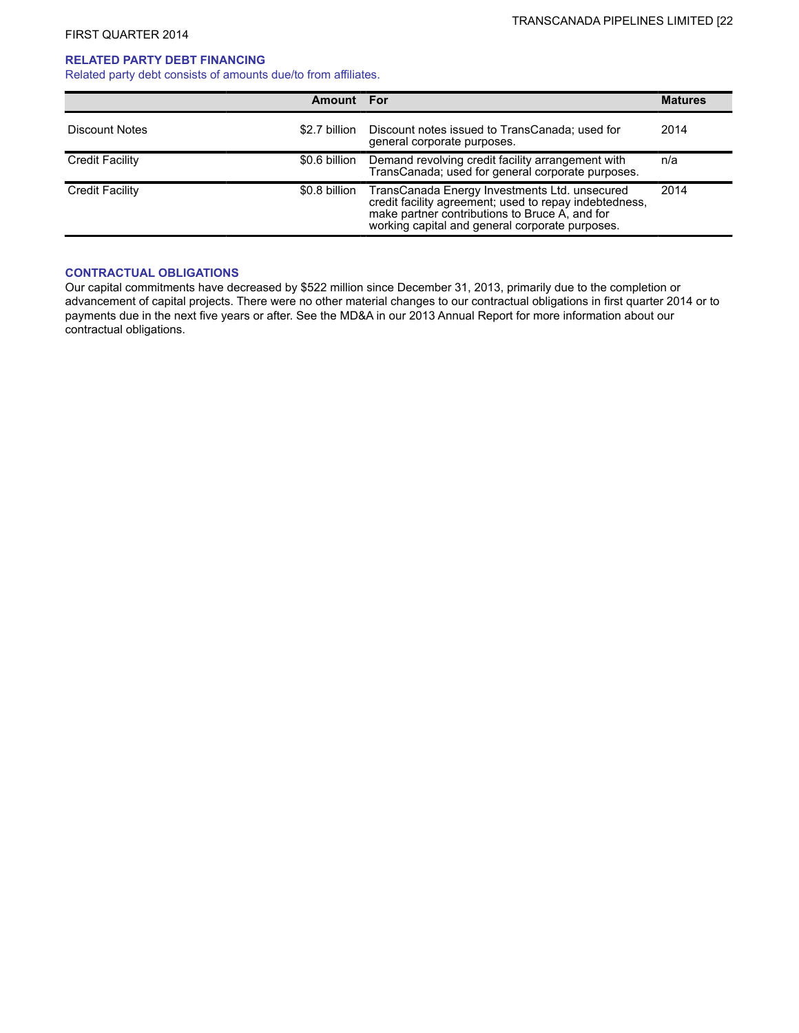## RELATED PARTY DEBT FINANCING

Related party debt consists of amounts due/to from affiliates.

| | Amount | For | Matures |
|---|---|---|---|
| Discount Notes | $2.7 billion | Discount notes issued to TransCanada; used for general corporate purposes. | 2014 |
| Credit Facility | $0.6 billion | Demand revolving credit facility arrangement with TransCanada; used for general corporate purposes. | n/a |
| Credit Facility | $0.8 billion | TransCanada Energy Investments Ltd. unsecured credit facility agreement; used to repay indebtedness, make partner contributions to Bruce A, and for working capital and general corporate purposes. | 2014 |

## CONTRACTUAL OBLIGATIONS

Our capital commitments have decreased by $522 million since December 31, 2013, primarily due to the completion or advancement of capital projects. There were no other material changes to our contractual obligations in first quarter 2014 or to payments due in the next five years or after. See the MD&A in our 2013 Annual Report for more information about our contractual obligations.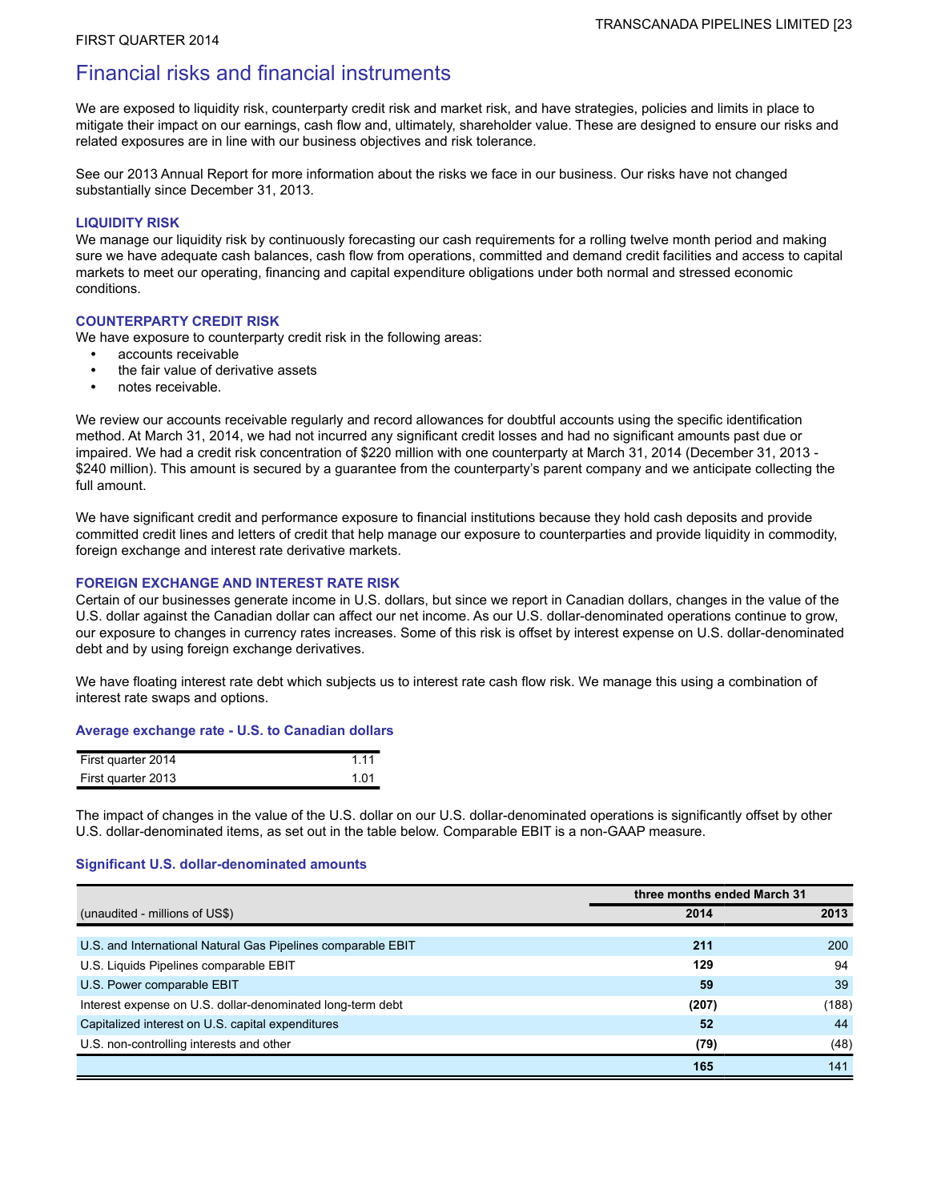# Financial risks and financial instruments

We are exposed to liquidity risk, counterparty credit risk and market risk, and have strategies, policies and limits in place to mitigate their impact on our earnings, cash flow and, ultimately, shareholder value. These are designed to ensure our risks and related exposures are in line with our business objectives and risk tolerance.

See our 2013 Annual Report for more information about the risks we face in our business. Our risks have not changed substantially since December 31, 2013.

### LIQUIDITY RISK

We manage our liquidity risk by continuously forecasting our cash requirements for a rolling twelve month period and making sure we have adequate cash balances, cash flow from operations, committed and demand credit facilities and access to capital markets to meet our operating, financing and capital expenditure obligations under both normal and stressed economic conditions.

### COUNTERPARTY CREDIT RISK

We have exposure to counterparty credit risk in the following areas:

- accounts receivable
- the fair value of derivative assets
- notes receivable.

We review our accounts receivable regularly and record allowances for doubtful accounts using the specific identification method. At March 31, 2014, we had not incurred any significant credit losses and had no significant amounts past due or impaired. We had a credit risk concentration of $220 million with one counterparty at March 31, 2014 (December 31, 2013 - $240 million). This amount is secured by a guarantee from the counterparty's parent company and we anticipate collecting the full amount.

We have significant credit and performance exposure to financial institutions because they hold cash deposits and provide committed credit lines and letters of credit that help manage our exposure to counterparties and provide liquidity in commodity, foreign exchange and interest rate derivative markets.

### FOREIGN EXCHANGE AND INTEREST RATE RISK

Certain of our businesses generate income in U.S. dollars, but since we report in Canadian dollars, changes in the value of the U.S. dollar against the Canadian dollar can affect our net income. As our U.S. dollar-denominated operations continue to grow, our exposure to changes in currency rates increases. Some of this risk is offset by interest expense on U.S. dollar-denominated debt and by using foreign exchange derivatives.

We have floating interest rate debt which subjects us to interest rate cash flow risk. We manage this using a combination of interest rate swaps and options.

#### Average exchange rate - U.S. to Canadian dollars

| | |
|---|---|
| First quarter 2014 | 1.11 |
| First quarter 2013 | 1.01 |

The impact of changes in the value of the U.S. dollar on our U.S. dollar-denominated operations is significantly offset by other U.S. dollar-denominated items, as set out in the table below. Comparable EBIT is a non-GAAP measure.

#### Significant U.S. dollar-denominated amounts

| | three months ended March 31 | |
|---|---|---|
| (unaudited - millions of US$) | **2014** | 2013 |
| U.S. and International Natural Gas Pipelines comparable EBIT | **211** | 200 |
| U.S. Liquids Pipelines comparable EBIT | **129** | 94 |
| U.S. Power comparable EBIT | **59** | 39 |
| Interest expense on U.S. dollar-denominated long-term debt | **(207)** | (188) |
| Capitalized interest on U.S. capital expenditures | **52** | 44 |
| U.S. non-controlling interests and other | **(79)** | (48) |
| | **165** | 141 |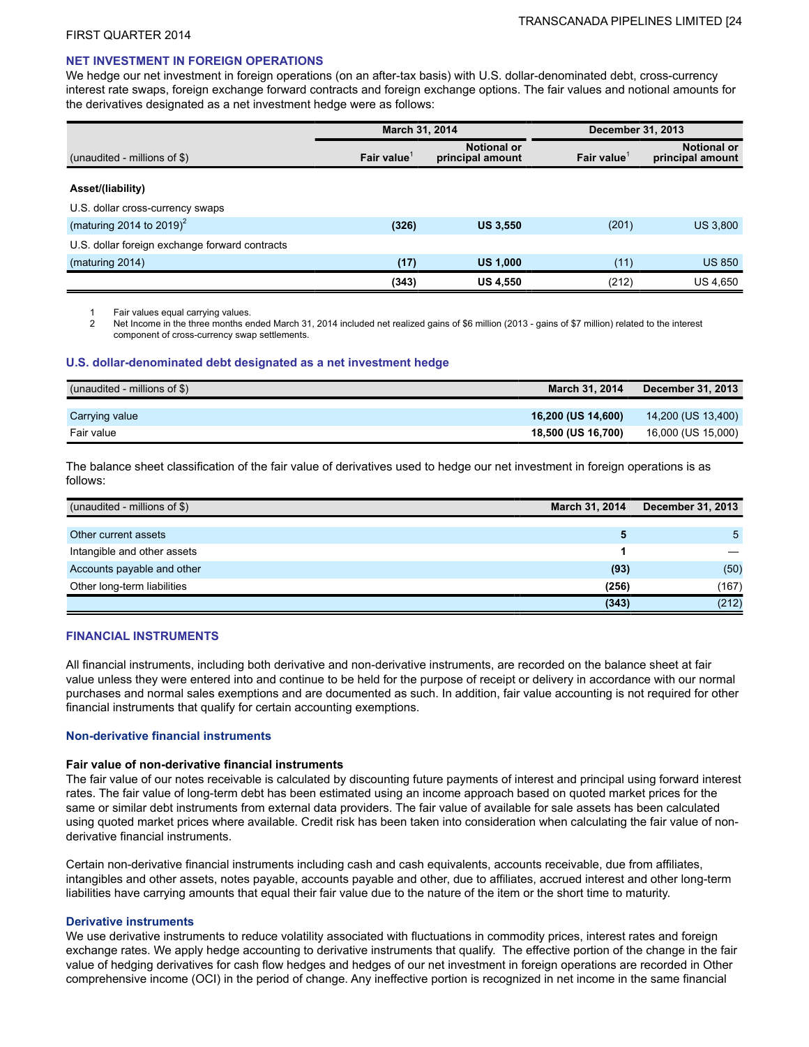FIRST QUARTER 2014

## NET INVESTMENT IN FOREIGN OPERATIONS

We hedge our net investment in foreign operations (on an after-tax basis) with U.S. dollar-denominated debt, cross-currency interest rate swaps, foreign exchange forward contracts and foreign exchange options. The fair values and notional amounts for the derivatives designated as a net investment hedge were as follows:

| | March 31, 2014 | | December 31, 2013 | |
|---|---|---|---|---|
| (unaudited - millions of $) | Fair value[1] | Notional or principal amount | Fair value[1] | Notional or principal amount |
| **Asset/(liability)** | | | | |
| U.S. dollar cross-currency swaps | | | | |
| (maturing 2014 to 2019)[2] | **(326)** | **US 3,550** | (201) | US 3,800 |
| U.S. dollar foreign exchange forward contracts | | | | |
| (maturing 2014) | **(17)** | **US 1,000** | (11) | US 850 |
| | **(343)** | **US 4,550** | (212) | US 4,650 |

1 Fair values equal carrying values.
2 Net Income in the three months ended March 31, 2014 included net realized gains of $6 million (2013 - gains of $7 million) related to the interest component of cross-currency swap settlements.

### U.S. dollar-denominated debt designated as a net investment hedge

| (unaudited - millions of $) | March 31, 2014 | December 31, 2013 |
|---|---|---|
| Carrying value | **16,200 (US 14,600)** | 14,200 (US 13,400) |
| Fair value | **18,500 (US 16,700)** | 16,000 (US 15,000) |

The balance sheet classification of the fair value of derivatives used to hedge our net investment in foreign operations is as follows:

| (unaudited - millions of $) | March 31, 2014 | December 31, 2013 |
|---|---|---|
| Other current assets | **5** | 5 |
| Intangible and other assets | **1** | — |
| Accounts payable and other | **(93)** | (50) |
| Other long-term liabilities | **(256)** | (167) |
| | **(343)** | (212) |

## FINANCIAL INSTRUMENTS

All financial instruments, including both derivative and non-derivative instruments, are recorded on the balance sheet at fair value unless they were entered into and continue to be held for the purpose of receipt or delivery in accordance with our normal purchases and normal sales exemptions and are documented as such. In addition, fair value accounting is not required for other financial instruments that qualify for certain accounting exemptions.

### Non-derivative financial instruments

**Fair value of non-derivative financial instruments**

The fair value of our notes receivable is calculated by discounting future payments of interest and principal using forward interest rates. The fair value of long-term debt has been estimated using an income approach based on quoted market prices for the same or similar debt instruments from external data providers. The fair value of available for sale assets has been calculated using quoted market prices where available. Credit risk has been taken into consideration when calculating the fair value of non-derivative financial instruments.

Certain non-derivative financial instruments including cash and cash equivalents, accounts receivable, due from affiliates, intangibles and other assets, notes payable, accounts payable and other, due to affiliates, accrued interest and other long-term liabilities have carrying amounts that equal their fair value due to the nature of the item or the short time to maturity.

### Derivative instruments

We use derivative instruments to reduce volatility associated with fluctuations in commodity prices, interest rates and foreign exchange rates. We apply hedge accounting to derivative instruments that qualify. The effective portion of the change in the fair value of hedging derivatives for cash flow hedges and hedges of our net investment in foreign operations are recorded in Other comprehensive income (OCI) in the period of change. Any ineffective portion is recognized in net income in the same financial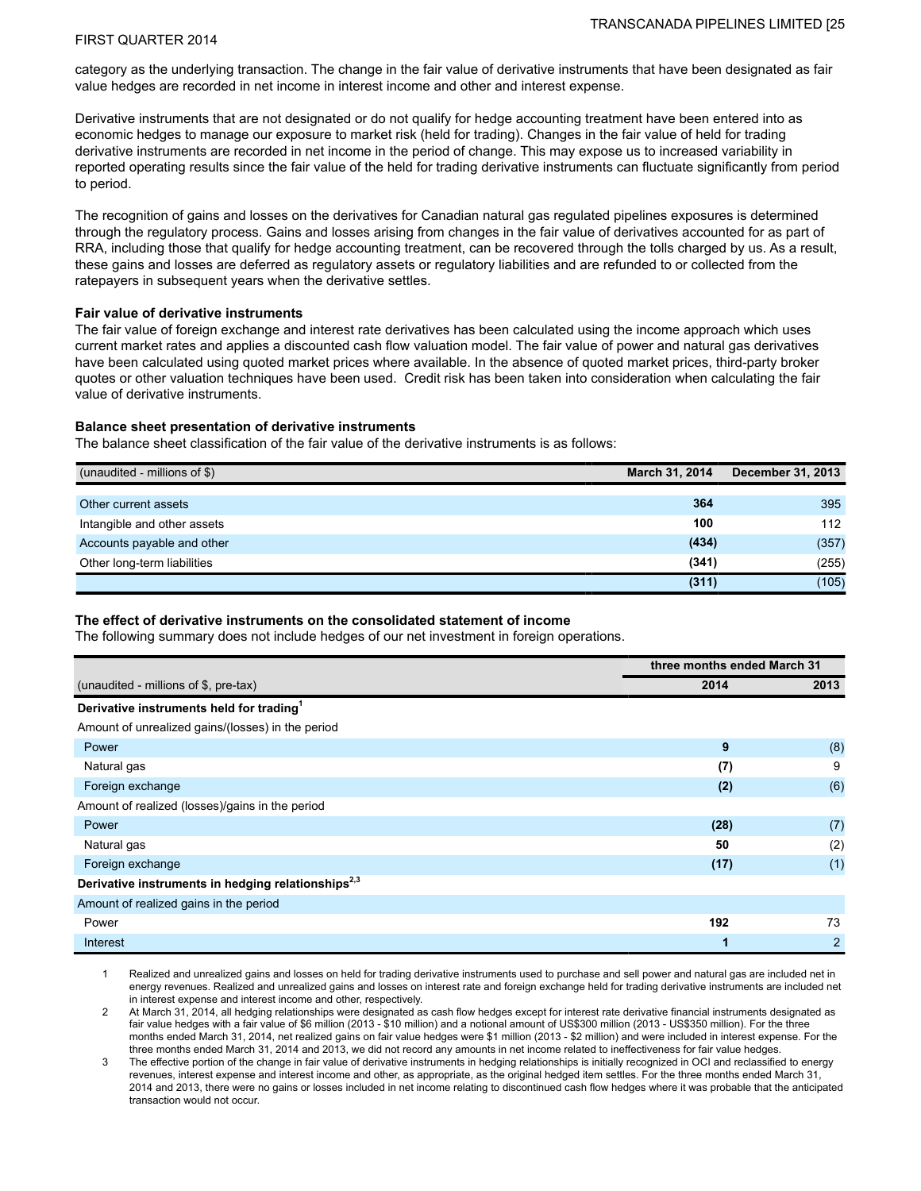category as the underlying transaction. The change in the fair value of derivative instruments that have been designated as fair value hedges are recorded in net income in interest income and other and interest expense.

Derivative instruments that are not designated or do not qualify for hedge accounting treatment have been entered into as economic hedges to manage our exposure to market risk (held for trading). Changes in the fair value of held for trading derivative instruments are recorded in net income in the period of change. This may expose us to increased variability in reported operating results since the fair value of the held for trading derivative instruments can fluctuate significantly from period to period.

The recognition of gains and losses on the derivatives for Canadian natural gas regulated pipelines exposures is determined through the regulatory process. Gains and losses arising from changes in the fair value of derivatives accounted for as part of RRA, including those that qualify for hedge accounting treatment, can be recovered through the tolls charged by us. As a result, these gains and losses are deferred as regulatory assets or regulatory liabilities and are refunded to or collected from the ratepayers in subsequent years when the derivative settles.

### Fair value of derivative instruments

The fair value of foreign exchange and interest rate derivatives has been calculated using the income approach which uses current market rates and applies a discounted cash flow valuation model. The fair value of power and natural gas derivatives have been calculated using quoted market prices where available. In the absence of quoted market prices, third-party broker quotes or other valuation techniques have been used. Credit risk has been taken into consideration when calculating the fair value of derivative instruments.

### Balance sheet presentation of derivative instruments

The balance sheet classification of the fair value of the derivative instruments is as follows:

| (unaudited - millions of $) | March 31, 2014 | December 31, 2013 |
|---|---|---|
| Other current assets | **364** | 395 |
| Intangible and other assets | **100** | 112 |
| Accounts payable and other | **(434)** | (357) |
| Other long-term liabilities | **(341)** | (255) |
| | **(311)** | (105) |

### The effect of derivative instruments on the consolidated statement of income

The following summary does not include hedges of our net investment in foreign operations.

| | three months ended March 31 | |
|---|---|---|
| (unaudited - millions of $, pre-tax) | 2014 | 2013 |
| **Derivative instruments held for trading[1]** | | |
| Amount of unrealized gains/(losses) in the period | | |
| Power | **9** | (8) |
| Natural gas | **(7)** | 9 |
| Foreign exchange | **(2)** | (6) |
| Amount of realized (losses)/gains in the period | | |
| Power | **(28)** | (7) |
| Natural gas | **50** | (2) |
| Foreign exchange | **(17)** | (1) |
| **Derivative instruments in hedging relationships[2,3]** | | |
| Amount of realized gains in the period | | |
| Power | **192** | 73 |
| Interest | **1** | 2 |

1. Realized and unrealized gains and losses on held for trading derivative instruments used to purchase and sell power and natural gas are included net in energy revenues. Realized and unrealized gains and losses on interest rate and foreign exchange held for trading derivative instruments are included net in interest expense and interest income and other, respectively.
2. At March 31, 2014, all hedging relationships were designated as cash flow hedges except for interest rate derivative financial instruments designated as fair value hedges with a fair value of $6 million (2013 - $10 million) and a notional amount of US$300 million (2013 - US$350 million). For the three months ended March 31, 2014, net realized gains on fair value hedges were $1 million (2013 - $2 million) and were included in interest expense. For the three months ended March 31, 2014 and 2013, we did not record any amounts in net income related to ineffectiveness for fair value hedges.
3. The effective portion of the change in fair value of derivative instruments in hedging relationships is initially recognized in OCI and reclassified to energy revenues, interest expense and interest income and other, as appropriate, as the original hedged item settles. For the three months ended March 31, 2014 and 2013, there were no gains or losses included in net income relating to discontinued cash flow hedges where it was probable that the anticipated transaction would not occur.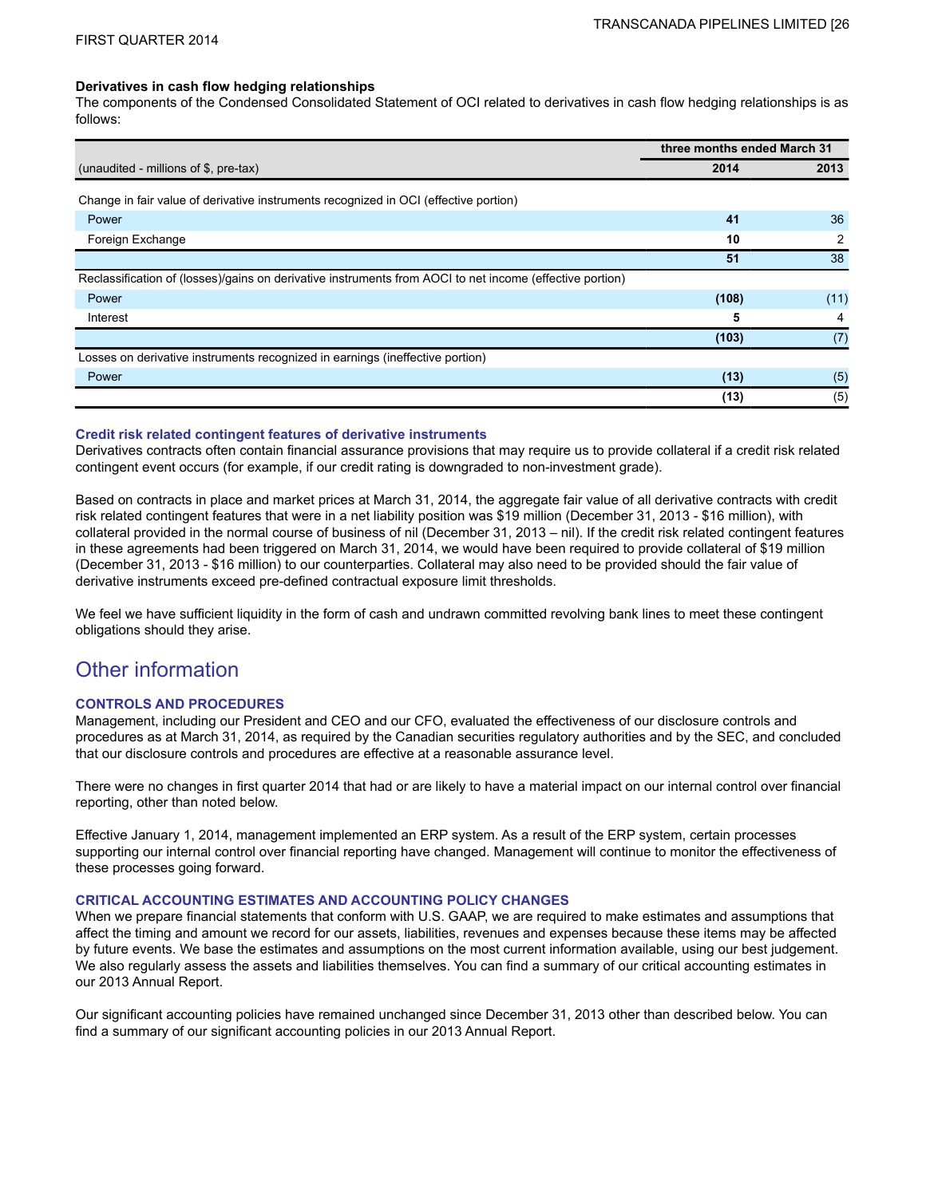**Derivatives in cash flow hedging relationships**

The components of the Condensed Consolidated Statement of OCI related to derivatives in cash flow hedging relationships is as follows:

| | three months ended March 31 | |
|---|---|---|
| (unaudited - millions of $, pre-tax) | **2014** | 2013 |
| Change in fair value of derivative instruments recognized in OCI (effective portion) | | |
| Power | **41** | 36 |
| Foreign Exchange | **10** | 2 |
| | **51** | 38 |
| Reclassification of (losses)/gains on derivative instruments from AOCI to net income (effective portion) | | |
| Power | **(108)** | (11) |
| Interest | **5** | 4 |
| | **(103)** | (7) |
| Losses on derivative instruments recognized in earnings (ineffective portion) | | |
| Power | **(13)** | (5) |
| | **(13)** | (5) |

**Credit risk related contingent features of derivative instruments**

Derivatives contracts often contain financial assurance provisions that may require us to provide collateral if a credit risk related contingent event occurs (for example, if our credit rating is downgraded to non-investment grade).

Based on contracts in place and market prices at March 31, 2014, the aggregate fair value of all derivative contracts with credit risk related contingent features that were in a net liability position was $19 million (December 31, 2013 - $16 million), with collateral provided in the normal course of business of nil (December 31, 2013 – nil). If the credit risk related contingent features in these agreements had been triggered on March 31, 2014, we would have been required to provide collateral of $19 million (December 31, 2013 - $16 million) to our counterparties. Collateral may also need to be provided should the fair value of derivative instruments exceed pre-defined contractual exposure limit thresholds.

We feel we have sufficient liquidity in the form of cash and undrawn committed revolving bank lines to meet these contingent obligations should they arise.

# Other information

### CONTROLS AND PROCEDURES

Management, including our President and CEO and our CFO, evaluated the effectiveness of our disclosure controls and procedures as at March 31, 2014, as required by the Canadian securities regulatory authorities and by the SEC, and concluded that our disclosure controls and procedures are effective at a reasonable assurance level.

There were no changes in first quarter 2014 that had or are likely to have a material impact on our internal control over financial reporting, other than noted below.

Effective January 1, 2014, management implemented an ERP system. As a result of the ERP system, certain processes supporting our internal control over financial reporting have changed. Management will continue to monitor the effectiveness of these processes going forward.

### CRITICAL ACCOUNTING ESTIMATES AND ACCOUNTING POLICY CHANGES

When we prepare financial statements that conform with U.S. GAAP, we are required to make estimates and assumptions that affect the timing and amount we record for our assets, liabilities, revenues and expenses because these items may be affected by future events. We base the estimates and assumptions on the most current information available, using our best judgement. We also regularly assess the assets and liabilities themselves. You can find a summary of our critical accounting estimates in our 2013 Annual Report.

Our significant accounting policies have remained unchanged since December 31, 2013 other than described below. You can find a summary of our significant accounting policies in our 2013 Annual Report.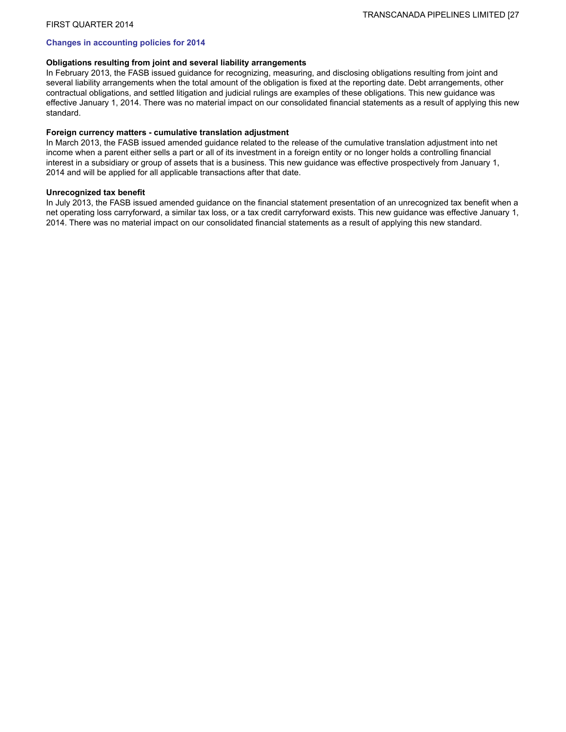## Changes in accounting policies for 2014

### Obligations resulting from joint and several liability arrangements

In February 2013, the FASB issued guidance for recognizing, measuring, and disclosing obligations resulting from joint and several liability arrangements when the total amount of the obligation is fixed at the reporting date. Debt arrangements, other contractual obligations, and settled litigation and judicial rulings are examples of these obligations. This new guidance was effective January 1, 2014. There was no material impact on our consolidated financial statements as a result of applying this new standard.

### Foreign currency matters - cumulative translation adjustment

In March 2013, the FASB issued amended guidance related to the release of the cumulative translation adjustment into net income when a parent either sells a part or all of its investment in a foreign entity or no longer holds a controlling financial interest in a subsidiary or group of assets that is a business. This new guidance was effective prospectively from January 1, 2014 and will be applied for all applicable transactions after that date.

### Unrecognized tax benefit

In July 2013, the FASB issued amended guidance on the financial statement presentation of an unrecognized tax benefit when a net operating loss carryforward, a similar tax loss, or a tax credit carryforward exists. This new guidance was effective January 1, 2014. There was no material impact on our consolidated financial statements as a result of applying this new standard.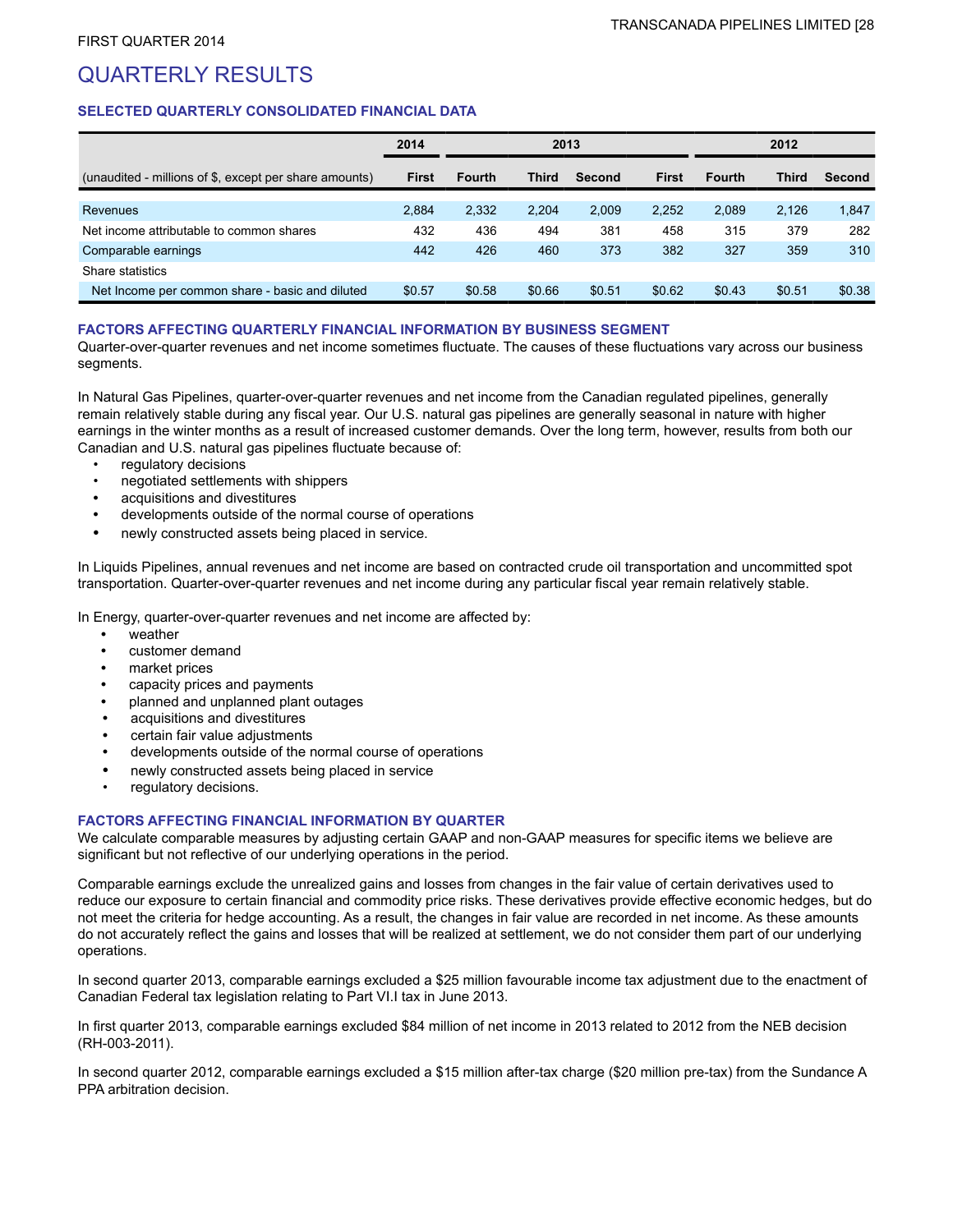FIRST QUARTER 2014

# QUARTERLY RESULTS

### SELECTED QUARTERLY CONSOLIDATED FINANCIAL DATA

| | 2014 | 2013 | | | | 2012 | | |
|---|---|---|---|---|---|---|---|---|
| (unaudited - millions of $, except per share amounts) | First | Fourth | Third | Second | First | Fourth | Third | Second |
| Revenues | 2,884 | 2,332 | 2,204 | 2,009 | 2,252 | 2,089 | 2,126 | 1,847 |
| Net income attributable to common shares | 432 | 436 | 494 | 381 | 458 | 315 | 379 | 282 |
| Comparable earnings | 442 | 426 | 460 | 373 | 382 | 327 | 359 | 310 |
| Share statistics | | | | | | | | |
| Net Income per common share - basic and diluted | $0.57 | $0.58 | $0.66 | $0.51 | $0.62 | $0.43 | $0.51 | $0.38 |

### FACTORS AFFECTING QUARTERLY FINANCIAL INFORMATION BY BUSINESS SEGMENT

Quarter-over-quarter revenues and net income sometimes fluctuate. The causes of these fluctuations vary across our business segments.

In Natural Gas Pipelines, quarter-over-quarter revenues and net income from the Canadian regulated pipelines, generally remain relatively stable during any fiscal year. Our U.S. natural gas pipelines are generally seasonal in nature with higher earnings in the winter months as a result of increased customer demands. Over the long term, however, results from both our Canadian and U.S. natural gas pipelines fluctuate because of:

- regulatory decisions
- negotiated settlements with shippers
- acquisitions and divestitures
- developments outside of the normal course of operations
- newly constructed assets being placed in service.

In Liquids Pipelines, annual revenues and net income are based on contracted crude oil transportation and uncommitted spot transportation. Quarter-over-quarter revenues and net income during any particular fiscal year remain relatively stable.

In Energy, quarter-over-quarter revenues and net income are affected by:

- weather
- customer demand
- market prices
- capacity prices and payments
- planned and unplanned plant outages
- acquisitions and divestitures
- certain fair value adjustments
- developments outside of the normal course of operations
- newly constructed assets being placed in service
- regulatory decisions.

### FACTORS AFFECTING FINANCIAL INFORMATION BY QUARTER

We calculate comparable measures by adjusting certain GAAP and non-GAAP measures for specific items we believe are significant but not reflective of our underlying operations in the period.

Comparable earnings exclude the unrealized gains and losses from changes in the fair value of certain derivatives used to reduce our exposure to certain financial and commodity price risks. These derivatives provide effective economic hedges, but do not meet the criteria for hedge accounting. As a result, the changes in fair value are recorded in net income. As these amounts do not accurately reflect the gains and losses that will be realized at settlement, we do not consider them part of our underlying operations.

In second quarter 2013, comparable earnings excluded a $25 million favourable income tax adjustment due to the enactment of Canadian Federal tax legislation relating to Part VI.I tax in June 2013.

In first quarter 2013, comparable earnings excluded $84 million of net income in 2013 related to 2012 from the NEB decision (RH-003-2011).

In second quarter 2012, comparable earnings excluded a $15 million after-tax charge ($20 million pre-tax) from the Sundance A PPA arbitration decision.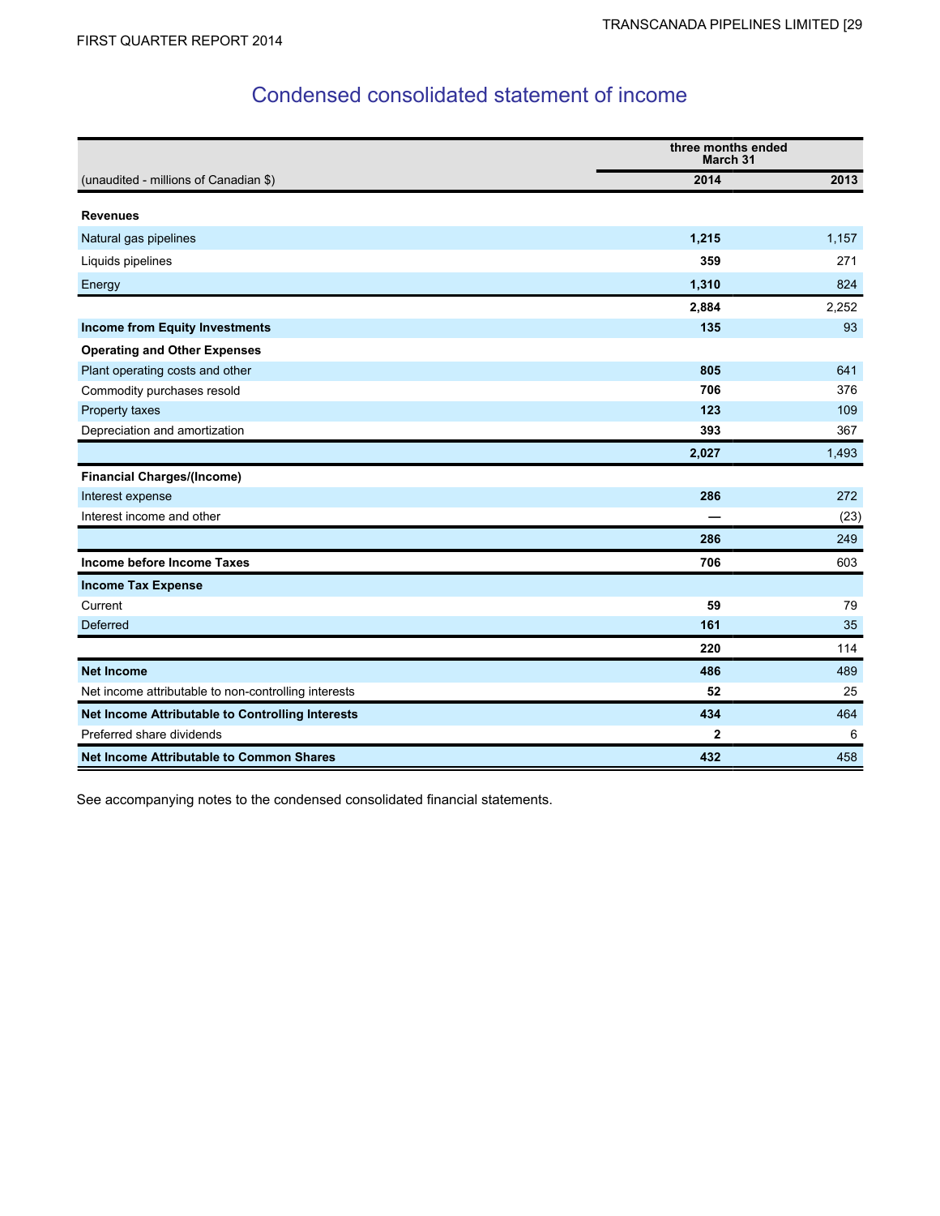# Condensed consolidated statement of income

| (unaudited - millions of Canadian $) | three months ended March 31 | |
|---|---|---|
| | **2014** | **2013** |
| **Revenues** | | |
| Natural gas pipelines | **1,215** | 1,157 |
| Liquids pipelines | **359** | 271 |
| Energy | **1,310** | 824 |
| | **2,884** | 2,252 |
| **Income from Equity Investments** | **135** | 93 |
| **Operating and Other Expenses** | | |
| Plant operating costs and other | **805** | 641 |
| Commodity purchases resold | **706** | 376 |
| Property taxes | **123** | 109 |
| Depreciation and amortization | **393** | 367 |
| | **2,027** | 1,493 |
| **Financial Charges/(Income)** | | |
| Interest expense | **286** | 272 |
| Interest income and other | **—** | (23) |
| | **286** | 249 |
| **Income before Income Taxes** | **706** | 603 |
| **Income Tax Expense** | | |
| Current | **59** | 79 |
| Deferred | **161** | 35 |
| | **220** | 114 |
| **Net Income** | **486** | 489 |
| Net income attributable to non-controlling interests | **52** | 25 |
| **Net Income Attributable to Controlling Interests** | **434** | 464 |
| Preferred share dividends | **2** | 6 |
| **Net Income Attributable to Common Shares** | **432** | 458 |

See accompanying notes to the condensed consolidated financial statements.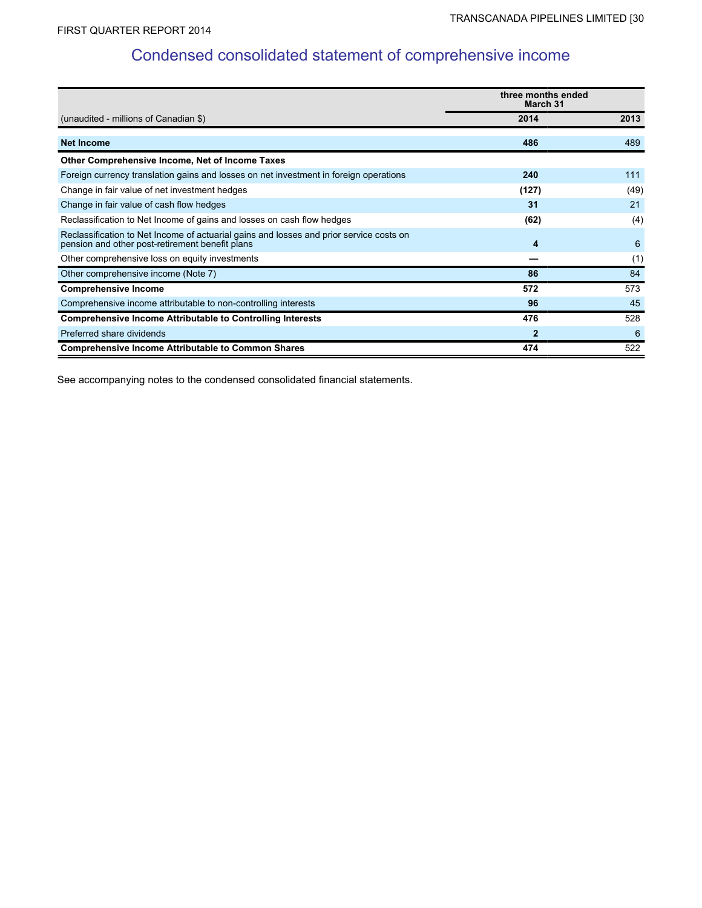# Condensed consolidated statement of comprehensive income

| (unaudited - millions of Canadian $) | three months ended March 31 2014 | 2013 |
|---|---|---|
| **Net Income** | **486** | 489 |
| **Other Comprehensive Income, Net of Income Taxes** | | |
| Foreign currency translation gains and losses on net investment in foreign operations | **240** | 111 |
| Change in fair value of net investment hedges | **(127)** | (49) |
| Change in fair value of cash flow hedges | **31** | 21 |
| Reclassification to Net Income of gains and losses on cash flow hedges | **(62)** | (4) |
| Reclassification to Net Income of actuarial gains and losses and prior service costs on pension and other post-retirement benefit plans | **4** | 6 |
| Other comprehensive loss on equity investments | **—** | (1) |
| Other comprehensive income (Note 7) | **86** | 84 |
| **Comprehensive Income** | **572** | 573 |
| Comprehensive income attributable to non-controlling interests | **96** | 45 |
| **Comprehensive Income Attributable to Controlling Interests** | **476** | 528 |
| Preferred share dividends | **2** | 6 |
| **Comprehensive Income Attributable to Common Shares** | **474** | 522 |

See accompanying notes to the condensed consolidated financial statements.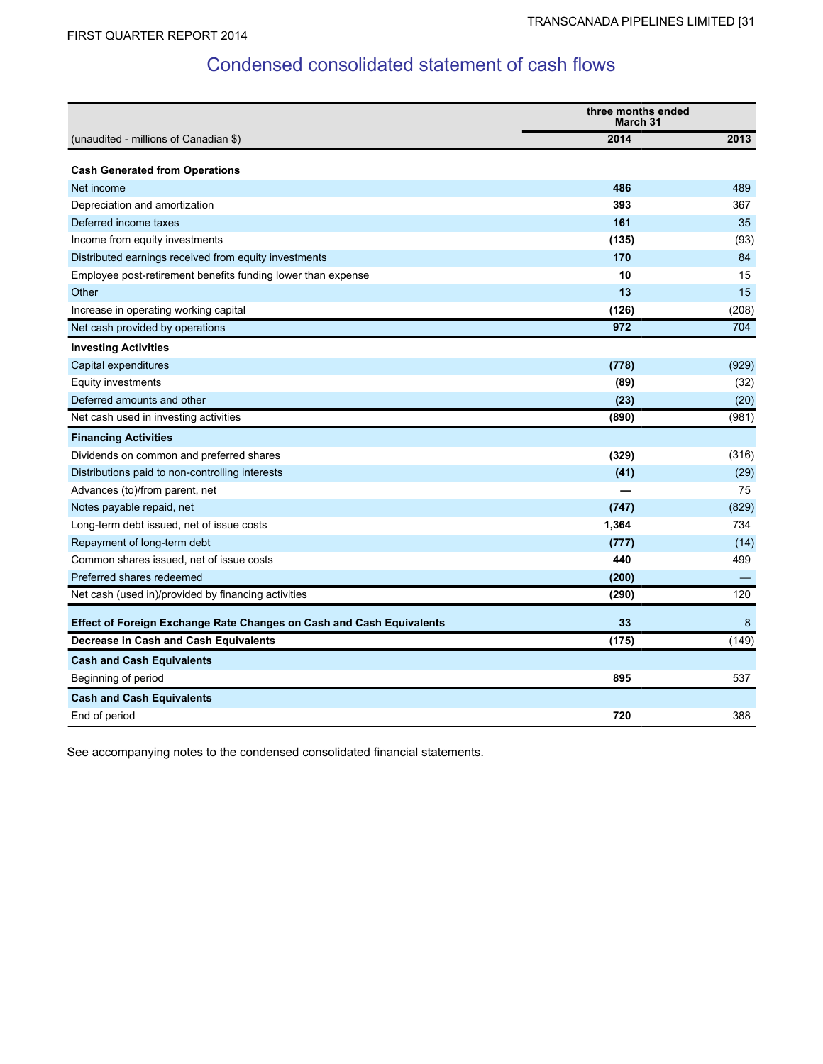# Condensed consolidated statement of cash flows

| (unaudited - millions of Canadian $) | three months ended March 31 2014 | 2013 |
|---|---|---|
| **Cash Generated from Operations** | | |
| Net income | **486** | 489 |
| Depreciation and amortization | **393** | 367 |
| Deferred income taxes | **161** | 35 |
| Income from equity investments | **(135)** | (93) |
| Distributed earnings received from equity investments | **170** | 84 |
| Employee post-retirement benefits funding lower than expense | **10** | 15 |
| Other | **13** | 15 |
| Increase in operating working capital | **(126)** | (208) |
| Net cash provided by operations | **972** | 704 |
| **Investing Activities** | | |
| Capital expenditures | **(778)** | (929) |
| Equity investments | **(89)** | (32) |
| Deferred amounts and other | **(23)** | (20) |
| Net cash used in investing activities | **(890)** | (981) |
| **Financing Activities** | | |
| Dividends on common and preferred shares | **(329)** | (316) |
| Distributions paid to non-controlling interests | **(41)** | (29) |
| Advances (to)/from parent, net | **—** | 75 |
| Notes payable repaid, net | **(747)** | (829) |
| Long-term debt issued, net of issue costs | **1,364** | 734 |
| Repayment of long-term debt | **(777)** | (14) |
| Common shares issued, net of issue costs | **440** | 499 |
| Preferred shares redeemed | **(200)** | — |
| Net cash (used in)/provided by financing activities | **(290)** | 120 |
| **Effect of Foreign Exchange Rate Changes on Cash and Cash Equivalents** | **33** | 8 |
| **Decrease in Cash and Cash Equivalents** | **(175)** | (149) |
| **Cash and Cash Equivalents** | | |
| Beginning of period | **895** | 537 |
| **Cash and Cash Equivalents** | | |
| End of period | **720** | 388 |

See accompanying notes to the condensed consolidated financial statements.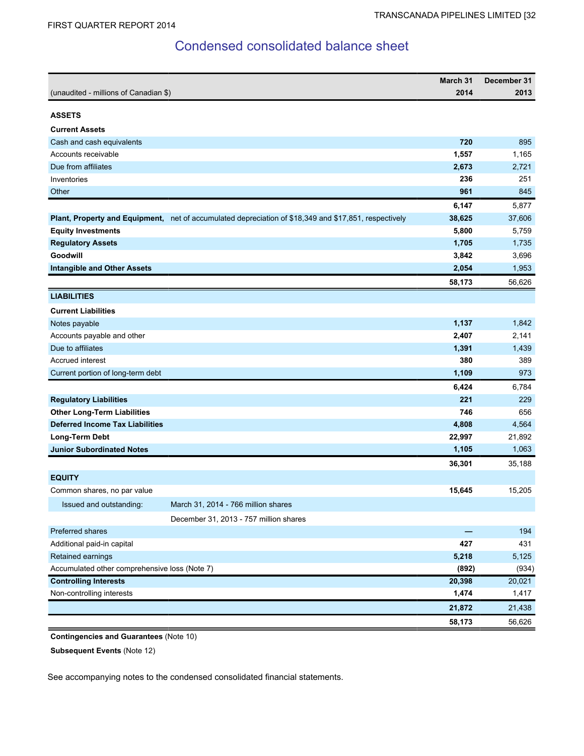# Condensed consolidated balance sheet

| (unaudited - millions of Canadian $) | | March 31 2014 | December 31 2013 |
|---|---|---|---|
| **ASSETS** | | | |
| **Current Assets** | | | |
| Cash and cash equivalents | | **720** | 895 |
| Accounts receivable | | **1,557** | 1,165 |
| Due from affiliates | | **2,673** | 2,721 |
| Inventories | | **236** | 251 |
| Other | | **961** | 845 |
| | | **6,147** | 5,877 |
| **Plant, Property and Equipment,** | net of accumulated depreciation of $18,349 and $17,851, respectively | **38,625** | 37,606 |
| **Equity Investments** | | **5,800** | 5,759 |
| **Regulatory Assets** | | **1,705** | 1,735 |
| **Goodwill** | | **3,842** | 3,696 |
| **Intangible and Other Assets** | | **2,054** | 1,953 |
| | | **58,173** | 56,626 |
| **LIABILITIES** | | | |
| **Current Liabilities** | | | |
| Notes payable | | **1,137** | 1,842 |
| Accounts payable and other | | **2,407** | 2,141 |
| Due to affiliates | | **1,391** | 1,439 |
| Accrued interest | | **380** | 389 |
| Current portion of long-term debt | | **1,109** | 973 |
| | | **6,424** | 6,784 |
| **Regulatory Liabilities** | | **221** | 229 |
| **Other Long-Term Liabilities** | | **746** | 656 |
| **Deferred Income Tax Liabilities** | | **4,808** | 4,564 |
| **Long-Term Debt** | | **22,997** | 21,892 |
| **Junior Subordinated Notes** | | **1,105** | 1,063 |
| | | **36,301** | 35,188 |
| **EQUITY** | | | |
| Common shares, no par value | | **15,645** | 15,205 |
| Issued and outstanding: | March 31, 2014 - 766 million shares | | |
| | December 31, 2013 - 757 million shares | | |
| Preferred shares | | **—** | 194 |
| Additional paid-in capital | | **427** | 431 |
| Retained earnings | | **5,218** | 5,125 |
| Accumulated other comprehensive loss (Note 7) | | **(892)** | (934) |
| **Controlling Interests** | | **20,398** | 20,021 |
| Non-controlling interests | | **1,474** | 1,417 |
| | | **21,872** | 21,438 |
| | | **58,173** | 56,626 |

**Contingencies and Guarantees** (Note 10)

**Subsequent Events** (Note 12)

See accompanying notes to the condensed consolidated financial statements.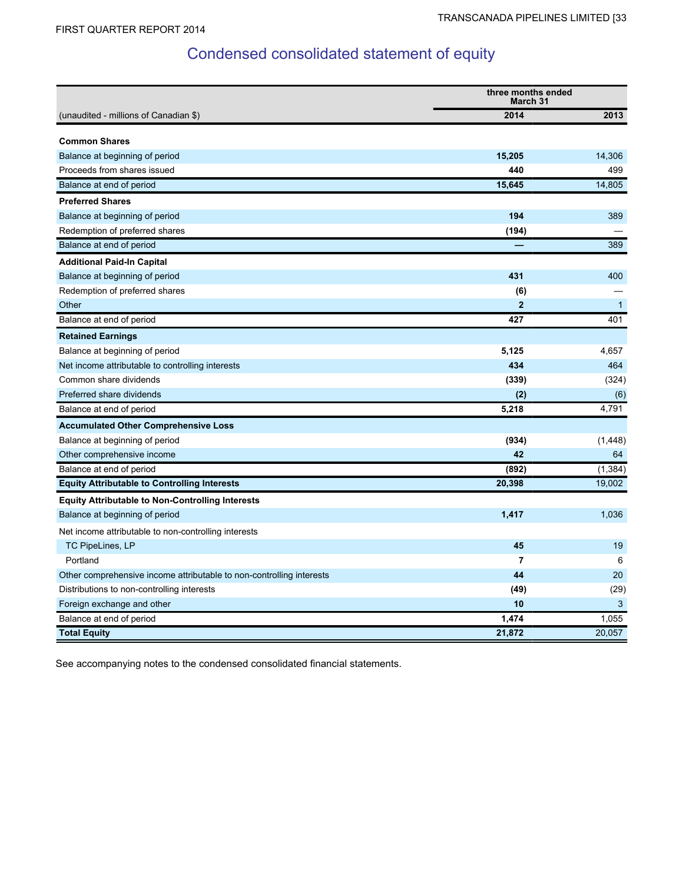# Condensed consolidated statement of equity

| (unaudited - millions of Canadian $) | three months ended March 31 2014 | 2013 |
|---|---|---|
| **Common Shares** | | |
| Balance at beginning of period | **15,205** | 14,306 |
| Proceeds from shares issued | **440** | 499 |
| Balance at end of period | **15,645** | 14,805 |
| **Preferred Shares** | | |
| Balance at beginning of period | **194** | 389 |
| Redemption of preferred shares | **(194)** | — |
| Balance at end of period | **—** | 389 |
| **Additional Paid-In Capital** | | |
| Balance at beginning of period | **431** | 400 |
| Redemption of preferred shares | **(6)** | — |
| Other | **2** | 1 |
| Balance at end of period | **427** | 401 |
| **Retained Earnings** | | |
| Balance at beginning of period | **5,125** | 4,657 |
| Net income attributable to controlling interests | **434** | 464 |
| Common share dividends | **(339)** | (324) |
| Preferred share dividends | **(2)** | (6) |
| Balance at end of period | **5,218** | 4,791 |
| **Accumulated Other Comprehensive Loss** | | |
| Balance at beginning of period | **(934)** | (1,448) |
| Other comprehensive income | **42** | 64 |
| Balance at end of period | **(892)** | (1,384) |
| **Equity Attributable to Controlling Interests** | **20,398** | 19,002 |
| **Equity Attributable to Non-Controlling Interests** | | |
| Balance at beginning of period | **1,417** | 1,036 |
| Net income attributable to non-controlling interests | | |
| TC PipeLines, LP | **45** | 19 |
| Portland | **7** | 6 |
| Other comprehensive income attributable to non-controlling interests | **44** | 20 |
| Distributions to non-controlling interests | **(49)** | (29) |
| Foreign exchange and other | **10** | 3 |
| Balance at end of period | **1,474** | 1,055 |
| **Total Equity** | **21,872** | 20,057 |

See accompanying notes to the condensed consolidated financial statements.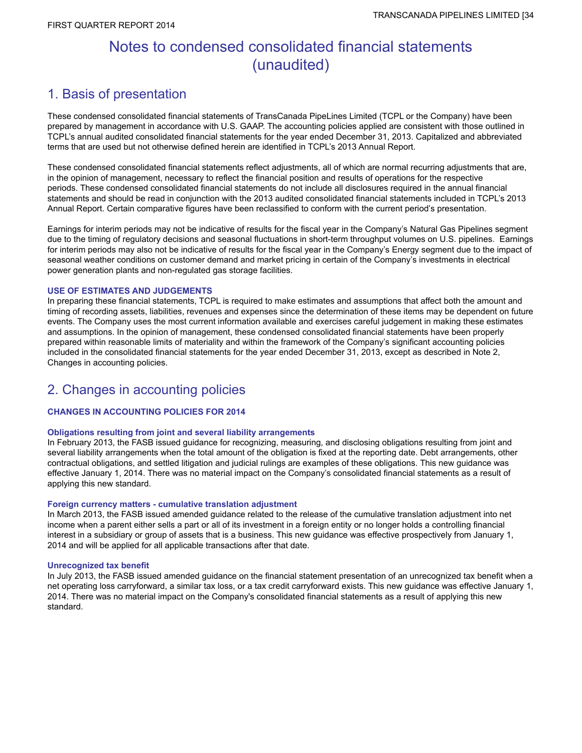# Notes to condensed consolidated financial statements (unaudited)

## 1. Basis of presentation

These condensed consolidated financial statements of TransCanada PipeLines Limited (TCPL or the Company) have been prepared by management in accordance with U.S. GAAP. The accounting policies applied are consistent with those outlined in TCPL's annual audited consolidated financial statements for the year ended December 31, 2013. Capitalized and abbreviated terms that are used but not otherwise defined herein are identified in TCPL's 2013 Annual Report.

These condensed consolidated financial statements reflect adjustments, all of which are normal recurring adjustments that are, in the opinion of management, necessary to reflect the financial position and results of operations for the respective periods. These condensed consolidated financial statements do not include all disclosures required in the annual financial statements and should be read in conjunction with the 2013 audited consolidated financial statements included in TCPL's 2013 Annual Report. Certain comparative figures have been reclassified to conform with the current period's presentation.

Earnings for interim periods may not be indicative of results for the fiscal year in the Company's Natural Gas Pipelines segment due to the timing of regulatory decisions and seasonal fluctuations in short-term throughput volumes on U.S. pipelines. Earnings for interim periods may also not be indicative of results for the fiscal year in the Company's Energy segment due to the impact of seasonal weather conditions on customer demand and market pricing in certain of the Company's investments in electrical power generation plants and non-regulated gas storage facilities.

### USE OF ESTIMATES AND JUDGEMENTS

In preparing these financial statements, TCPL is required to make estimates and assumptions that affect both the amount and timing of recording assets, liabilities, revenues and expenses since the determination of these items may be dependent on future events. The Company uses the most current information available and exercises careful judgement in making these estimates and assumptions. In the opinion of management, these condensed consolidated financial statements have been properly prepared within reasonable limits of materiality and within the framework of the Company's significant accounting policies included in the consolidated financial statements for the year ended December 31, 2013, except as described in Note 2, Changes in accounting policies.

## 2. Changes in accounting policies

### CHANGES IN ACCOUNTING POLICIES FOR 2014

#### Obligations resulting from joint and several liability arrangements

In February 2013, the FASB issued guidance for recognizing, measuring, and disclosing obligations resulting from joint and several liability arrangements when the total amount of the obligation is fixed at the reporting date. Debt arrangements, other contractual obligations, and settled litigation and judicial rulings are examples of these obligations. This new guidance was effective January 1, 2014. There was no material impact on the Company's consolidated financial statements as a result of applying this new standard.

#### Foreign currency matters - cumulative translation adjustment

In March 2013, the FASB issued amended guidance related to the release of the cumulative translation adjustment into net income when a parent either sells a part or all of its investment in a foreign entity or no longer holds a controlling financial interest in a subsidiary or group of assets that is a business. This new guidance was effective prospectively from January 1, 2014 and will be applied for all applicable transactions after that date.

#### Unrecognized tax benefit

In July 2013, the FASB issued amended guidance on the financial statement presentation of an unrecognized tax benefit when a net operating loss carryforward, a similar tax loss, or a tax credit carryforward exists. This new guidance was effective January 1, 2014. There was no material impact on the Company's consolidated financial statements as a result of applying this new standard.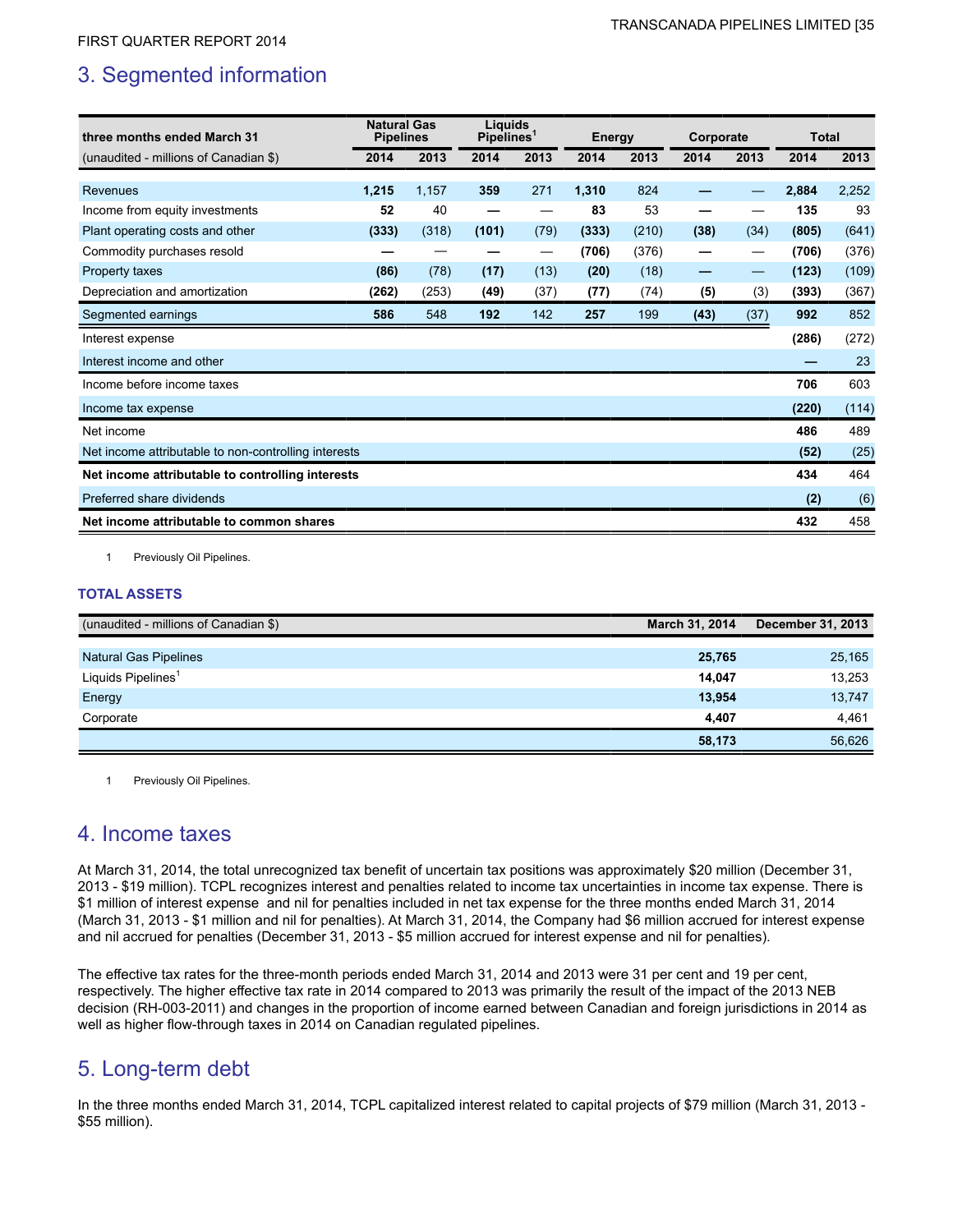## 3. Segmented information

| three months ended March 31 | Natural Gas Pipelines | | Liquids Pipelines[1] | | Energy | | Corporate | | Total | |
|---|---|---|---|---|---|---|---|---|---|---|
| (unaudited - millions of Canadian $) | 2014 | 2013 | 2014 | 2013 | 2014 | 2013 | 2014 | 2013 | 2014 | 2013 |
| Revenues | **1,215** | 1,157 | **359** | 271 | **1,310** | 824 | **—** | — | **2,884** | 2,252 |
| Income from equity investments | **52** | 40 | **—** | — | **83** | 53 | **—** | — | **135** | 93 |
| Plant operating costs and other | **(333)** | (318) | **(101)** | (79) | **(333)** | (210) | **(38)** | (34) | **(805)** | (641) |
| Commodity purchases resold | **—** | — | **—** | — | **(706)** | (376) | **—** | — | **(706)** | (376) |
| Property taxes | **(86)** | (78) | **(17)** | (13) | **(20)** | (18) | **—** | — | **(123)** | (109) |
| Depreciation and amortization | **(262)** | (253) | **(49)** | (37) | **(77)** | (74) | **(5)** | (3) | **(393)** | (367) |
| Segmented earnings | **586** | 548 | **192** | 142 | **257** | 199 | **(43)** | (37) | **992** | 852 |
| Interest expense | | | | | | | | | **(286)** | (272) |
| Interest income and other | | | | | | | | | **—** | 23 |
| Income before income taxes | | | | | | | | | **706** | 603 |
| Income tax expense | | | | | | | | | **(220)** | (114) |
| Net income | | | | | | | | | **486** | 489 |
| Net income attributable to non-controlling interests | | | | | | | | | **(52)** | (25) |
| **Net income attributable to controlling interests** | | | | | | | | | **434** | 464 |
| Preferred share dividends | | | | | | | | | **(2)** | (6) |
| **Net income attributable to common shares** | | | | | | | | | **432** | 458 |

1 Previously Oil Pipelines.

### TOTAL ASSETS

| (unaudited - millions of Canadian $) | March 31, 2014 | December 31, 2013 |
|---|---|---|
| Natural Gas Pipelines | **25,765** | 25,165 |
| Liquids Pipelines[1] | **14,047** | 13,253 |
| Energy | **13,954** | 13,747 |
| Corporate | **4,407** | 4,461 |
| | **58,173** | 56,626 |

1 Previously Oil Pipelines.

## 4. Income taxes

At March 31, 2014, the total unrecognized tax benefit of uncertain tax positions was approximately $20 million (December 31, 2013 - $19 million). TCPL recognizes interest and penalties related to income tax uncertainties in income tax expense. There is $1 million of interest expense and nil for penalties included in net tax expense for the three months ended March 31, 2014 (March 31, 2013 - $1 million and nil for penalties). At March 31, 2014, the Company had $6 million accrued for interest expense and nil accrued for penalties (December 31, 2013 - $5 million accrued for interest expense and nil for penalties).

The effective tax rates for the three-month periods ended March 31, 2014 and 2013 were 31 per cent and 19 per cent, respectively. The higher effective tax rate in 2014 compared to 2013 was primarily the result of the impact of the 2013 NEB decision (RH-003-2011) and changes in the proportion of income earned between Canadian and foreign jurisdictions in 2014 as well as higher flow-through taxes in 2014 on Canadian regulated pipelines.

## 5. Long-term debt

In the three months ended March 31, 2014, TCPL capitalized interest related to capital projects of $79 million (March 31, 2013 - $55 million).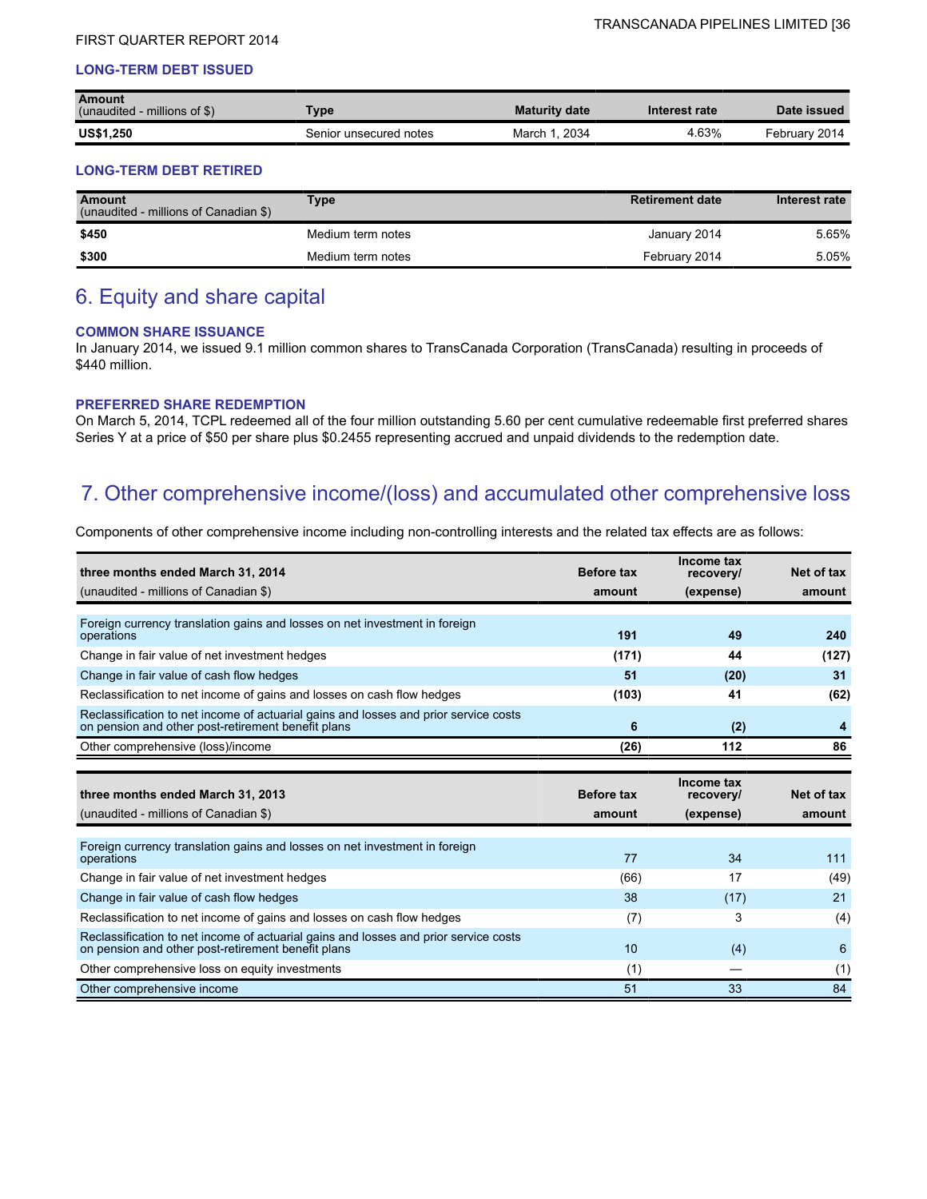### LONG-TERM DEBT ISSUED

| Amount (unaudited - millions of $) | Type | Maturity date | Interest rate | Date issued |
|---|---|---|---|---|
| **US$1,250** | Senior unsecured notes | March 1, 2034 | 4.63% | February 2014 |

### LONG-TERM DEBT RETIRED

| Amount (unaudited - millions of Canadian $) | Type | Retirement date | Interest rate |
|---|---|---|---|
| **$450** | Medium term notes | January 2014 | 5.65% |
| **$300** | Medium term notes | February 2014 | 5.05% |

# 6. Equity and share capital

### COMMON SHARE ISSUANCE

In January 2014, we issued 9.1 million common shares to TransCanada Corporation (TransCanada) resulting in proceeds of $440 million.

### PREFERRED SHARE REDEMPTION

On March 5, 2014, TCPL redeemed all of the four million outstanding 5.60 per cent cumulative redeemable first preferred shares Series Y at a price of $50 per share plus $0.2455 representing accrued and unpaid dividends to the redemption date.

# 7. Other comprehensive income/(loss) and accumulated other comprehensive loss

Components of other comprehensive income including non-controlling interests and the related tax effects are as follows:

| **three months ended March 31, 2014** (unaudited - millions of Canadian $) | **Before tax amount** | **Income tax recovery/ (expense)** | **Net of tax amount** |
|---|---|---|---|
| Foreign currency translation gains and losses on net investment in foreign operations | **191** | **49** | **240** |
| Change in fair value of net investment hedges | **(171)** | **44** | **(127)** |
| Change in fair value of cash flow hedges | **51** | **(20)** | **31** |
| Reclassification to net income of gains and losses on cash flow hedges | **(103)** | **41** | **(62)** |
| Reclassification to net income of actuarial gains and losses and prior service costs on pension and other post-retirement benefit plans | **6** | **(2)** | **4** |
| Other comprehensive (loss)/income | **(26)** | **112** | **86** |

| **three months ended March 31, 2013** (unaudited - millions of Canadian $) | **Before tax amount** | **Income tax recovery/ (expense)** | **Net of tax amount** |
|---|---|---|---|
| Foreign currency translation gains and losses on net investment in foreign operations | 77 | 34 | 111 |
| Change in fair value of net investment hedges | (66) | 17 | (49) |
| Change in fair value of cash flow hedges | 38 | (17) | 21 |
| Reclassification to net income of gains and losses on cash flow hedges | (7) | 3 | (4) |
| Reclassification to net income of actuarial gains and losses and prior service costs on pension and other post-retirement benefit plans | 10 | (4) | 6 |
| Other comprehensive loss on equity investments | (1) | — | (1) |
| Other comprehensive income | 51 | 33 | 84 |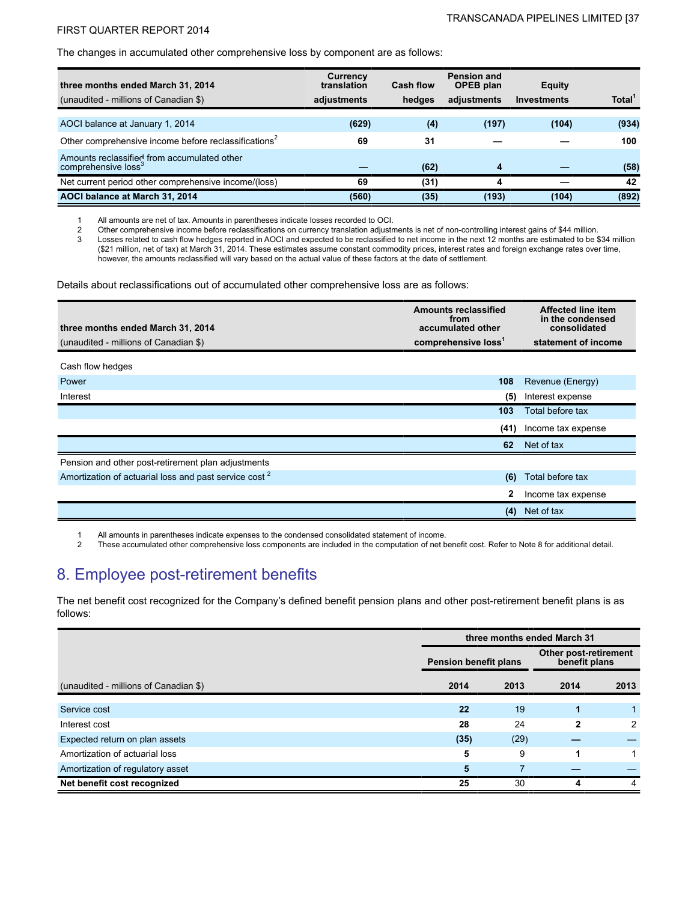The changes in accumulated other comprehensive loss by component are as follows:

| three months ended March 31, 2014<br>(unaudited - millions of Canadian $) | Currency translation adjustments | Cash flow hedges | Pension and OPEB plan adjustments | Equity Investments | Total[1] |
|---|---|---|---|---|---|
| AOCI balance at January 1, 2014 | (629) | (4) | (197) | (104) | (934) |
| Other comprehensive income before reclassifications[2] | 69 | 31 | — | — | 100 |
| Amounts reclassified from accumulated other comprehensive loss[3] | — | (62) | 4 | — | (58) |
| Net current period other comprehensive income/(loss) | 69 | (31) | 4 | — | 42 |
| **AOCI balance at March 31, 2014** | **(560)** | **(35)** | **(193)** | **(104)** | **(892)** |

1 All amounts are net of tax. Amounts in parentheses indicate losses recorded to OCI.
2 Other comprehensive income before reclassifications on currency translation adjustments is net of non-controlling interest gains of $44 million.
3 Losses related to cash flow hedges reported in AOCI and expected to be reclassified to net income in the next 12 months are estimated to be $34 million ($21 million, net of tax) at March 31, 2014. These estimates assume constant commodity prices, interest rates and foreign exchange rates over time, however, the amounts reclassified will vary based on the actual value of these factors at the date of settlement.

Details about reclassifications out of accumulated other comprehensive loss are as follows:

| three months ended March 31, 2014<br>(unaudited - millions of Canadian $) | Amounts reclassified from accumulated other comprehensive loss[1] | Affected line item in the condensed consolidated statement of income |
|---|---|---|
| Cash flow hedges | | |
| Power | 108 | Revenue (Energy) |
| Interest | (5) | Interest expense |
| | 103 | Total before tax |
| | (41) | Income tax expense |
| | 62 | Net of tax |
| Pension and other post-retirement plan adjustments | | |
| Amortization of actuarial loss and past service cost[2] | (6) | Total before tax |
| | 2 | Income tax expense |
| | (4) | Net of tax |

1 All amounts in parentheses indicate expenses to the condensed consolidated statement of income.
2 These accumulated other comprehensive loss components are included in the computation of net benefit cost. Refer to Note 8 for additional detail.

# 8. Employee post-retirement benefits

The net benefit cost recognized for the Company's defined benefit pension plans and other post-retirement benefit plans is as follows:

| | three months ended March 31 | | | |
|---|---|---|---|---|
| | Pension benefit plans | | Other post-retirement benefit plans | |
| (unaudited - millions of Canadian $) | 2014 | 2013 | 2014 | 2013 |
| Service cost | **22** | 19 | **1** | 1 |
| Interest cost | **28** | 24 | **2** | 2 |
| Expected return on plan assets | **(35)** | (29) | **—** | — |
| Amortization of actuarial loss | **5** | 9 | **1** | 1 |
| Amortization of regulatory asset | **5** | 7 | **—** | — |
| **Net benefit cost recognized** | **25** | 30 | **4** | 4 |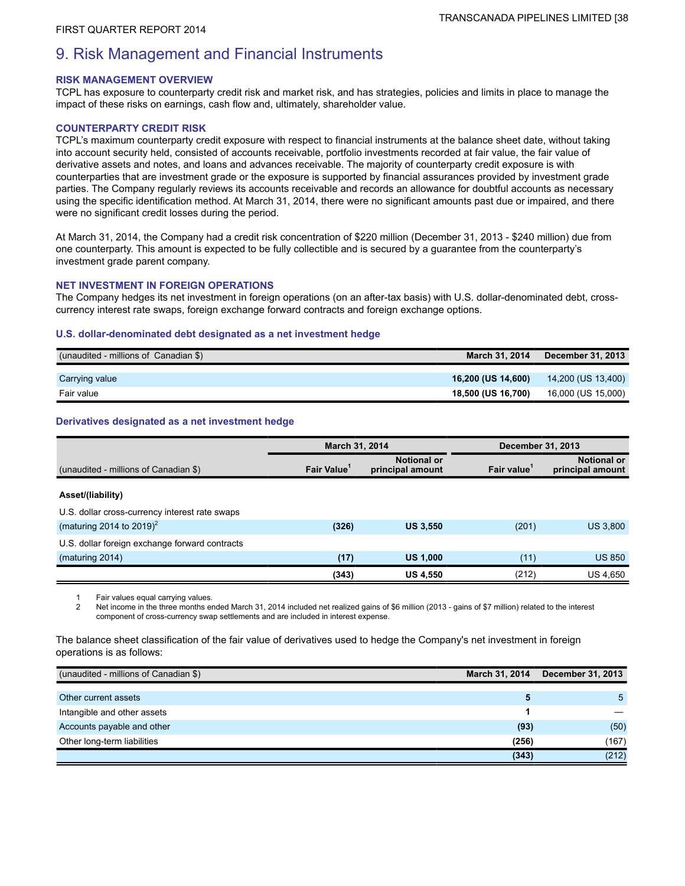# 9. Risk Management and Financial Instruments

### RISK MANAGEMENT OVERVIEW

TCPL has exposure to counterparty credit risk and market risk, and has strategies, policies and limits in place to manage the impact of these risks on earnings, cash flow and, ultimately, shareholder value.

### COUNTERPARTY CREDIT RISK

TCPL's maximum counterparty credit exposure with respect to financial instruments at the balance sheet date, without taking into account security held, consisted of accounts receivable, portfolio investments recorded at fair value, the fair value of derivative assets and notes, and loans and advances receivable. The majority of counterparty credit exposure is with counterparties that are investment grade or the exposure is supported by financial assurances provided by investment grade parties. The Company regularly reviews its accounts receivable and records an allowance for doubtful accounts as necessary using the specific identification method. At March 31, 2014, there were no significant amounts past due or impaired, and there were no significant credit losses during the period.

At March 31, 2014, the Company had a credit risk concentration of $220 million (December 31, 2013 - $240 million) due from one counterparty. This amount is expected to be fully collectible and is secured by a guarantee from the counterparty's investment grade parent company.

### NET INVESTMENT IN FOREIGN OPERATIONS

The Company hedges its net investment in foreign operations (on an after-tax basis) with U.S. dollar-denominated debt, cross-currency interest rate swaps, foreign exchange forward contracts and foreign exchange options.

#### U.S. dollar-denominated debt designated as a net investment hedge

| (unaudited - millions of Canadian $) | March 31, 2014 | December 31, 2013 |
|---|---|---|
| Carrying value | **16,200 (US 14,600)** | 14,200 (US 13,400) |
| Fair value | **18,500 (US 16,700)** | 16,000 (US 15,000) |

#### Derivatives designated as a net investment hedge

| | March 31, 2014 | | December 31, 2013 | |
|---|---|---|---|---|
| (unaudited - millions of Canadian $) | Fair Value[1] | Notional or principal amount | Fair value[1] | Notional or principal amount |
| **Asset/(liability)** | | | | |
| U.S. dollar cross-currency interest rate swaps (maturing 2014 to 2019)[2] | **(326)** | **US 3,550** | (201) | US 3,800 |
| U.S. dollar foreign exchange forward contracts (maturing 2014) | **(17)** | **US 1,000** | (11) | US 850 |
| | **(343)** | **US 4,550** | (212) | US 4,650 |

1 Fair values equal carrying values.
2 Net income in the three months ended March 31, 2014 included net realized gains of $6 million (2013 - gains of $7 million) related to the interest component of cross-currency swap settlements and are included in interest expense.

The balance sheet classification of the fair value of derivatives used to hedge the Company's net investment in foreign operations is as follows:

| (unaudited - millions of Canadian $) | March 31, 2014 | December 31, 2013 |
|---|---|---|
| Other current assets | **5** | 5 |
| Intangible and other assets | **1** | — |
| Accounts payable and other | **(93)** | (50) |
| Other long-term liabilities | **(256)** | (167) |
| | **(343)** | (212) |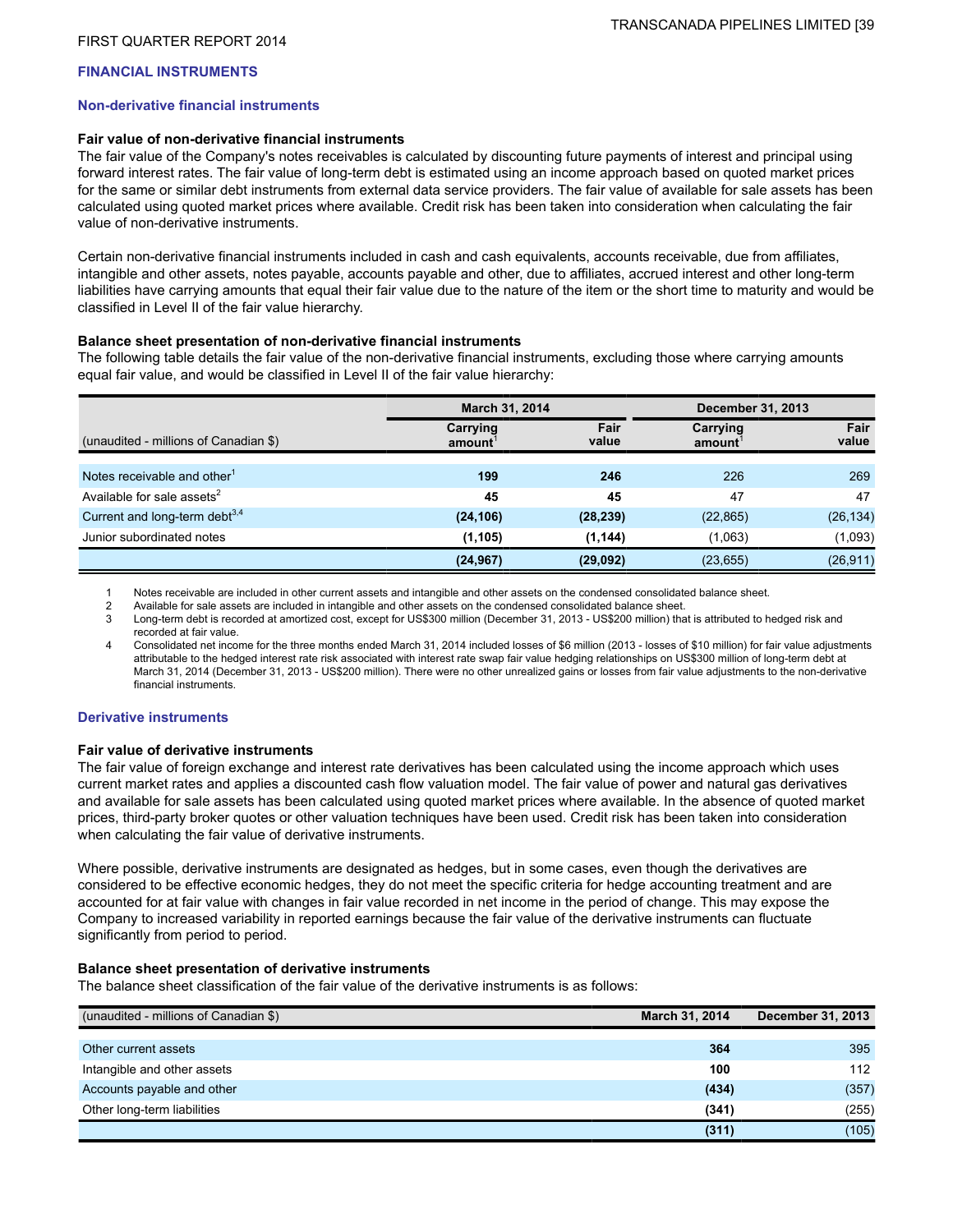## FINANCIAL INSTRUMENTS

### Non-derivative financial instruments

**Fair value of non-derivative financial instruments**

The fair value of the Company's notes receivables is calculated by discounting future payments of interest and principal using forward interest rates. The fair value of long-term debt is estimated using an income approach based on quoted market prices for the same or similar debt instruments from external data service providers. The fair value of available for sale assets has been calculated using quoted market prices where available. Credit risk has been taken into consideration when calculating the fair value of non-derivative instruments.

Certain non-derivative financial instruments included in cash and cash equivalents, accounts receivable, due from affiliates, intangible and other assets, notes payable, accounts payable and other, due to affiliates, accrued interest and other long-term liabilities have carrying amounts that equal their fair value due to the nature of the item or the short time to maturity and would be classified in Level II of the fair value hierarchy.

**Balance sheet presentation of non-derivative financial instruments**

The following table details the fair value of the non-derivative financial instruments, excluding those where carrying amounts equal fair value, and would be classified in Level II of the fair value hierarchy:

| | March 31, 2014 | | December 31, 2013 | |
|---|---|---|---|---|
| (unaudited - millions of Canadian $) | Carrying amount[1] | Fair value | Carrying amount[1] | Fair value |
| Notes receivable and other[1] | **199** | **246** | 226 | 269 |
| Available for sale assets[2] | **45** | **45** | 47 | 47 |
| Current and long-term debt[3,4] | **(24,106)** | **(28,239)** | (22,865) | (26,134) |
| Junior subordinated notes | **(1,105)** | **(1,144)** | (1,063) | (1,093) |
| | **(24,967)** | **(29,092)** | (23,655) | (26,911) |

1 Notes receivable are included in other current assets and intangible and other assets on the condensed consolidated balance sheet.

2 Available for sale assets are included in intangible and other assets on the condensed consolidated balance sheet.

3 Long-term debt is recorded at amortized cost, except for US$300 million (December 31, 2013 - US$200 million) that is attributed to hedged risk and recorded at fair value.

4 Consolidated net income for the three months ended March 31, 2014 included losses of $6 million (2013 - losses of $10 million) for fair value adjustments attributable to the hedged interest rate risk associated with interest rate swap fair value hedging relationships on US$300 million of long-term debt at March 31, 2014 (December 31, 2013 - US$200 million). There were no other unrealized gains or losses from fair value adjustments to the non-derivative financial instruments.

### Derivative instruments

**Fair value of derivative instruments**

The fair value of foreign exchange and interest rate derivatives has been calculated using the income approach which uses current market rates and applies a discounted cash flow valuation model. The fair value of power and natural gas derivatives and available for sale assets has been calculated using quoted market prices where available. In the absence of quoted market prices, third-party broker quotes or other valuation techniques have been used. Credit risk has been taken into consideration when calculating the fair value of derivative instruments.

Where possible, derivative instruments are designated as hedges, but in some cases, even though the derivatives are considered to be effective economic hedges, they do not meet the specific criteria for hedge accounting treatment and are accounted for at fair value with changes in fair value recorded in net income in the period of change. This may expose the Company to increased variability in reported earnings because the fair value of the derivative instruments can fluctuate significantly from period to period.

**Balance sheet presentation of derivative instruments**

The balance sheet classification of the fair value of the derivative instruments is as follows:

| (unaudited - millions of Canadian $) | March 31, 2014 | December 31, 2013 |
|---|---|---|
| Other current assets | **364** | 395 |
| Intangible and other assets | **100** | 112 |
| Accounts payable and other | **(434)** | (357) |
| Other long-term liabilities | **(341)** | (255) |
| | **(311)** | (105) |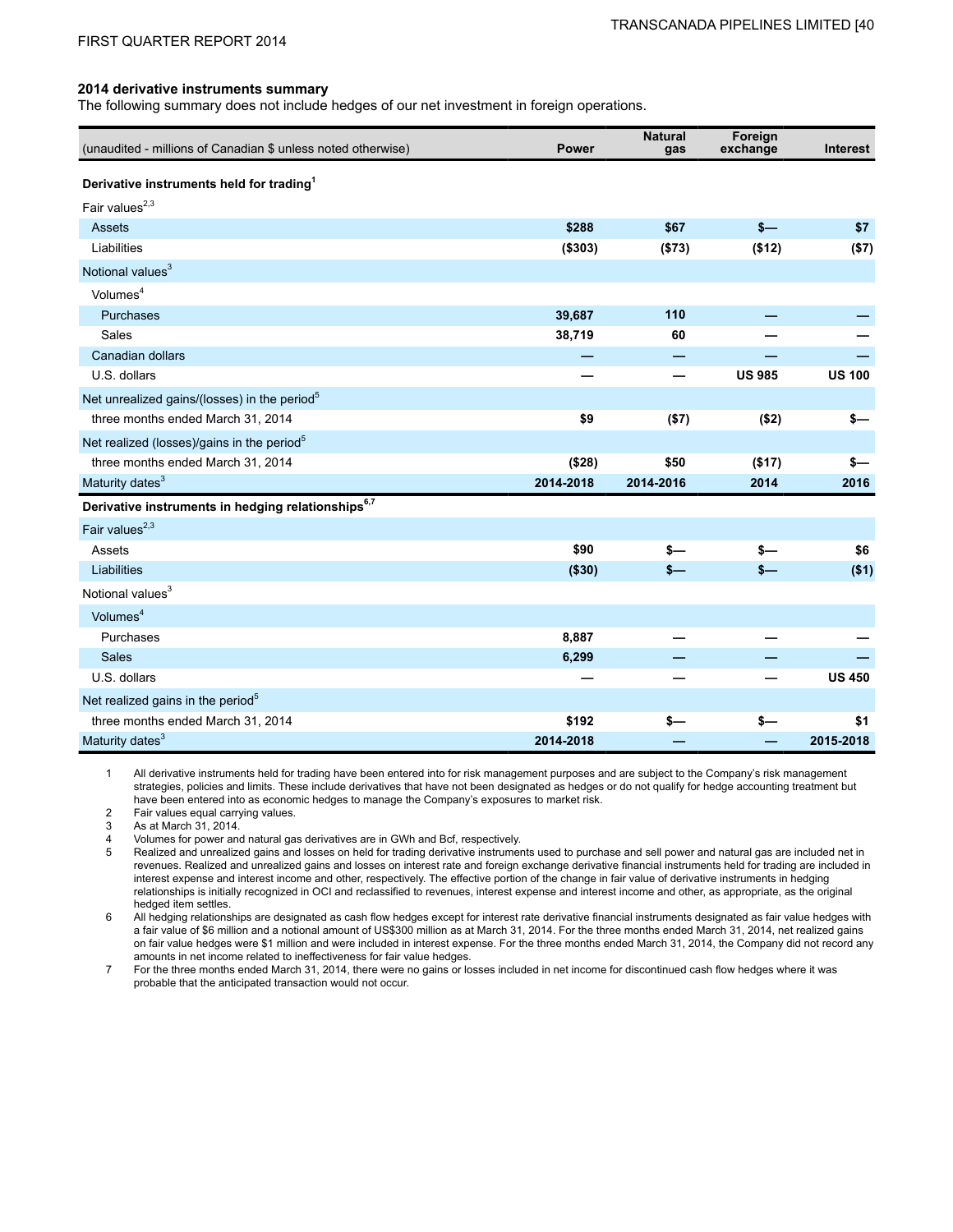### 2014 derivative instruments summary

The following summary does not include hedges of our net investment in foreign operations.

| (unaudited - millions of Canadian $ unless noted otherwise) | Power | Natural gas | Foreign exchange | Interest |
|---|---|---|---|---|
| **Derivative instruments held for trading**[1] | | | | |
| Fair values[2,3] | | | | |
| Assets | **$288** | **$67** | **$—** | **$7** |
| Liabilities | **($303)** | **($73)** | **($12)** | **($7)** |
| Notional values[3] | | | | |
| Volumes[4] | | | | |
| Purchases | **39,687** | **110** | **—** | **—** |
| Sales | **38,719** | **60** | **—** | **—** |
| Canadian dollars | **—** | **—** | **—** | **—** |
| U.S. dollars | **—** | **—** | **US 985** | **US 100** |
| Net unrealized gains/(losses) in the period[5] | | | | |
| three months ended March 31, 2014 | **$9** | **($7)** | **($2)** | **$—** |
| Net realized (losses)/gains in the period[5] | | | | |
| three months ended March 31, 2014 | **($28)** | **$50** | **($17)** | **$—** |
| Maturity dates[3] | **2014-2018** | **2014-2016** | **2014** | **2016** |
| **Derivative instruments in hedging relationships**[6,7] | | | | |
| Fair values[2,3] | | | | |
| Assets | **$90** | **$—** | **$—** | **$6** |
| Liabilities | **($30)** | **$—** | **$—** | **($1)** |
| Notional values[3] | | | | |
| Volumes[4] | | | | |
| Purchases | **8,887** | **—** | **—** | **—** |
| Sales | **6,299** | **—** | **—** | **—** |
| U.S. dollars | **—** | **—** | **—** | **US 450** |
| Net realized gains in the period[5] | | | | |
| three months ended March 31, 2014 | **$192** | **$—** | **$—** | **$1** |
| Maturity dates[3] | **2014-2018** | **—** | **—** | **2015-2018** |

1. All derivative instruments held for trading have been entered into for risk management purposes and are subject to the Company's risk management strategies, policies and limits. These include derivatives that have not been designated as hedges or do not qualify for hedge accounting treatment but have been entered into as economic hedges to manage the Company's exposures to market risk.
2. Fair values equal carrying values.
3. As at March 31, 2014.
4. Volumes for power and natural gas derivatives are in GWh and Bcf, respectively.
5. Realized and unrealized gains and losses on held for trading derivative instruments used to purchase and sell power and natural gas are included net in revenues. Realized and unrealized gains and losses on interest rate and foreign exchange derivative financial instruments held for trading are included in interest expense and interest income and other, respectively. The effective portion of the change in fair value of derivative instruments in hedging relationships is initially recognized in OCI and reclassified to revenues, interest expense and interest income and other, as appropriate, as the original hedged item settles.
6. All hedging relationships are designated as cash flow hedges except for interest rate derivative financial instruments designated as fair value hedges with a fair value of $6 million and a notional amount of US$300 million as at March 31, 2014. For the three months ended March 31, 2014, net realized gains on fair value hedges were $1 million and were included in interest expense. For the three months ended March 31, 2014, the Company did not record any amounts in net income related to ineffectiveness for fair value hedges.
7. For the three months ended March 31, 2014, there were no gains or losses included in net income for discontinued cash flow hedges where it was probable that the anticipated transaction would not occur.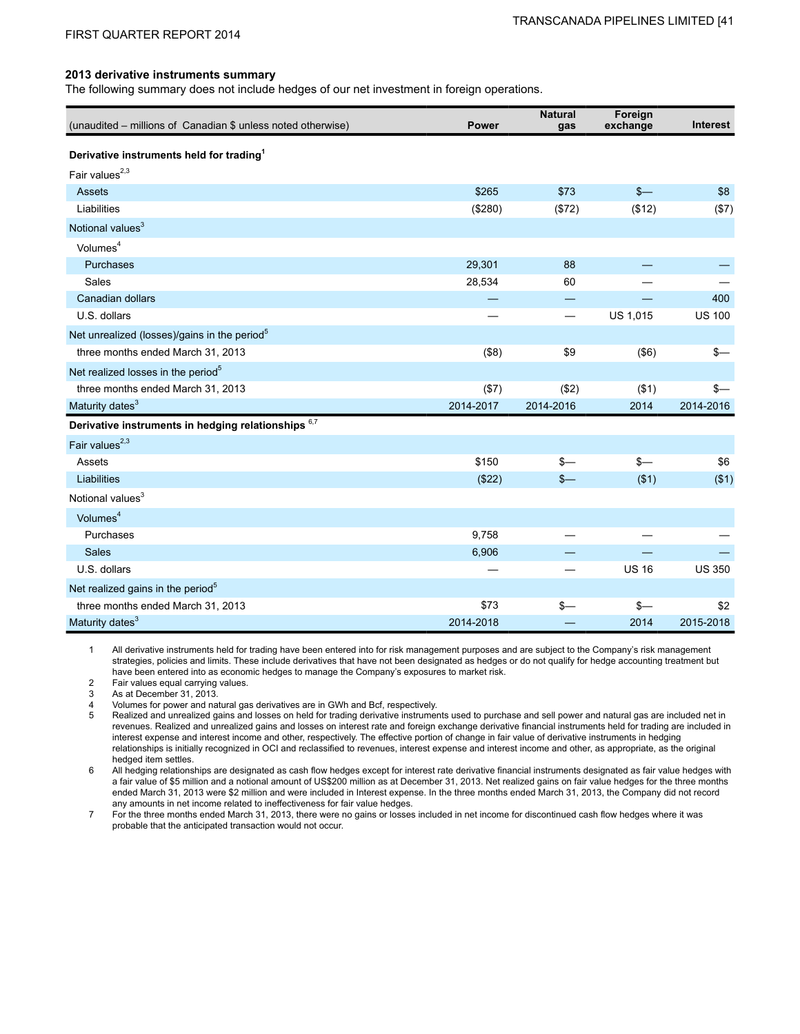### 2013 derivative instruments summary

The following summary does not include hedges of our net investment in foreign operations.

| (unaudited – millions of Canadian $ unless noted otherwise) | Power | Natural gas | Foreign exchange | Interest |
|---|---|---|---|---|
| **Derivative instruments held for trading**[1] | | | | |
| Fair values[2,3] | | | | |
| Assets | $265 | $73 | $— | $8 |
| Liabilities | ($280) | ($72) | ($12) | ($7) |
| Notional values[3] | | | | |
| Volumes[4] | | | | |
| Purchases | 29,301 | 88 | — | — |
| Sales | 28,534 | 60 | — | — |
| Canadian dollars | — | — | — | 400 |
| U.S. dollars | — | — | US 1,015 | US 100 |
| Net unrealized (losses)/gains in the period[5] | | | | |
| three months ended March 31, 2013 | ($8) | $9 | ($6) | $— |
| Net realized losses in the period[5] | | | | |
| three months ended March 31, 2013 | ($7) | ($2) | ($1) | $— |
| Maturity dates[3] | 2014-2017 | 2014-2016 | 2014 | 2014-2016 |
| **Derivative instruments in hedging relationships**[6,7] | | | | |
| Fair values[2,3] | | | | |
| Assets | $150 | $— | $— | $6 |
| Liabilities | ($22) | $— | ($1) | ($1) |
| Notional values[3] | | | | |
| Volumes[4] | | | | |
| Purchases | 9,758 | — | — | — |
| Sales | 6,906 | — | — | — |
| U.S. dollars | — | — | US 16 | US 350 |
| Net realized gains in the period[5] | | | | |
| three months ended March 31, 2013 | $73 | $— | $— | $2 |
| Maturity dates[3] | 2014-2018 | — | 2014 | 2015-2018 |

1. All derivative instruments held for trading have been entered into for risk management purposes and are subject to the Company's risk management strategies, policies and limits. These include derivatives that have not been designated as hedges or do not qualify for hedge accounting treatment but have been entered into as economic hedges to manage the Company's exposures to market risk.
2. Fair values equal carrying values.
3. As at December 31, 2013.
4. Volumes for power and natural gas derivatives are in GWh and Bcf, respectively.
5. Realized and unrealized gains and losses on held for trading derivative instruments used to purchase and sell power and natural gas are included net in revenues. Realized and unrealized gains and losses on interest rate and foreign exchange derivative financial instruments held for trading are included in interest expense and interest income and other, respectively. The effective portion of change in fair value of derivative instruments in hedging relationships is initially recognized in OCI and reclassified to revenues, interest expense and interest income and other, as appropriate, as the original hedged item settles.
6. All hedging relationships are designated as cash flow hedges except for interest rate derivative financial instruments designated as fair value hedges with a fair value of $5 million and a notional amount of US$200 million as at December 31, 2013. Net realized gains on fair value hedges for the three months ended March 31, 2013 were $2 million and were included in Interest expense. In the three months ended March 31, 2013, the Company did not record any amounts in net income related to ineffectiveness for fair value hedges.
7. For the three months ended March 31, 2013, there were no gains or losses included in net income for discontinued cash flow hedges where it was probable that the anticipated transaction would not occur.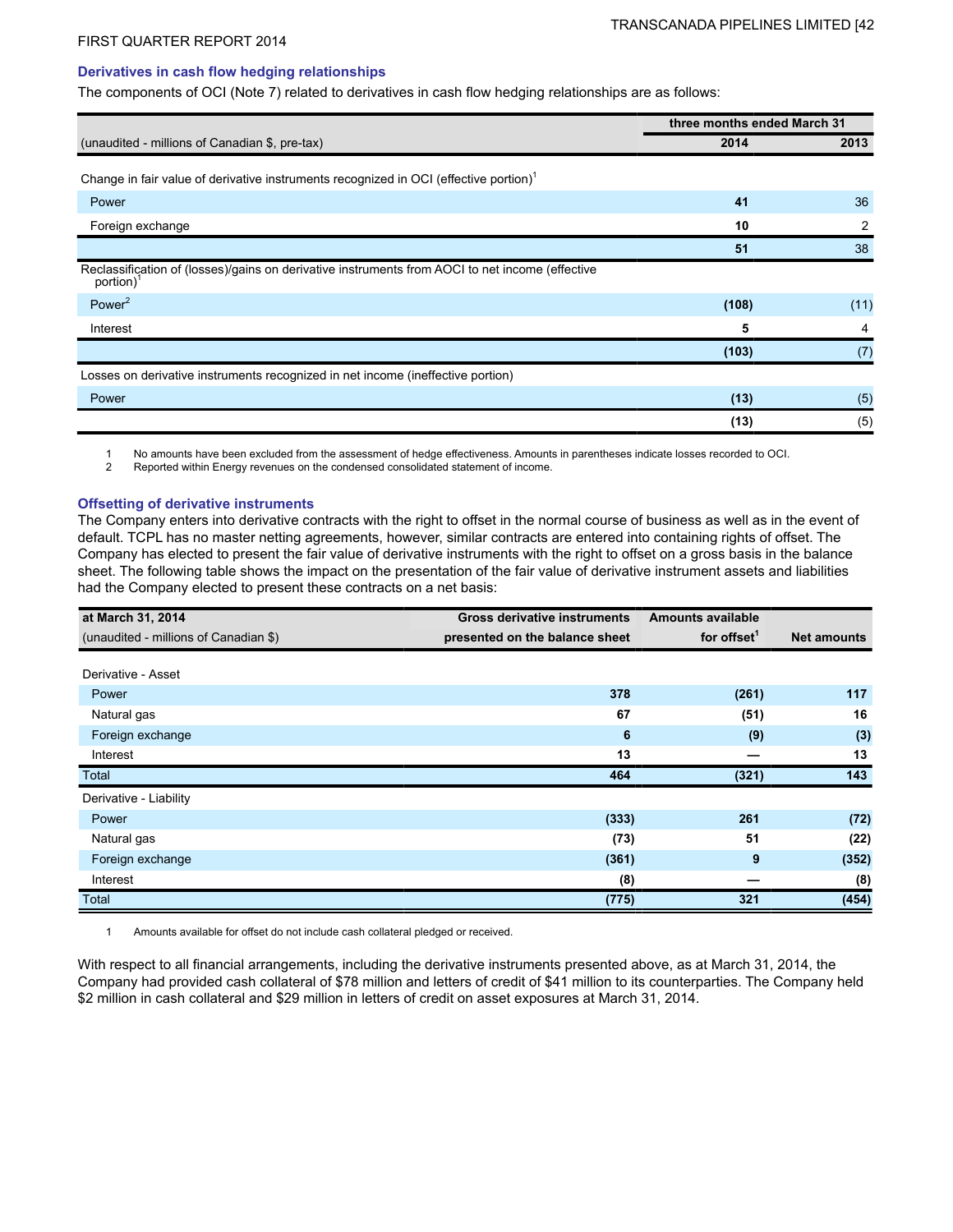### Derivatives in cash flow hedging relationships

The components of OCI (Note 7) related to derivatives in cash flow hedging relationships are as follows:

| | three months ended March 31 | |
|---|---|---|
| (unaudited - millions of Canadian $, pre-tax) | **2014** | 2013 |
| Change in fair value of derivative instruments recognized in OCI (effective portion)[1] | | |
| Power | **41** | 36 |
| Foreign exchange | **10** | 2 |
| | **51** | 38 |
| Reclassification of (losses)/gains on derivative instruments from AOCI to net income (effective portion)[1] | | |
| Power[2] | **(108)** | (11) |
| Interest | **5** | 4 |
| | **(103)** | (7) |
| Losses on derivative instruments recognized in net income (ineffective portion) | | |
| Power | **(13)** | (5) |
| | **(13)** | (5) |

1 No amounts have been excluded from the assessment of hedge effectiveness. Amounts in parentheses indicate losses recorded to OCI.
2 Reported within Energy revenues on the condensed consolidated statement of income.

### Offsetting of derivative instruments

The Company enters into derivative contracts with the right to offset in the normal course of business as well as in the event of default. TCPL has no master netting agreements, however, similar contracts are entered into containing rights of offset. The Company has elected to present the fair value of derivative instruments with the right to offset on a gross basis in the balance sheet. The following table shows the impact on the presentation of the fair value of derivative instrument assets and liabilities had the Company elected to present these contracts on a net basis:

| at March 31, 2014<br>(unaudited - millions of Canadian $) | Gross derivative instruments presented on the balance sheet | Amounts available for offset[1] | Net amounts |
|---|---|---|---|
| Derivative - Asset | | | |
| Power | **378** | **(261)** | **117** |
| Natural gas | **67** | **(51)** | **16** |
| Foreign exchange | **6** | **(9)** | **(3)** |
| Interest | **13** | **—** | **13** |
| Total | **464** | **(321)** | **143** |
| Derivative - Liability | | | |
| Power | **(333)** | **261** | **(72)** |
| Natural gas | **(73)** | **51** | **(22)** |
| Foreign exchange | **(361)** | **9** | **(352)** |
| Interest | **(8)** | **—** | **(8)** |
| Total | **(775)** | **321** | **(454)** |

1 Amounts available for offset do not include cash collateral pledged or received.

With respect to all financial arrangements, including the derivative instruments presented above, as at March 31, 2014, the Company had provided cash collateral of $78 million and letters of credit of $41 million to its counterparties. The Company held $2 million in cash collateral and $29 million in letters of credit on asset exposures at March 31, 2014.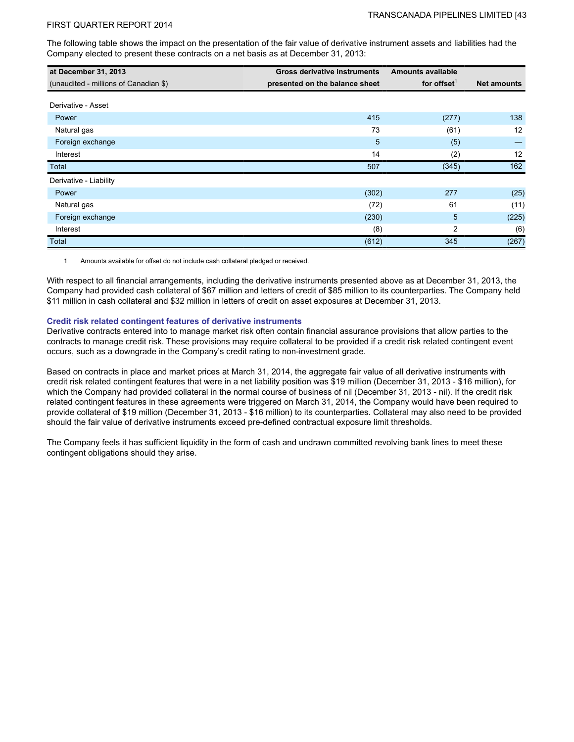The following table shows the impact on the presentation of the fair value of derivative instrument assets and liabilities had the Company elected to present these contracts on a net basis as at December 31, 2013:

| at December 31, 2013 (unaudited - millions of Canadian $) | Gross derivative instruments presented on the balance sheet | Amounts available for offset[1] | Net amounts |
|---|---|---|---|
| Derivative - Asset | | | |
| Power | 415 | (277) | 138 |
| Natural gas | 73 | (61) | 12 |
| Foreign exchange | 5 | (5) | — |
| Interest | 14 | (2) | 12 |
| Total | 507 | (345) | 162 |
| Derivative - Liability | | | |
| Power | (302) | 277 | (25) |
| Natural gas | (72) | 61 | (11) |
| Foreign exchange | (230) | 5 | (225) |
| Interest | (8) | 2 | (6) |
| Total | (612) | 345 | (267) |

1 Amounts available for offset do not include cash collateral pledged or received.

With respect to all financial arrangements, including the derivative instruments presented above as at December 31, 2013, the Company had provided cash collateral of $67 million and letters of credit of $85 million to its counterparties. The Company held $11 million in cash collateral and $32 million in letters of credit on asset exposures at December 31, 2013.

### Credit risk related contingent features of derivative instruments

Derivative contracts entered into to manage market risk often contain financial assurance provisions that allow parties to the contracts to manage credit risk. These provisions may require collateral to be provided if a credit risk related contingent event occurs, such as a downgrade in the Company's credit rating to non-investment grade.

Based on contracts in place and market prices at March 31, 2014, the aggregate fair value of all derivative instruments with credit risk related contingent features that were in a net liability position was $19 million (December 31, 2013 - $16 million), for which the Company had provided collateral in the normal course of business of nil (December 31, 2013 - nil). If the credit risk related contingent features in these agreements were triggered on March 31, 2014, the Company would have been required to provide collateral of $19 million (December 31, 2013 - $16 million) to its counterparties. Collateral may also need to be provided should the fair value of derivative instruments exceed pre-defined contractual exposure limit thresholds.

The Company feels it has sufficient liquidity in the form of cash and undrawn committed revolving bank lines to meet these contingent obligations should they arise.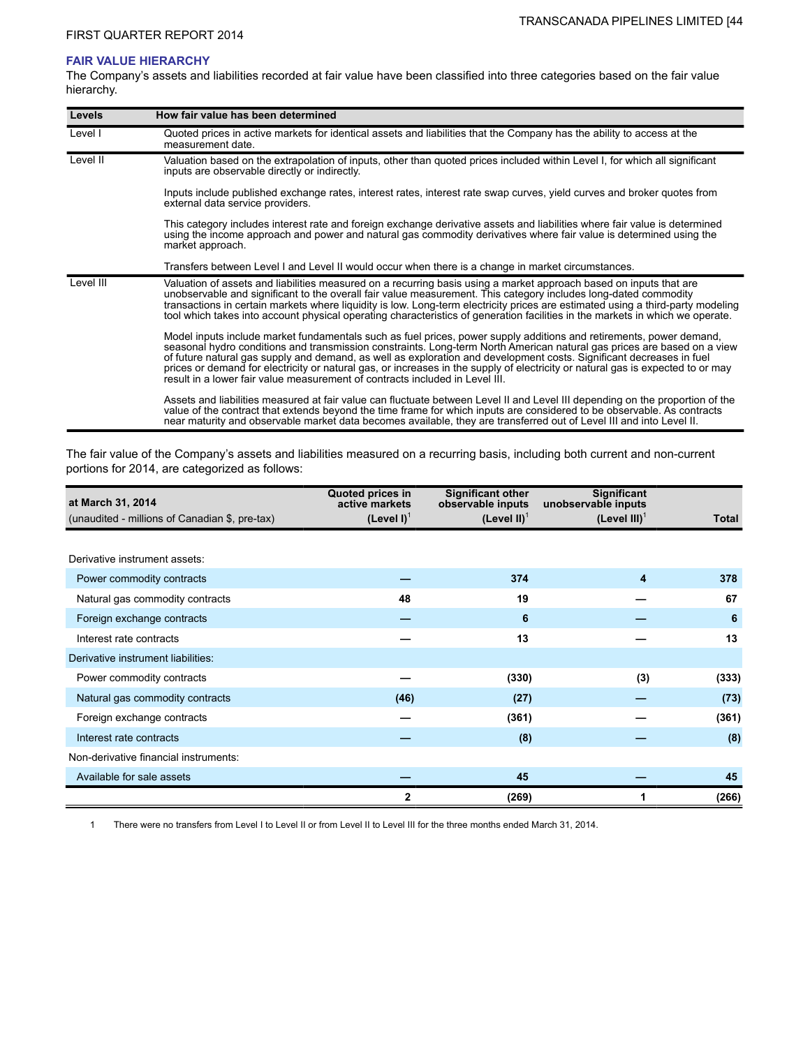## FAIR VALUE HIERARCHY

The Company's assets and liabilities recorded at fair value have been classified into three categories based on the fair value hierarchy.

| Levels | How fair value has been determined |
|---|---|
| Level I | Quoted prices in active markets for identical assets and liabilities that the Company has the ability to access at the measurement date. |
| Level II | Valuation based on the extrapolation of inputs, other than quoted prices included within Level I, for which all significant inputs are observable directly or indirectly.<br><br>Inputs include published exchange rates, interest rates, interest rate swap curves, yield curves and broker quotes from external data service providers.<br><br>This category includes interest rate and foreign exchange derivative assets and liabilities where fair value is determined using the income approach and power and natural gas commodity derivatives where fair value is determined using the market approach.<br><br>Transfers between Level I and Level II would occur when there is a change in market circumstances. |
| Level III | Valuation of assets and liabilities measured on a recurring basis using a market approach based on inputs that are unobservable and significant to the overall fair value measurement. This category includes long-dated commodity transactions in certain markets where liquidity is low. Long-term electricity prices are estimated using a third-party modeling tool which takes into account physical operating characteristics of generation facilities in the markets in which we operate.<br><br>Model inputs include market fundamentals such as fuel prices, power supply additions and retirements, power demand, seasonal hydro conditions and transmission constraints. Long-term North American natural gas prices are based on a view of future natural gas supply and demand, as well as exploration and development costs. Significant decreases in fuel prices or demand for electricity or natural gas, or increases in the supply of electricity or natural gas is expected to or may result in a lower fair value measurement of contracts included in Level III.<br><br>Assets and liabilities measured at fair value can fluctuate between Level II and Level III depending on the proportion of the value of the contract that extends beyond the time frame for which inputs are considered to be observable. As contracts near maturity and observable market data becomes available, they are transferred out of Level III and into Level II. |

The fair value of the Company's assets and liabilities measured on a recurring basis, including both current and non-current portions for 2014, are categorized as follows:

| at March 31, 2014<br>(unaudited - millions of Canadian $, pre-tax) | Quoted prices in active markets (Level I)[1] | Significant other observable inputs (Level II)[1] | Significant unobservable inputs (Level III)[1] | Total |
|---|---|---|---|---|
| Derivative instrument assets: | | | | |
| Power commodity contracts | — | 374 | 4 | 378 |
| Natural gas commodity contracts | 48 | 19 | — | 67 |
| Foreign exchange contracts | — | 6 | — | 6 |
| Interest rate contracts | — | 13 | — | 13 |
| Derivative instrument liabilities: | | | | |
| Power commodity contracts | — | (330) | (3) | (333) |
| Natural gas commodity contracts | (46) | (27) | — | (73) |
| Foreign exchange contracts | — | (361) | — | (361) |
| Interest rate contracts | — | (8) | — | (8) |
| Non-derivative financial instruments: | | | | |
| Available for sale assets | — | 45 | — | 45 |
| | 2 | (269) | 1 | (266) |

1 There were no transfers from Level I to Level II or from Level II to Level III for the three months ended March 31, 2014.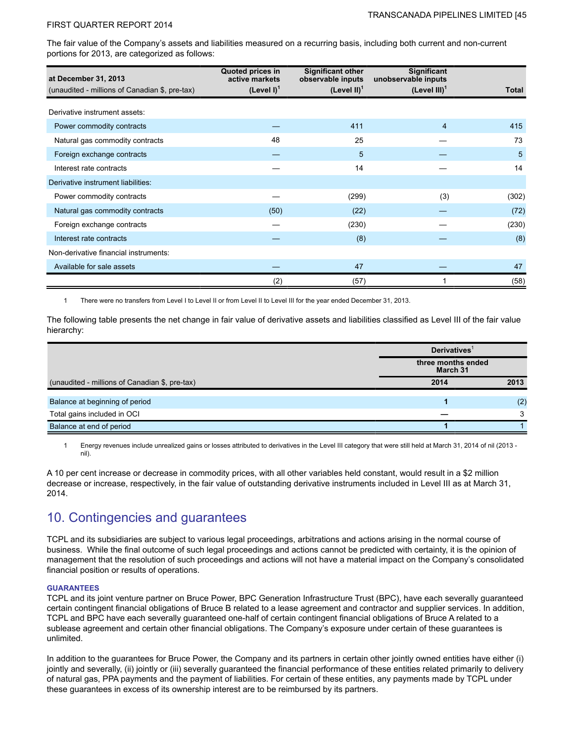The fair value of the Company's assets and liabilities measured on a recurring basis, including both current and non-current portions for 2013, are categorized as follows:

| at December 31, 2013<br>(unaudited - millions of Canadian $, pre-tax) | Quoted prices in active markets<br>(Level I)[1] | Significant other observable inputs<br>(Level II)[1] | Significant unobservable inputs<br>(Level III)[1] | Total |
|---|---|---|---|---|
| Derivative instrument assets: | | | | |
| Power commodity contracts | — | 411 | 4 | 415 |
| Natural gas commodity contracts | 48 | 25 | — | 73 |
| Foreign exchange contracts | — | 5 | — | 5 |
| Interest rate contracts | — | 14 | — | 14 |
| Derivative instrument liabilities: | | | | |
| Power commodity contracts | — | (299) | (3) | (302) |
| Natural gas commodity contracts | (50) | (22) | — | (72) |
| Foreign exchange contracts | — | (230) | — | (230) |
| Interest rate contracts | — | (8) | — | (8) |
| Non-derivative financial instruments: | | | | |
| Available for sale assets | — | 47 | — | 47 |
| | (2) | (57) | 1 | (58) |

1 There were no transfers from Level I to Level II or from Level II to Level III for the year ended December 31, 2013.

The following table presents the net change in fair value of derivative assets and liabilities classified as Level III of the fair value hierarchy:

| | Derivatives[1] | |
|---|---|---|
| | three months ended March 31 | |
| (unaudited - millions of Canadian $, pre-tax) | 2014 | 2013 |
| Balance at beginning of period | **1** | (2) |
| Total gains included in OCI | **—** | 3 |
| Balance at end of period | **1** | 1 |

1 Energy revenues include unrealized gains or losses attributed to derivatives in the Level III category that were still held at March 31, 2014 of nil (2013 - nil).

A 10 per cent increase or decrease in commodity prices, with all other variables held constant, would result in a $2 million decrease or increase, respectively, in the fair value of outstanding derivative instruments included in Level III as at March 31, 2014.

## 10. Contingencies and guarantees

TCPL and its subsidiaries are subject to various legal proceedings, arbitrations and actions arising in the normal course of business. While the final outcome of such legal proceedings and actions cannot be predicted with certainty, it is the opinion of management that the resolution of such proceedings and actions will not have a material impact on the Company's consolidated financial position or results of operations.

### GUARANTEES

TCPL and its joint venture partner on Bruce Power, BPC Generation Infrastructure Trust (BPC), have each severally guaranteed certain contingent financial obligations of Bruce B related to a lease agreement and contractor and supplier services. In addition, TCPL and BPC have each severally guaranteed one-half of certain contingent financial obligations of Bruce A related to a sublease agreement and certain other financial obligations. The Company's exposure under certain of these guarantees is unlimited.

In addition to the guarantees for Bruce Power, the Company and its partners in certain other jointly owned entities have either (i) jointly and severally, (ii) jointly or (iii) severally guaranteed the financial performance of these entities related primarily to delivery of natural gas, PPA payments and the payment of liabilities. For certain of these entities, any payments made by TCPL under these guarantees in excess of its ownership interest are to be reimbursed by its partners.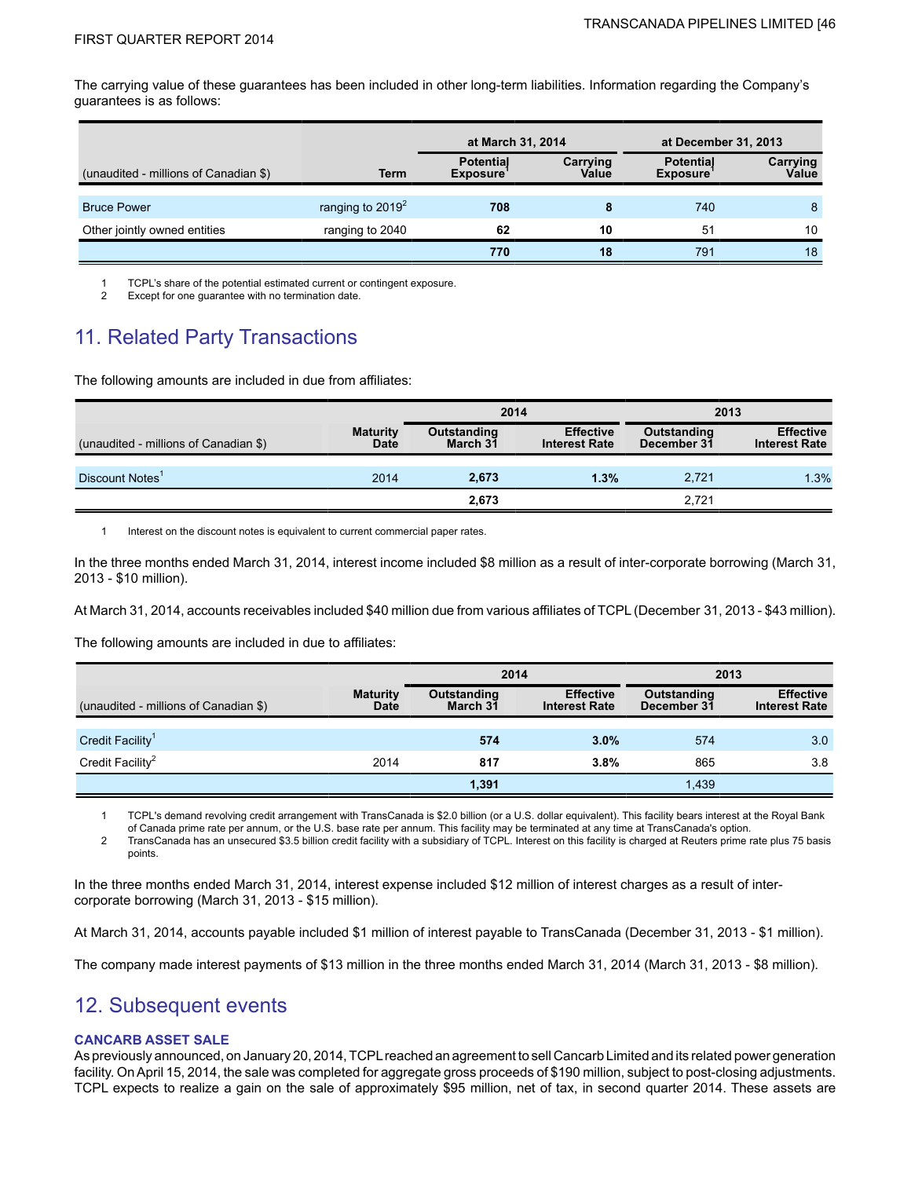The carrying value of these guarantees has been included in other long-term liabilities. Information regarding the Company's guarantees is as follows:

| (unaudited - millions of Canadian $) | Term | at March 31, 2014 | | at December 31, 2013 | |
|---|---|---|---|---|---|
| | | Potential Exposure[1] | Carrying Value | Potential Exposure[1] | Carrying Value |
| Bruce Power | ranging to 2019[2] | **708** | **8** | 740 | 8 |
| Other jointly owned entities | ranging to 2040 | **62** | **10** | 51 | 10 |
| | | **770** | **18** | 791 | 18 |

1 TCPL's share of the potential estimated current or contingent exposure.
2 Except for one guarantee with no termination date.

## 11. Related Party Transactions

The following amounts are included in due from affiliates:

| (unaudited - millions of Canadian $) | Maturity Date | 2014 | | 2013 | |
|---|---|---|---|---|---|
| | | Outstanding March 31 | Effective Interest Rate | Outstanding December 31 | Effective Interest Rate |
| Discount Notes[1] | 2014 | **2,673** | **1.3%** | 2,721 | 1.3% |
| | | **2,673** | | 2,721 | |

1 Interest on the discount notes is equivalent to current commercial paper rates.

In the three months ended March 31, 2014, interest income included $8 million as a result of inter-corporate borrowing (March 31, 2013 - $10 million).

At March 31, 2014, accounts receivables included $40 million due from various affiliates of TCPL (December 31, 2013 - $43 million).

The following amounts are included in due to affiliates:

| (unaudited - millions of Canadian $) | Maturity Date | 2014 | | 2013 | |
|---|---|---|---|---|---|
| | | Outstanding March 31 | Effective Interest Rate | Outstanding December 31 | Effective Interest Rate |
| Credit Facility[1] | | **574** | **3.0%** | 574 | 3.0 |
| Credit Facility[2] | 2014 | **817** | **3.8%** | 865 | 3.8 |
| | | **1,391** | | 1,439 | |

1 TCPL's demand revolving credit arrangement with TransCanada is $2.0 billion (or a U.S. dollar equivalent). This facility bears interest at the Royal Bank of Canada prime rate per annum, or the U.S. base rate per annum. This facility may be terminated at any time at TransCanada's option.
2 TransCanada has an unsecured $3.5 billion credit facility with a subsidiary of TCPL. Interest on this facility is charged at Reuters prime rate plus 75 basis points.

In the three months ended March 31, 2014, interest expense included $12 million of interest charges as a result of inter-corporate borrowing (March 31, 2013 - $15 million).

At March 31, 2014, accounts payable included $1 million of interest payable to TransCanada (December 31, 2013 - $1 million).

The company made interest payments of $13 million in the three months ended March 31, 2014 (March 31, 2013 - $8 million).

## 12. Subsequent events

### CANCARB ASSET SALE

As previously announced, on January 20, 2014, TCPL reached an agreement to sell Cancarb Limited and its related power generation facility. On April 15, 2014, the sale was completed for aggregate gross proceeds of $190 million, subject to post-closing adjustments. TCPL expects to realize a gain on the sale of approximately $95 million, net of tax, in second quarter 2014. These assets are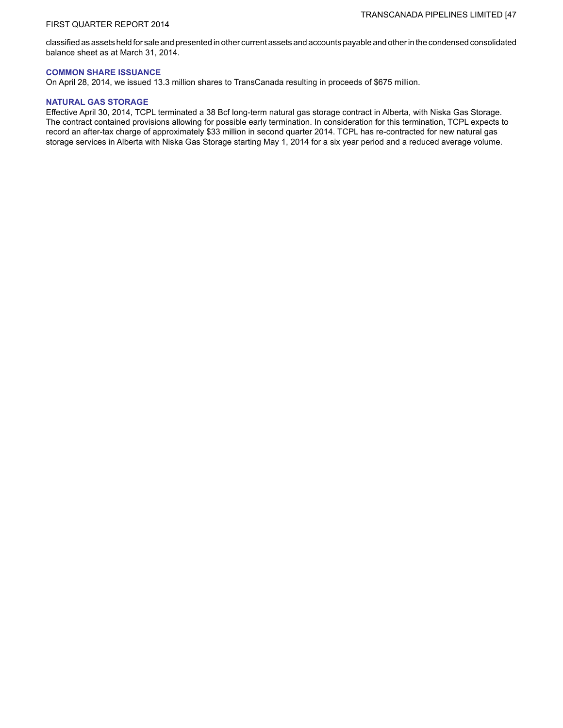classified as assets held for sale and presented in other current assets and accounts payable and other in the condensed consolidated balance sheet as at March 31, 2014.

### COMMON SHARE ISSUANCE

On April 28, 2014, we issued 13.3 million shares to TransCanada resulting in proceeds of $675 million.

### NATURAL GAS STORAGE

Effective April 30, 2014, TCPL terminated a 38 Bcf long-term natural gas storage contract in Alberta, with Niska Gas Storage. The contract contained provisions allowing for possible early termination. In consideration for this termination, TCPL expects to record an after-tax charge of approximately $33 million in second quarter 2014. TCPL has re-contracted for new natural gas storage services in Alberta with Niska Gas Storage starting May 1, 2014 for a six year period and a reduced average volume.